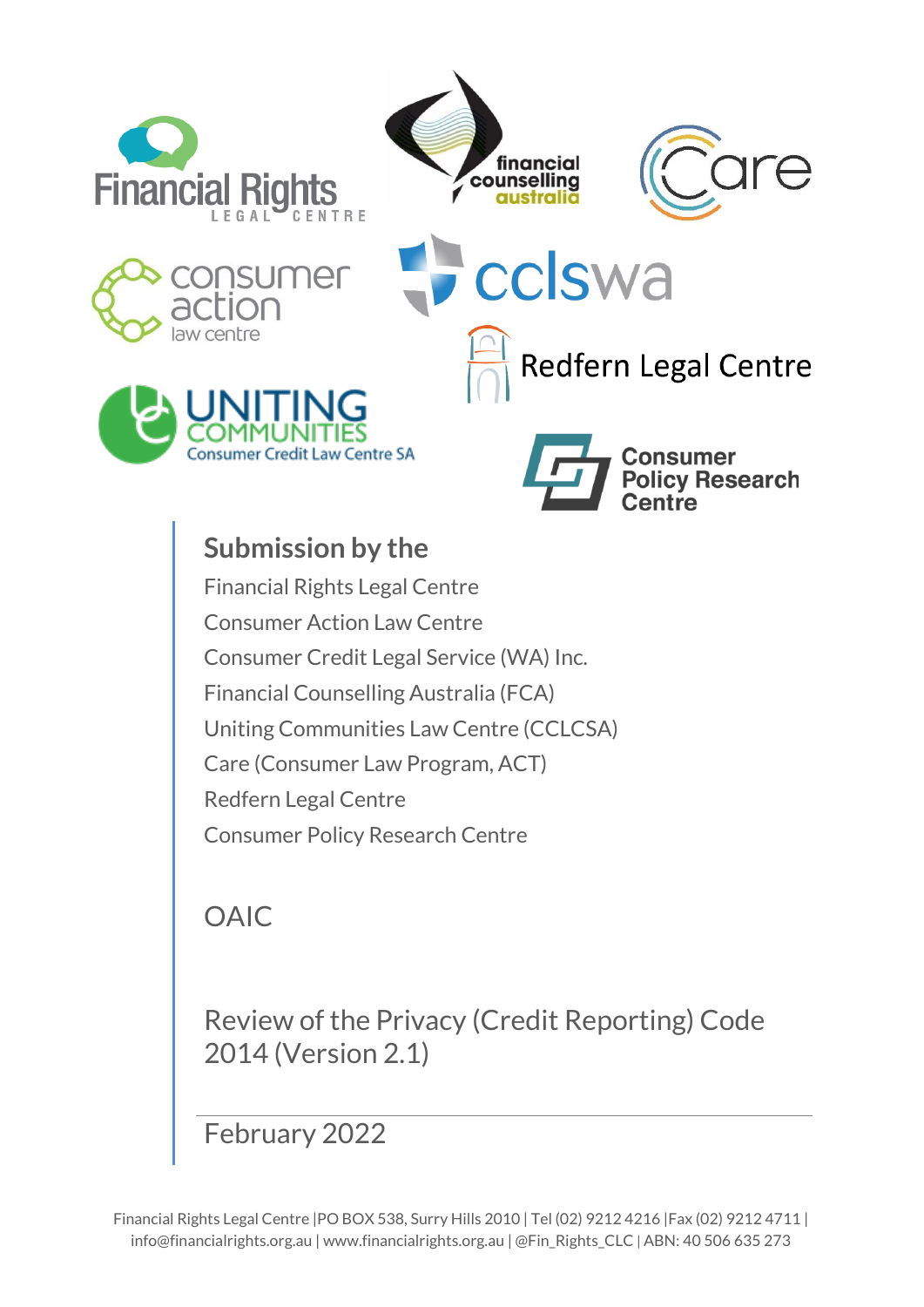## Submission by the

Financial Rights Legal Centre

Consumer Action Law Centre

Consumer Credit Legal Service (WA) Inc.

Financial Counselling Australia (FCA)

Uniting Communities Law Centre (CCLCSA)

Care (Consumer Law Program, ACT)

Redfern Legal Centre

Consumer Policy Research Centre

OAIC

Review of the Privacy (Credit Reporting) Code 2014 (Version 2.1)

February 2022

Financial Rights Legal Centre |PO BOX 538, Surry Hills 2010 | Tel (02) 9212 4216 |Fax (02) 9212 4711 | info@financialrights.org.au | www.financialrights.org.au | @Fin_Rights_CLC | ABN: 40 506 635 273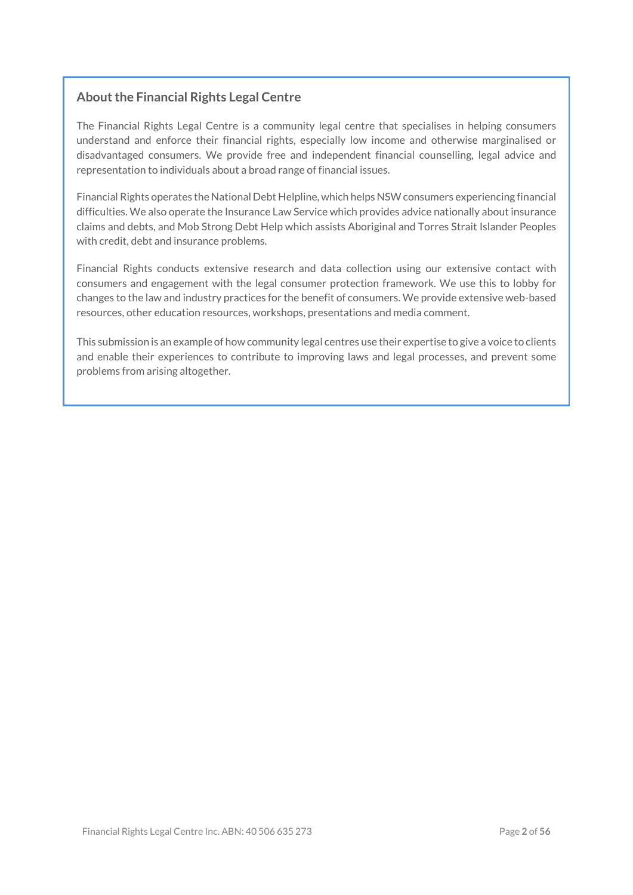## About the Financial Rights Legal Centre

The Financial Rights Legal Centre is a community legal centre that specialises in helping consumers understand and enforce their financial rights, especially low income and otherwise marginalised or disadvantaged consumers. We provide free and independent financial counselling, legal advice and representation to individuals about a broad range of financial issues.

Financial Rights operates the National Debt Helpline, which helps NSW consumers experiencing financial difficulties. We also operate the Insurance Law Service which provides advice nationally about insurance claims and debts, and Mob Strong Debt Help which assists Aboriginal and Torres Strait Islander Peoples with credit, debt and insurance problems.

Financial Rights conducts extensive research and data collection using our extensive contact with consumers and engagement with the legal consumer protection framework. We use this to lobby for changes to the law and industry practices for the benefit of consumers. We provide extensive web-based resources, other education resources, workshops, presentations and media comment.

This submission is an example of how community legal centres use their expertise to give a voice to clients and enable their experiences to contribute to improving laws and legal processes, and prevent some problems from arising altogether.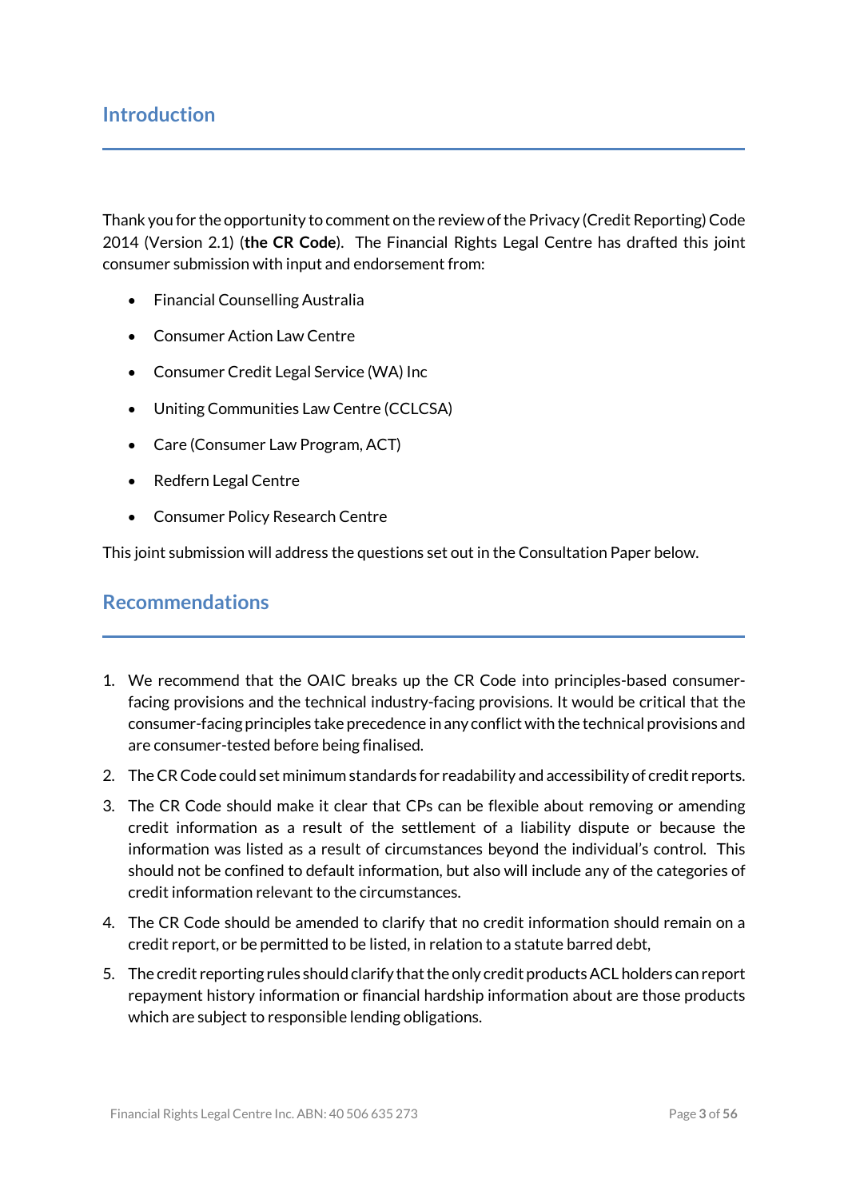## Introduction

Thank you for the opportunity to comment on the review of the Privacy (Credit Reporting) Code 2014 (Version 2.1) (**the CR Code**). The Financial Rights Legal Centre has drafted this joint consumer submission with input and endorsement from:

- Financial Counselling Australia
- Consumer Action Law Centre
- Consumer Credit Legal Service (WA) Inc
- Uniting Communities Law Centre (CCLCSA)
- Care (Consumer Law Program, ACT)
- Redfern Legal Centre
- Consumer Policy Research Centre

This joint submission will address the questions set out in the Consultation Paper below.

## Recommendations

1. We recommend that the OAIC breaks up the CR Code into principles-based consumer-facing provisions and the technical industry-facing provisions. It would be critical that the consumer-facing principles take precedence in any conflict with the technical provisions and are consumer-tested before being finalised.
2. The CR Code could set minimum standards for readability and accessibility of credit reports.
3. The CR Code should make it clear that CPs can be flexible about removing or amending credit information as a result of the settlement of a liability dispute or because the information was listed as a result of circumstances beyond the individual's control. This should not be confined to default information, but also will include any of the categories of credit information relevant to the circumstances.
4. The CR Code should be amended to clarify that no credit information should remain on a credit report, or be permitted to be listed, in relation to a statute barred debt,
5. The credit reporting rules should clarify that the only credit products ACL holders can report repayment history information or financial hardship information about are those products which are subject to responsible lending obligations.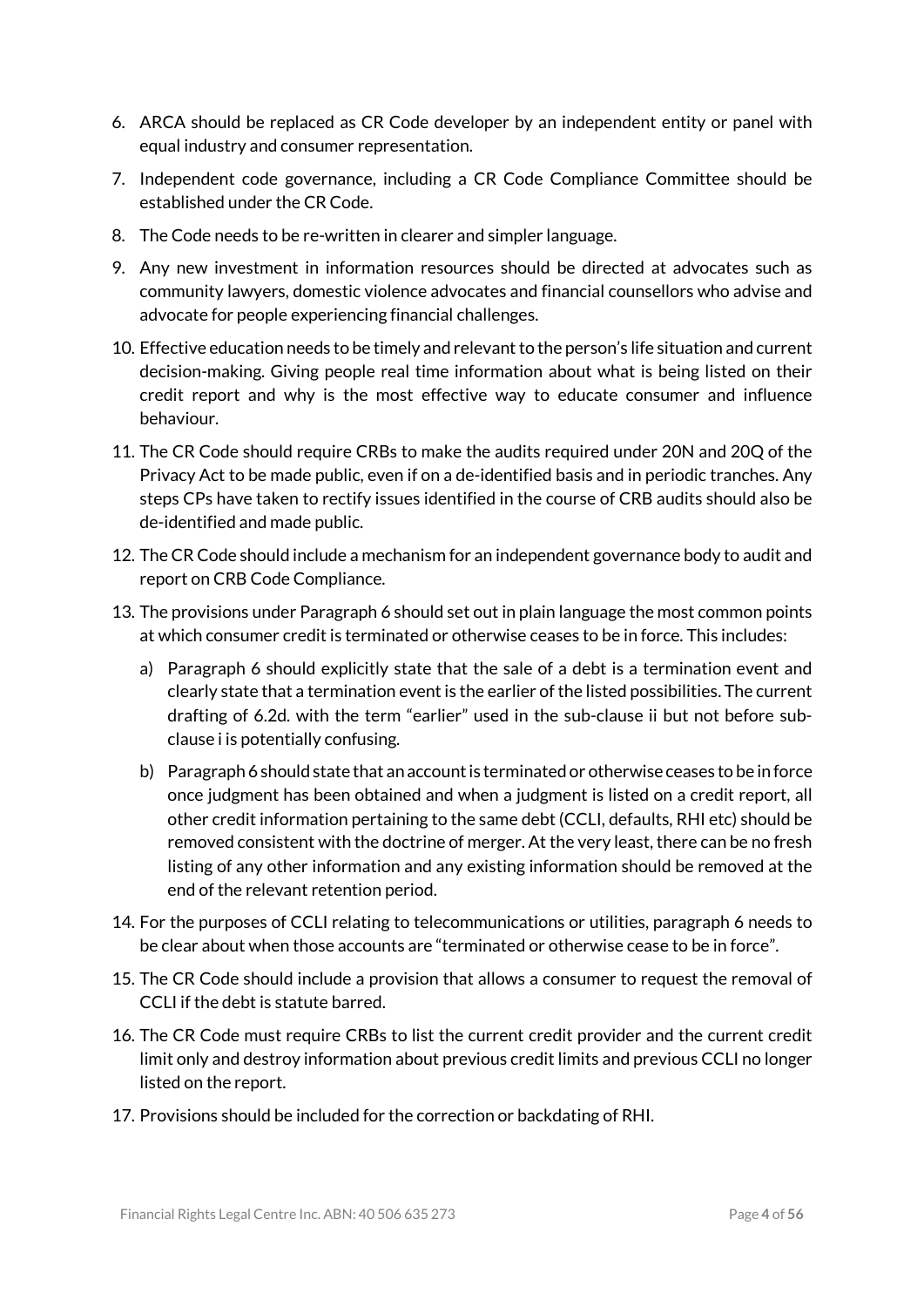6. ARCA should be replaced as CR Code developer by an independent entity or panel with equal industry and consumer representation.
7. Independent code governance, including a CR Code Compliance Committee should be established under the CR Code.
8. The Code needs to be re-written in clearer and simpler language.
9. Any new investment in information resources should be directed at advocates such as community lawyers, domestic violence advocates and financial counsellors who advise and advocate for people experiencing financial challenges.
10. Effective education needs to be timely and relevant to the person's life situation and current decision-making. Giving people real time information about what is being listed on their credit report and why is the most effective way to educate consumer and influence behaviour.
11. The CR Code should require CRBs to make the audits required under 20N and 20Q of the Privacy Act to be made public, even if on a de-identified basis and in periodic tranches. Any steps CPs have taken to rectify issues identified in the course of CRB audits should also be de-identified and made public.
12. The CR Code should include a mechanism for an independent governance body to audit and report on CRB Code Compliance.
13. The provisions under Paragraph 6 should set out in plain language the most common points at which consumer credit is terminated or otherwise ceases to be in force. This includes:
    a) Paragraph 6 should explicitly state that the sale of a debt is a termination event and clearly state that a termination event is the earlier of the listed possibilities. The current drafting of 6.2d. with the term "earlier" used in the sub-clause ii but not before sub-clause i is potentially confusing.
    b) Paragraph 6 should state that an account is terminated or otherwise ceases to be in force once judgment has been obtained and when a judgment is listed on a credit report, all other credit information pertaining to the same debt (CCLI, defaults, RHI etc) should be removed consistent with the doctrine of merger. At the very least, there can be no fresh listing of any other information and any existing information should be removed at the end of the relevant retention period.
14. For the purposes of CCLI relating to telecommunications or utilities, paragraph 6 needs to be clear about when those accounts are "terminated or otherwise cease to be in force".
15. The CR Code should include a provision that allows a consumer to request the removal of CCLI if the debt is statute barred.
16. The CR Code must require CRBs to list the current credit provider and the current credit limit only and destroy information about previous credit limits and previous CCLI no longer listed on the report.
17. Provisions should be included for the correction or backdating of RHI.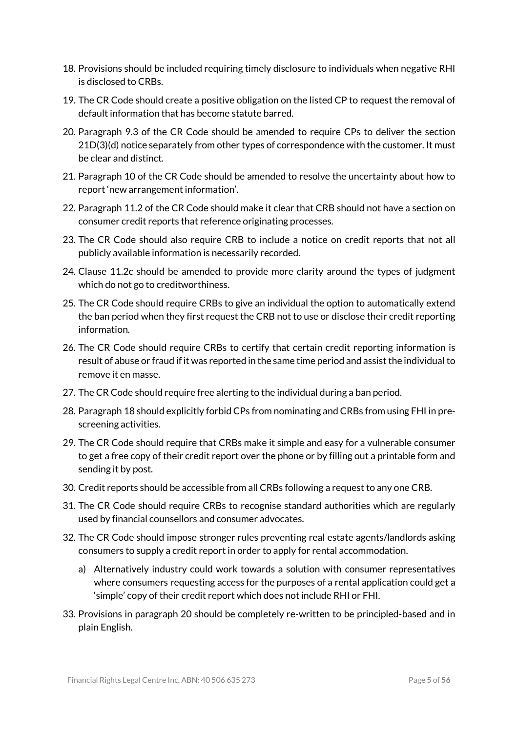18. Provisions should be included requiring timely disclosure to individuals when negative RHI is disclosed to CRBs.
19. The CR Code should create a positive obligation on the listed CP to request the removal of default information that has become statute barred.
20. Paragraph 9.3 of the CR Code should be amended to require CPs to deliver the section 21D(3)(d) notice separately from other types of correspondence with the customer. It must be clear and distinct.
21. Paragraph 10 of the CR Code should be amended to resolve the uncertainty about how to report 'new arrangement information'.
22. Paragraph 11.2 of the CR Code should make it clear that CRB should not have a section on consumer credit reports that reference originating processes.
23. The CR Code should also require CRB to include a notice on credit reports that not all publicly available information is necessarily recorded.
24. Clause 11.2c should be amended to provide more clarity around the types of judgment which do not go to creditworthiness.
25. The CR Code should require CRBs to give an individual the option to automatically extend the ban period when they first request the CRB not to use or disclose their credit reporting information.
26. The CR Code should require CRBs to certify that certain credit reporting information is result of abuse or fraud if it was reported in the same time period and assist the individual to remove it en masse.
27. The CR Code should require free alerting to the individual during a ban period.
28. Paragraph 18 should explicitly forbid CPs from nominating and CRBs from using FHI in pre-screening activities.
29. The CR Code should require that CRBs make it simple and easy for a vulnerable consumer to get a free copy of their credit report over the phone or by filling out a printable form and sending it by post.
30. Credit reports should be accessible from all CRBs following a request to any one CRB.
31. The CR Code should require CRBs to recognise standard authorities which are regularly used by financial counsellors and consumer advocates.
32. The CR Code should impose stronger rules preventing real estate agents/landlords asking consumers to supply a credit report in order to apply for rental accommodation.
    a) Alternatively industry could work towards a solution with consumer representatives where consumers requesting access for the purposes of a rental application could get a 'simple' copy of their credit report which does not include RHI or FHI.
33. Provisions in paragraph 20 should be completely re-written to be principled-based and in plain English.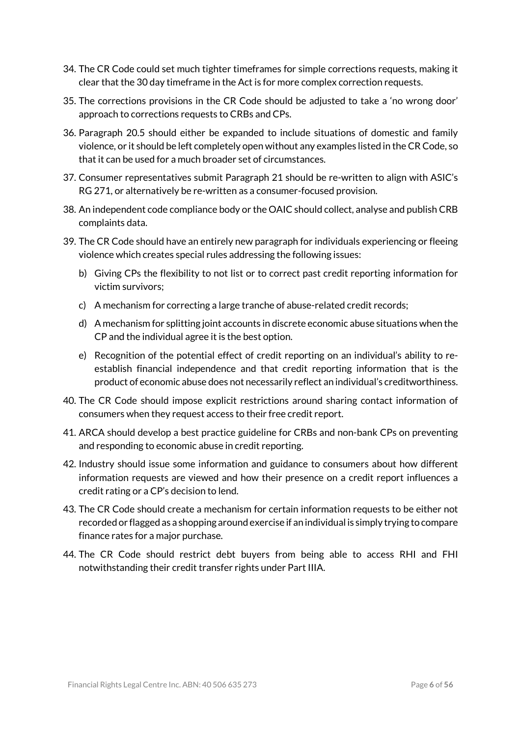34. The CR Code could set much tighter timeframes for simple corrections requests, making it clear that the 30 day timeframe in the Act is for more complex correction requests.
35. The corrections provisions in the CR Code should be adjusted to take a 'no wrong door' approach to corrections requests to CRBs and CPs.
36. Paragraph 20.5 should either be expanded to include situations of domestic and family violence, or it should be left completely open without any examples listed in the CR Code, so that it can be used for a much broader set of circumstances.
37. Consumer representatives submit Paragraph 21 should be re-written to align with ASIC's RG 271, or alternatively be re-written as a consumer-focused provision.
38. An independent code compliance body or the OAIC should collect, analyse and publish CRB complaints data.
39. The CR Code should have an entirely new paragraph for individuals experiencing or fleeing violence which creates special rules addressing the following issues:
    b) Giving CPs the flexibility to not list or to correct past credit reporting information for victim survivors;
    c) A mechanism for correcting a large tranche of abuse-related credit records;
    d) A mechanism for splitting joint accounts in discrete economic abuse situations when the CP and the individual agree it is the best option.
    e) Recognition of the potential effect of credit reporting on an individual's ability to re-establish financial independence and that credit reporting information that is the product of economic abuse does not necessarily reflect an individual's creditworthiness.
40. The CR Code should impose explicit restrictions around sharing contact information of consumers when they request access to their free credit report.
41. ARCA should develop a best practice guideline for CRBs and non-bank CPs on preventing and responding to economic abuse in credit reporting.
42. Industry should issue some information and guidance to consumers about how different information requests are viewed and how their presence on a credit report influences a credit rating or a CP's decision to lend.
43. The CR Code should create a mechanism for certain information requests to be either not recorded or flagged as a shopping around exercise if an individual is simply trying to compare finance rates for a major purchase.
44. The CR Code should restrict debt buyers from being able to access RHI and FHI notwithstanding their credit transfer rights under Part IIIA.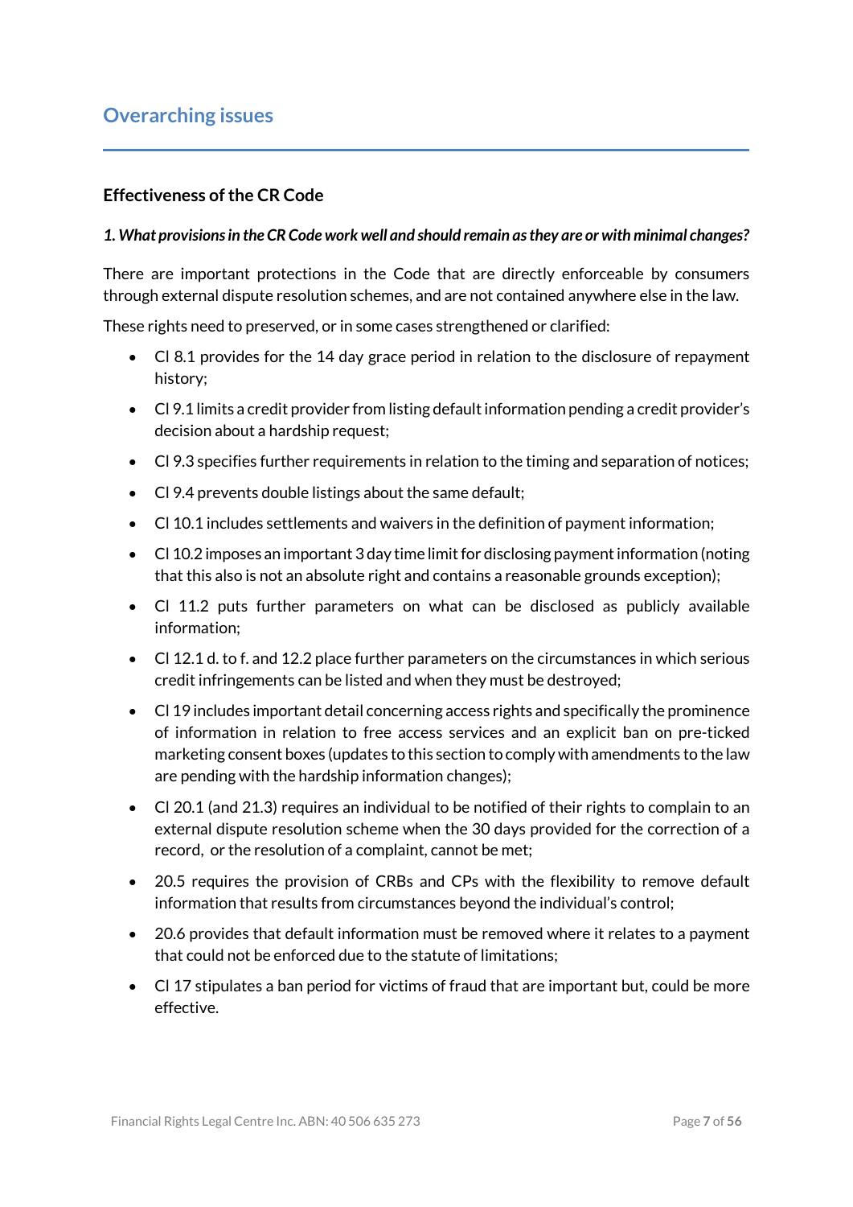# Overarching issues

## Effectiveness of the CR Code

***1. What provisions in the CR Code work well and should remain as they are or with minimal changes?***

There are important protections in the Code that are directly enforceable by consumers through external dispute resolution schemes, and are not contained anywhere else in the law.

These rights need to preserved, or in some cases strengthened or clarified:

- Cl 8.1 provides for the 14 day grace period in relation to the disclosure of repayment history;
- Cl 9.1 limits a credit provider from listing default information pending a credit provider's decision about a hardship request;
- Cl 9.3 specifies further requirements in relation to the timing and separation of notices;
- Cl 9.4 prevents double listings about the same default;
- Cl 10.1 includes settlements and waivers in the definition of payment information;
- Cl 10.2 imposes an important 3 day time limit for disclosing payment information (noting that this also is not an absolute right and contains a reasonable grounds exception);
- Cl 11.2 puts further parameters on what can be disclosed as publicly available information;
- Cl 12.1 d. to f. and 12.2 place further parameters on the circumstances in which serious credit infringements can be listed and when they must be destroyed;
- Cl 19 includes important detail concerning access rights and specifically the prominence of information in relation to free access services and an explicit ban on pre-ticked marketing consent boxes (updates to this section to comply with amendments to the law are pending with the hardship information changes);
- Cl 20.1 (and 21.3) requires an individual to be notified of their rights to complain to an external dispute resolution scheme when the 30 days provided for the correction of a record, or the resolution of a complaint, cannot be met;
- 20.5 requires the provision of CRBs and CPs with the flexibility to remove default information that results from circumstances beyond the individual's control;
- 20.6 provides that default information must be removed where it relates to a payment that could not be enforced due to the statute of limitations;
- Cl 17 stipulates a ban period for victims of fraud that are important but, could be more effective.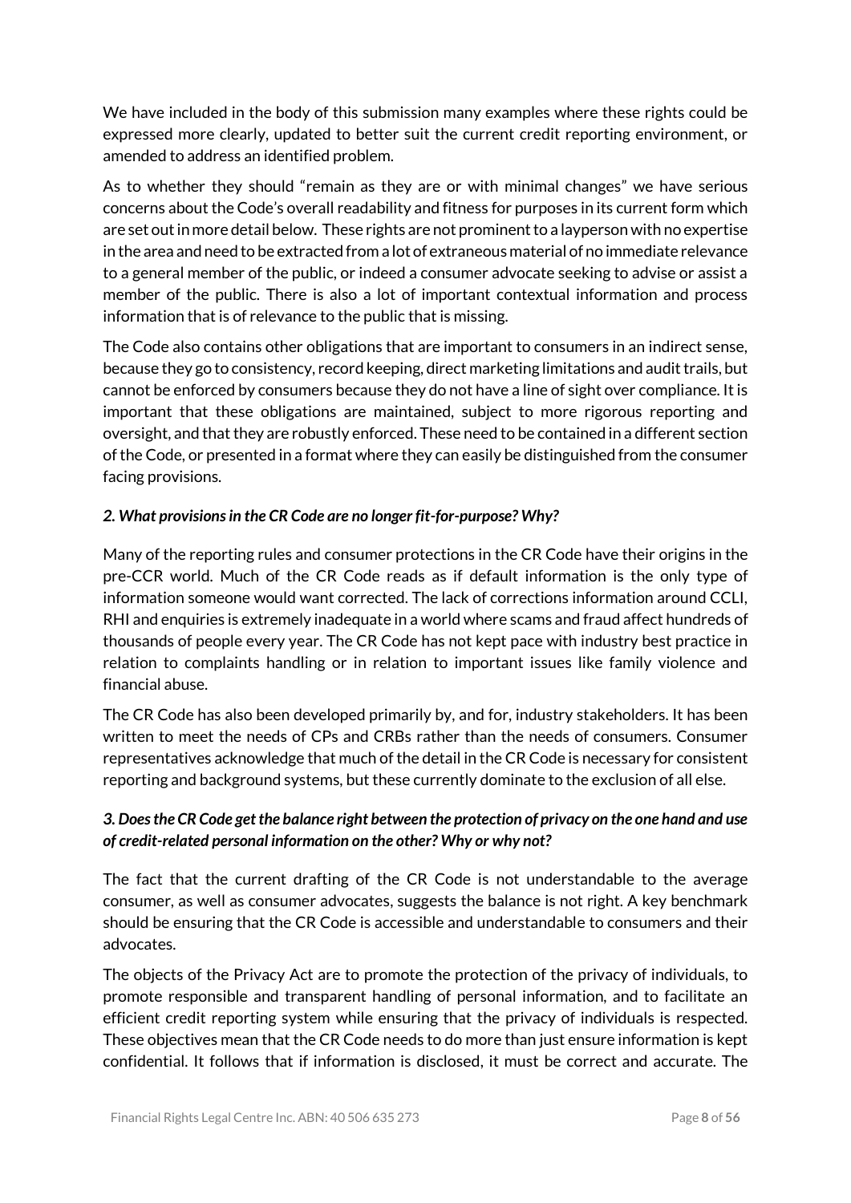We have included in the body of this submission many examples where these rights could be expressed more clearly, updated to better suit the current credit reporting environment, or amended to address an identified problem.

As to whether they should "remain as they are or with minimal changes" we have serious concerns about the Code's overall readability and fitness for purposes in its current form which are set out in more detail below. These rights are not prominent to a layperson with no expertise in the area and need to be extracted from a lot of extraneous material of no immediate relevance to a general member of the public, or indeed a consumer advocate seeking to advise or assist a member of the public. There is also a lot of important contextual information and process information that is of relevance to the public that is missing.

The Code also contains other obligations that are important to consumers in an indirect sense, because they go to consistency, record keeping, direct marketing limitations and audit trails, but cannot be enforced by consumers because they do not have a line of sight over compliance. It is important that these obligations are maintained, subject to more rigorous reporting and oversight, and that they are robustly enforced. These need to be contained in a different section of the Code, or presented in a format where they can easily be distinguished from the consumer facing provisions.

***2. What provisions in the CR Code are no longer fit-for-purpose? Why?***

Many of the reporting rules and consumer protections in the CR Code have their origins in the pre-CCR world. Much of the CR Code reads as if default information is the only type of information someone would want corrected. The lack of corrections information around CCLI, RHI and enquiries is extremely inadequate in a world where scams and fraud affect hundreds of thousands of people every year. The CR Code has not kept pace with industry best practice in relation to complaints handling or in relation to important issues like family violence and financial abuse.

The CR Code has also been developed primarily by, and for, industry stakeholders. It has been written to meet the needs of CPs and CRBs rather than the needs of consumers. Consumer representatives acknowledge that much of the detail in the CR Code is necessary for consistent reporting and background systems, but these currently dominate to the exclusion of all else.

***3. Does the CR Code get the balance right between the protection of privacy on the one hand and use of credit-related personal information on the other? Why or why not?***

The fact that the current drafting of the CR Code is not understandable to the average consumer, as well as consumer advocates, suggests the balance is not right. A key benchmark should be ensuring that the CR Code is accessible and understandable to consumers and their advocates.

The objects of the Privacy Act are to promote the protection of the privacy of individuals, to promote responsible and transparent handling of personal information, and to facilitate an efficient credit reporting system while ensuring that the privacy of individuals is respected. These objectives mean that the CR Code needs to do more than just ensure information is kept confidential. It follows that if information is disclosed, it must be correct and accurate. The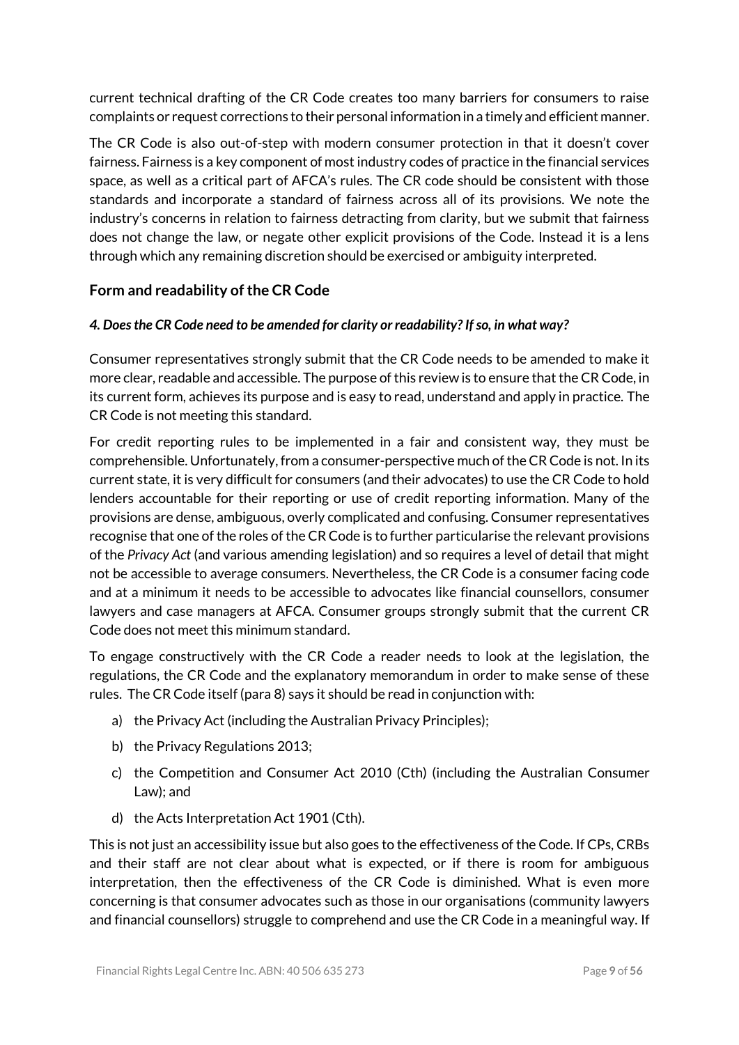current technical drafting of the CR Code creates too many barriers for consumers to raise complaints or request corrections to their personal information in a timely and efficient manner.

The CR Code is also out-of-step with modern consumer protection in that it doesn't cover fairness. Fairness is a key component of most industry codes of practice in the financial services space, as well as a critical part of AFCA's rules. The CR code should be consistent with those standards and incorporate a standard of fairness across all of its provisions. We note the industry's concerns in relation to fairness detracting from clarity, but we submit that fairness does not change the law, or negate other explicit provisions of the Code. Instead it is a lens through which any remaining discretion should be exercised or ambiguity interpreted.

### Form and readability of the CR Code

***4. Does the CR Code need to be amended for clarity or readability? If so, in what way?***

Consumer representatives strongly submit that the CR Code needs to be amended to make it more clear, readable and accessible. The purpose of this review is to ensure that the CR Code, in its current form, achieves its purpose and is easy to read, understand and apply in practice. The CR Code is not meeting this standard.

For credit reporting rules to be implemented in a fair and consistent way, they must be comprehensible. Unfortunately, from a consumer-perspective much of the CR Code is not. In its current state, it is very difficult for consumers (and their advocates) to use the CR Code to hold lenders accountable for their reporting or use of credit reporting information. Many of the provisions are dense, ambiguous, overly complicated and confusing. Consumer representatives recognise that one of the roles of the CR Code is to further particularise the relevant provisions of the *Privacy Act* (and various amending legislation) and so requires a level of detail that might not be accessible to average consumers. Nevertheless, the CR Code is a consumer facing code and at a minimum it needs to be accessible to advocates like financial counsellors, consumer lawyers and case managers at AFCA. Consumer groups strongly submit that the current CR Code does not meet this minimum standard.

To engage constructively with the CR Code a reader needs to look at the legislation, the regulations, the CR Code and the explanatory memorandum in order to make sense of these rules. The CR Code itself (para 8) says it should be read in conjunction with:

a) the Privacy Act (including the Australian Privacy Principles);
b) the Privacy Regulations 2013;
c) the Competition and Consumer Act 2010 (Cth) (including the Australian Consumer Law); and
d) the Acts Interpretation Act 1901 (Cth).

This is not just an accessibility issue but also goes to the effectiveness of the Code. If CPs, CRBs and their staff are not clear about what is expected, or if there is room for ambiguous interpretation, then the effectiveness of the CR Code is diminished. What is even more concerning is that consumer advocates such as those in our organisations (community lawyers and financial counsellors) struggle to comprehend and use the CR Code in a meaningful way. If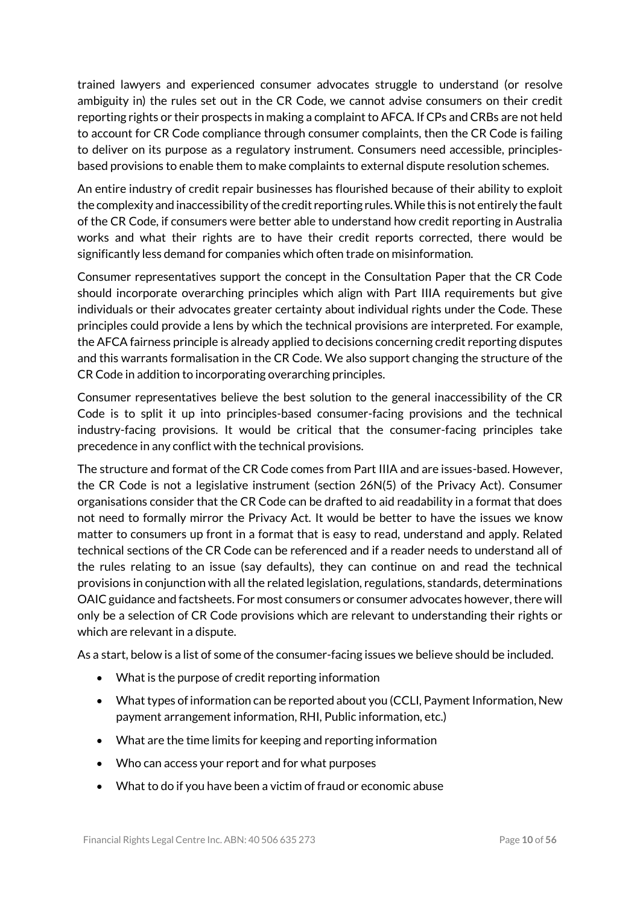trained lawyers and experienced consumer advocates struggle to understand (or resolve ambiguity in) the rules set out in the CR Code, we cannot advise consumers on their credit reporting rights or their prospects in making a complaint to AFCA. If CPs and CRBs are not held to account for CR Code compliance through consumer complaints, then the CR Code is failing to deliver on its purpose as a regulatory instrument. Consumers need accessible, principles-based provisions to enable them to make complaints to external dispute resolution schemes.

An entire industry of credit repair businesses has flourished because of their ability to exploit the complexity and inaccessibility of the credit reporting rules. While this is not entirely the fault of the CR Code, if consumers were better able to understand how credit reporting in Australia works and what their rights are to have their credit reports corrected, there would be significantly less demand for companies which often trade on misinformation.

Consumer representatives support the concept in the Consultation Paper that the CR Code should incorporate overarching principles which align with Part IIIA requirements but give individuals or their advocates greater certainty about individual rights under the Code. These principles could provide a lens by which the technical provisions are interpreted. For example, the AFCA fairness principle is already applied to decisions concerning credit reporting disputes and this warrants formalisation in the CR Code. We also support changing the structure of the CR Code in addition to incorporating overarching principles.

Consumer representatives believe the best solution to the general inaccessibility of the CR Code is to split it up into principles-based consumer-facing provisions and the technical industry-facing provisions. It would be critical that the consumer-facing principles take precedence in any conflict with the technical provisions.

The structure and format of the CR Code comes from Part IIIA and are issues-based. However, the CR Code is not a legislative instrument (section 26N(5) of the Privacy Act). Consumer organisations consider that the CR Code can be drafted to aid readability in a format that does not need to formally mirror the Privacy Act. It would be better to have the issues we know matter to consumers up front in a format that is easy to read, understand and apply. Related technical sections of the CR Code can be referenced and if a reader needs to understand all of the rules relating to an issue (say defaults), they can continue on and read the technical provisions in conjunction with all the related legislation, regulations, standards, determinations OAIC guidance and factsheets. For most consumers or consumer advocates however, there will only be a selection of CR Code provisions which are relevant to understanding their rights or which are relevant in a dispute.

As a start, below is a list of some of the consumer-facing issues we believe should be included.

- What is the purpose of credit reporting information
- What types of information can be reported about you (CCLI, Payment Information, New payment arrangement information, RHI, Public information, etc.)
- What are the time limits for keeping and reporting information
- Who can access your report and for what purposes
- What to do if you have been a victim of fraud or economic abuse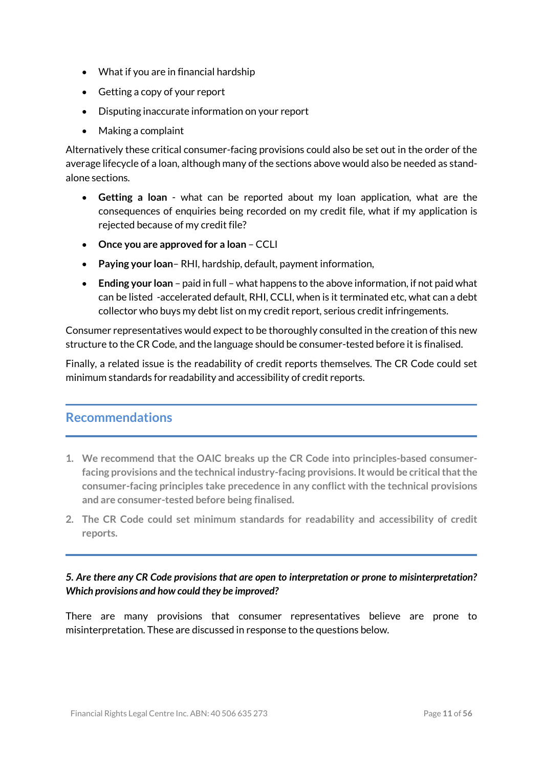- What if you are in financial hardship
- Getting a copy of your report
- Disputing inaccurate information on your report
- Making a complaint

Alternatively these critical consumer-facing provisions could also be set out in the order of the average lifecycle of a loan, although many of the sections above would also be needed as stand-alone sections.

- **Getting a loan** - what can be reported about my loan application, what are the consequences of enquiries being recorded on my credit file, what if my application is rejected because of my credit file?
- **Once you are approved for a loan** – CCLI
- **Paying your loan**– RHI, hardship, default, payment information,
- **Ending your loan** – paid in full – what happens to the above information, if not paid what can be listed -accelerated default, RHI, CCLI, when is it terminated etc, what can a debt collector who buys my debt list on my credit report, serious credit infringements.

Consumer representatives would expect to be thoroughly consulted in the creation of this new structure to the CR Code, and the language should be consumer-tested before it is finalised.

Finally, a related issue is the readability of credit reports themselves. The CR Code could set minimum standards for readability and accessibility of credit reports.

## Recommendations

1. **We recommend that the OAIC breaks up the CR Code into principles-based consumer-facing provisions and the technical industry-facing provisions. It would be critical that the consumer-facing principles take precedence in any conflict with the technical provisions and are consumer-tested before being finalised.**
2. **The CR Code could set minimum standards for readability and accessibility of credit reports.**

***5. Are there any CR Code provisions that are open to interpretation or prone to misinterpretation? Which provisions and how could they be improved?***

There are many provisions that consumer representatives believe are prone to misinterpretation. These are discussed in response to the questions below.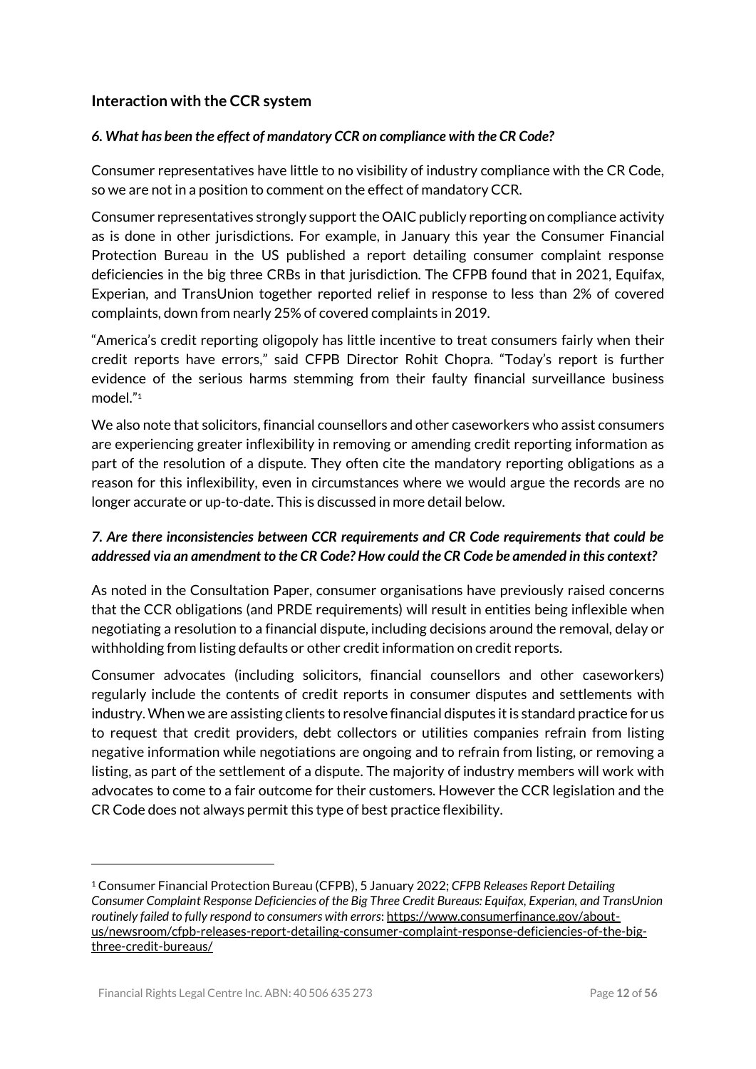## Interaction with the CCR system

### *6. What has been the effect of mandatory CCR on compliance with the CR Code?*

Consumer representatives have little to no visibility of industry compliance with the CR Code, so we are not in a position to comment on the effect of mandatory CCR.

Consumer representatives strongly support the OAIC publicly reporting on compliance activity as is done in other jurisdictions. For example, in January this year the Consumer Financial Protection Bureau in the US published a report detailing consumer complaint response deficiencies in the big three CRBs in that jurisdiction. The CFPB found that in 2021, Equifax, Experian, and TransUnion together reported relief in response to less than 2% of covered complaints, down from nearly 25% of covered complaints in 2019.

"America's credit reporting oligopoly has little incentive to treat consumers fairly when their credit reports have errors," said CFPB Director Rohit Chopra. "Today's report is further evidence of the serious harms stemming from their faulty financial surveillance business model."[1]

We also note that solicitors, financial counsellors and other caseworkers who assist consumers are experiencing greater inflexibility in removing or amending credit reporting information as part of the resolution of a dispute. They often cite the mandatory reporting obligations as a reason for this inflexibility, even in circumstances where we would argue the records are no longer accurate or up-to-date. This is discussed in more detail below.

### *7. Are there inconsistencies between CCR requirements and CR Code requirements that could be addressed via an amendment to the CR Code? How could the CR Code be amended in this context?*

As noted in the Consultation Paper, consumer organisations have previously raised concerns that the CCR obligations (and PRDE requirements) will result in entities being inflexible when negotiating a resolution to a financial dispute, including decisions around the removal, delay or withholding from listing defaults or other credit information on credit reports.

Consumer advocates (including solicitors, financial counsellors and other caseworkers) regularly include the contents of credit reports in consumer disputes and settlements with industry. When we are assisting clients to resolve financial disputes it is standard practice for us to request that credit providers, debt collectors or utilities companies refrain from listing negative information while negotiations are ongoing and to refrain from listing, or removing a listing, as part of the settlement of a dispute. The majority of industry members will work with advocates to come to a fair outcome for their customers. However the CCR legislation and the CR Code does not always permit this type of best practice flexibility.

---

[1] Consumer Financial Protection Bureau (CFPB), 5 January 2022; *CFPB Releases Report Detailing Consumer Complaint Response Deficiencies of the Big Three Credit Bureaus: Equifax, Experian, and TransUnion routinely failed to fully respond to consumers with errors*: https://www.consumerfinance.gov/about-us/newsroom/cfpb-releases-report-detailing-consumer-complaint-response-deficiencies-of-the-big-three-credit-bureaus/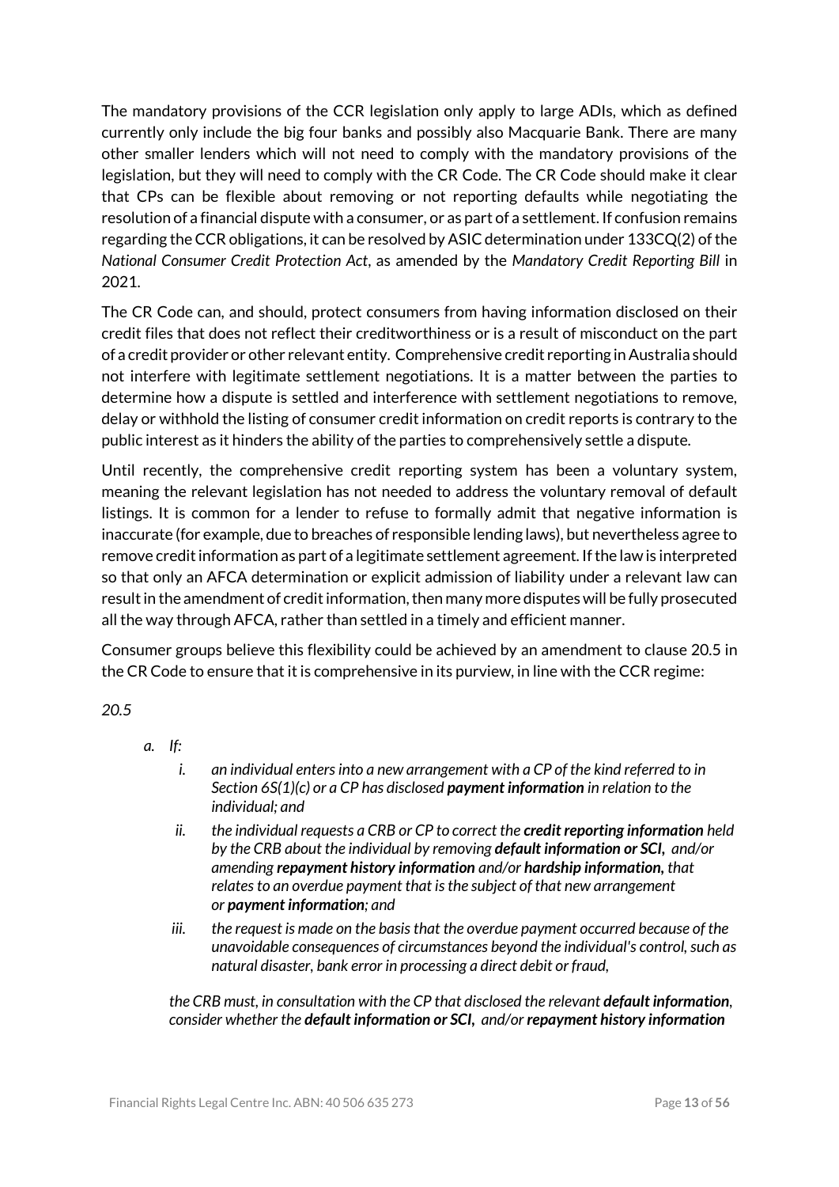The mandatory provisions of the CCR legislation only apply to large ADIs, which as defined currently only include the big four banks and possibly also Macquarie Bank. There are many other smaller lenders which will not need to comply with the mandatory provisions of the legislation, but they will need to comply with the CR Code. The CR Code should make it clear that CPs can be flexible about removing or not reporting defaults while negotiating the resolution of a financial dispute with a consumer, or as part of a settlement. If confusion remains regarding the CCR obligations, it can be resolved by ASIC determination under 133CQ(2) of the *National Consumer Credit Protection Act*, as amended by the *Mandatory Credit Reporting Bill* in 2021.

The CR Code can, and should, protect consumers from having information disclosed on their credit files that does not reflect their creditworthiness or is a result of misconduct on the part of a credit provider or other relevant entity. Comprehensive credit reporting in Australia should not interfere with legitimate settlement negotiations. It is a matter between the parties to determine how a dispute is settled and interference with settlement negotiations to remove, delay or withhold the listing of consumer credit information on credit reports is contrary to the public interest as it hinders the ability of the parties to comprehensively settle a dispute.

Until recently, the comprehensive credit reporting system has been a voluntary system, meaning the relevant legislation has not needed to address the voluntary removal of default listings. It is common for a lender to refuse to formally admit that negative information is inaccurate (for example, due to breaches of responsible lending laws), but nevertheless agree to remove credit information as part of a legitimate settlement agreement. If the law is interpreted so that only an AFCA determination or explicit admission of liability under a relevant law can result in the amendment of credit information, then many more disputes will be fully prosecuted all the way through AFCA, rather than settled in a timely and efficient manner.

Consumer groups believe this flexibility could be achieved by an amendment to clause 20.5 in the CR Code to ensure that it is comprehensive in its purview, in line with the CCR regime:

*20.5*

*a. If:*

   *i. an individual enters into a new arrangement with a CP of the kind referred to in Section 6S(1)(c) or a CP has disclosed **payment information** in relation to the individual; and*

   *ii. the individual requests a CRB or CP to correct the **credit reporting information** held by the CRB about the individual by removing **default information or SCI**, and/or amending **repayment history information** and/or **hardship information**, that relates to an overdue payment that is the subject of that new arrangement or **payment information**; and*

   *iii. the request is made on the basis that the overdue payment occurred because of the unavoidable consequences of circumstances beyond the individual's control, such as natural disaster, bank error in processing a direct debit or fraud,*

   *the CRB must, in consultation with the CP that disclosed the relevant **default information**, consider whether the **default information or SCI**, and/or **repayment history information***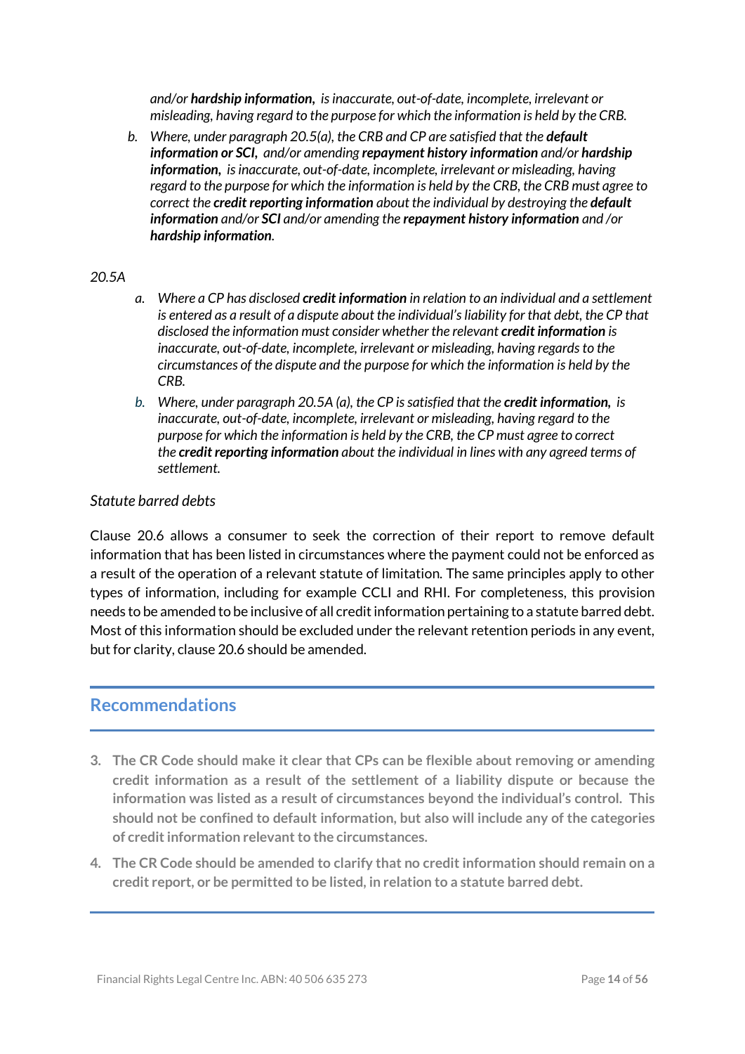*and/or **hardship information**, is inaccurate, out-of-date, incomplete, irrelevant or misleading, having regard to the purpose for which the information is held by the CRB.*

*b. Where, under paragraph 20.5(a), the CRB and CP are satisfied that the **default information or SCI**, and/or amending **repayment history information** and/or **hardship information**, is inaccurate, out-of-date, incomplete, irrelevant or misleading, having regard to the purpose for which the information is held by the CRB, the CRB must agree to correct the **credit reporting information** about the individual by destroying the **default information** and/or **SCI** and/or amending the **repayment history information** and /or **hardship information**.*

*20.5A*

*a. Where a CP has disclosed **credit information** in relation to an individual and a settlement is entered as a result of a dispute about the individual's liability for that debt, the CP that disclosed the information must consider whether the relevant **credit information** is inaccurate, out-of-date, incomplete, irrelevant or misleading, having regards to the circumstances of the dispute and the purpose for which the information is held by the CRB.*

*b. Where, under paragraph 20.5A (a), the CP is satisfied that the **credit information**, is inaccurate, out-of-date, incomplete, irrelevant or misleading, having regard to the purpose for which the information is held by the CRB, the CP must agree to correct the **credit reporting information** about the individual in lines with any agreed terms of settlement.*

*Statute barred debts*

Clause 20.6 allows a consumer to seek the correction of their report to remove default information that has been listed in circumstances where the payment could not be enforced as a result of the operation of a relevant statute of limitation. The same principles apply to other types of information, including for example CCLI and RHI. For completeness, this provision needs to be amended to be inclusive of all credit information pertaining to a statute barred debt. Most of this information should be excluded under the relevant retention periods in any event, but for clarity, clause 20.6 should be amended.

## Recommendations

3. **The CR Code should make it clear that CPs can be flexible about removing or amending credit information as a result of the settlement of a liability dispute or because the information was listed as a result of circumstances beyond the individual's control. This should not be confined to default information, but also will include any of the categories of credit information relevant to the circumstances.**
4. **The CR Code should be amended to clarify that no credit information should remain on a credit report, or be permitted to be listed, in relation to a statute barred debt.**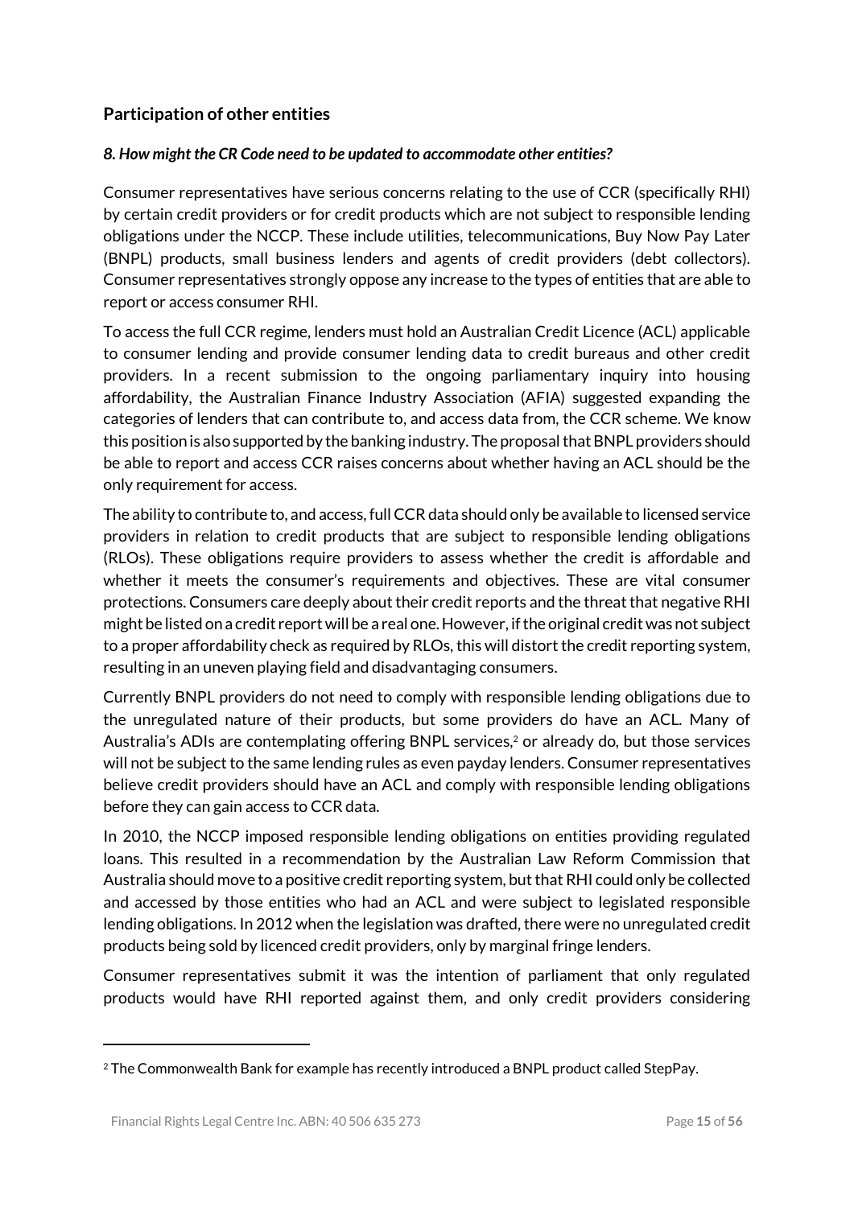## Participation of other entities

### *8. How might the CR Code need to be updated to accommodate other entities?*

Consumer representatives have serious concerns relating to the use of CCR (specifically RHI) by certain credit providers or for credit products which are not subject to responsible lending obligations under the NCCP. These include utilities, telecommunications, Buy Now Pay Later (BNPL) products, small business lenders and agents of credit providers (debt collectors). Consumer representatives strongly oppose any increase to the types of entities that are able to report or access consumer RHI.

To access the full CCR regime, lenders must hold an Australian Credit Licence (ACL) applicable to consumer lending and provide consumer lending data to credit bureaus and other credit providers. In a recent submission to the ongoing parliamentary inquiry into housing affordability, the Australian Finance Industry Association (AFIA) suggested expanding the categories of lenders that can contribute to, and access data from, the CCR scheme. We know this position is also supported by the banking industry. The proposal that BNPL providers should be able to report and access CCR raises concerns about whether having an ACL should be the only requirement for access.

The ability to contribute to, and access, full CCR data should only be available to licensed service providers in relation to credit products that are subject to responsible lending obligations (RLOs). These obligations require providers to assess whether the credit is affordable and whether it meets the consumer's requirements and objectives. These are vital consumer protections. Consumers care deeply about their credit reports and the threat that negative RHI might be listed on a credit report will be a real one. However, if the original credit was not subject to a proper affordability check as required by RLOs, this will distort the credit reporting system, resulting in an uneven playing field and disadvantaging consumers.

Currently BNPL providers do not need to comply with responsible lending obligations due to the unregulated nature of their products, but some providers do have an ACL. Many of Australia's ADIs are contemplating offering BNPL services,[2] or already do, but those services will not be subject to the same lending rules as even payday lenders. Consumer representatives believe credit providers should have an ACL and comply with responsible lending obligations before they can gain access to CCR data.

In 2010, the NCCP imposed responsible lending obligations on entities providing regulated loans. This resulted in a recommendation by the Australian Law Reform Commission that Australia should move to a positive credit reporting system, but that RHI could only be collected and accessed by those entities who had an ACL and were subject to legislated responsible lending obligations. In 2012 when the legislation was drafted, there were no unregulated credit products being sold by licenced credit providers, only by marginal fringe lenders.

Consumer representatives submit it was the intention of parliament that only regulated products would have RHI reported against them, and only credit providers considering

---

[2] The Commonwealth Bank for example has recently introduced a BNPL product called StepPay.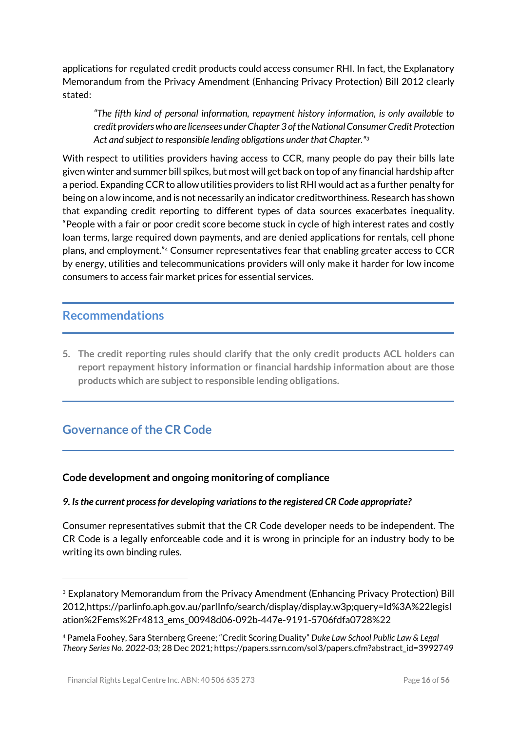applications for regulated credit products could access consumer RHI. In fact, the Explanatory Memorandum from the Privacy Amendment (Enhancing Privacy Protection) Bill 2012 clearly stated:

> *"The fifth kind of personal information, repayment history information, is only available to credit providers who are licensees under Chapter 3 of the National Consumer Credit Protection Act and subject to responsible lending obligations under that Chapter."*[3]

With respect to utilities providers having access to CCR, many people do pay their bills late given winter and summer bill spikes, but most will get back on top of any financial hardship after a period. Expanding CCR to allow utilities providers to list RHI would act as a further penalty for being on a low income, and is not necessarily an indicator creditworthiness. Research has shown that expanding credit reporting to different types of data sources exacerbates inequality. "People with a fair or poor credit score become stuck in cycle of high interest rates and costly loan terms, large required down payments, and are denied applications for rentals, cell phone plans, and employment."[4] Consumer representatives fear that enabling greater access to CCR by energy, utilities and telecommunications providers will only make it harder for low income consumers to access fair market prices for essential services.

## Recommendations

5. **The credit reporting rules should clarify that the only credit products ACL holders can report repayment history information or financial hardship information about are those products which are subject to responsible lending obligations.**

## Governance of the CR Code

### Code development and ongoing monitoring of compliance

***9. Is the current process for developing variations to the registered CR Code appropriate?***

Consumer representatives submit that the CR Code developer needs to be independent. The CR Code is a legally enforceable code and it is wrong in principle for an industry body to be writing its own binding rules.

---

[3] Explanatory Memorandum from the Privacy Amendment (Enhancing Privacy Protection) Bill 2012,https://parlinfo.aph.gov.au/parlInfo/search/display/display.w3p;query=Id%3A%22legislation%2Fems%2Fr4813_ems_00948d06-092b-447e-9191-5706fdfa0728%22

[4] Pamela Foohey, Sara Sternberg Greene; "Credit Scoring Duality" *Duke Law School Public Law & Legal Theory Series No. 2022-03;* 28 Dec 2021; https://papers.ssrn.com/sol3/papers.cfm?abstract_id=3992749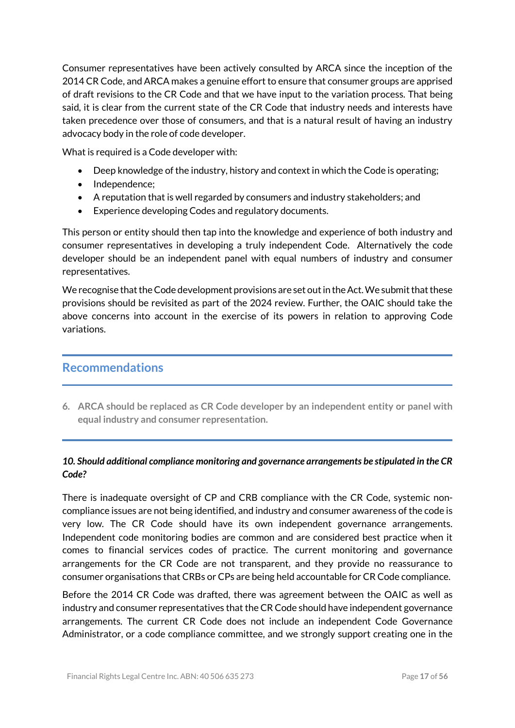Consumer representatives have been actively consulted by ARCA since the inception of the 2014 CR Code, and ARCA makes a genuine effort to ensure that consumer groups are apprised of draft revisions to the CR Code and that we have input to the variation process. That being said, it is clear from the current state of the CR Code that industry needs and interests have taken precedence over those of consumers, and that is a natural result of having an industry advocacy body in the role of code developer.

What is required is a Code developer with:

- Deep knowledge of the industry, history and context in which the Code is operating;
- Independence;
- A reputation that is well regarded by consumers and industry stakeholders; and
- Experience developing Codes and regulatory documents.

This person or entity should then tap into the knowledge and experience of both industry and consumer representatives in developing a truly independent Code. Alternatively the code developer should be an independent panel with equal numbers of industry and consumer representatives.

We recognise that the Code development provisions are set out in the Act. We submit that these provisions should be revisited as part of the 2024 review. Further, the OAIC should take the above concerns into account in the exercise of its powers in relation to approving Code variations.

## Recommendations

6. **ARCA should be replaced as CR Code developer by an independent entity or panel with equal industry and consumer representation.**

***10. Should additional compliance monitoring and governance arrangements be stipulated in the CR Code?***

There is inadequate oversight of CP and CRB compliance with the CR Code, systemic non-compliance issues are not being identified, and industry and consumer awareness of the code is very low. The CR Code should have its own independent governance arrangements. Independent code monitoring bodies are common and are considered best practice when it comes to financial services codes of practice. The current monitoring and governance arrangements for the CR Code are not transparent, and they provide no reassurance to consumer organisations that CRBs or CPs are being held accountable for CR Code compliance.

Before the 2014 CR Code was drafted, there was agreement between the OAIC as well as industry and consumer representatives that the CR Code should have independent governance arrangements. The current CR Code does not include an independent Code Governance Administrator, or a code compliance committee, and we strongly support creating one in the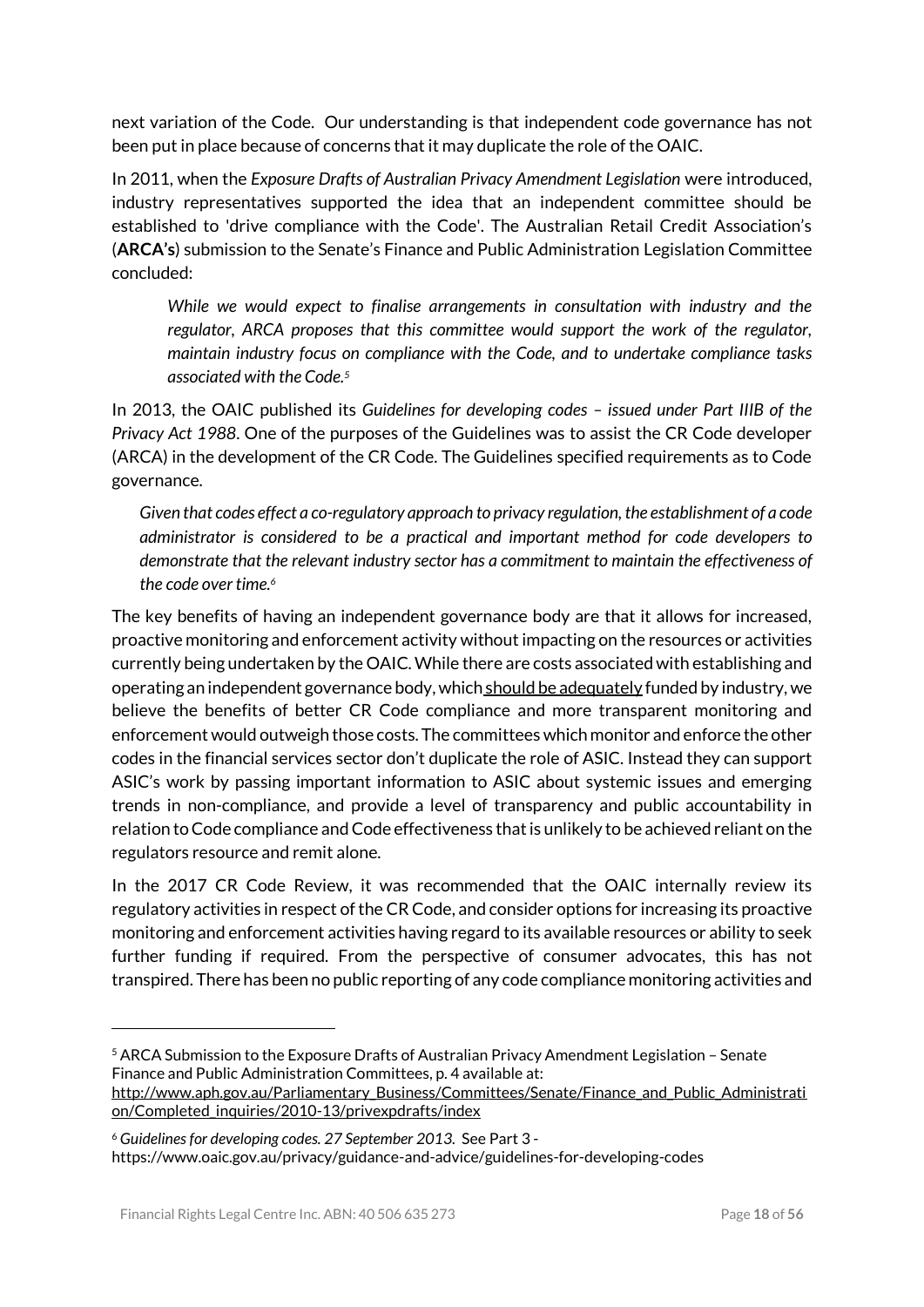next variation of the Code. Our understanding is that independent code governance has not been put in place because of concerns that it may duplicate the role of the OAIC.

In 2011, when the *Exposure Drafts of Australian Privacy Amendment Legislation* were introduced, industry representatives supported the idea that an independent committee should be established to 'drive compliance with the Code'. The Australian Retail Credit Association's (**ARCA's**) submission to the Senate's Finance and Public Administration Legislation Committee concluded:

> *While we would expect to finalise arrangements in consultation with industry and the regulator, ARCA proposes that this committee would support the work of the regulator, maintain industry focus on compliance with the Code, and to undertake compliance tasks associated with the Code.*[5]

In 2013, the OAIC published its *Guidelines for developing codes – issued under Part IIIB of the Privacy Act 1988*. One of the purposes of the Guidelines was to assist the CR Code developer (ARCA) in the development of the CR Code. The Guidelines specified requirements as to Code governance.

> *Given that codes effect a co-regulatory approach to privacy regulation, the establishment of a code administrator is considered to be a practical and important method for code developers to demonstrate that the relevant industry sector has a commitment to maintain the effectiveness of the code over time.*[6]

The key benefits of having an independent governance body are that it allows for increased, proactive monitoring and enforcement activity without impacting on the resources or activities currently being undertaken by the OAIC. While there are costs associated with establishing and operating an independent governance body, which should be adequately funded by industry, we believe the benefits of better CR Code compliance and more transparent monitoring and enforcement would outweigh those costs. The committees which monitor and enforce the other codes in the financial services sector don't duplicate the role of ASIC. Instead they can support ASIC's work by passing important information to ASIC about systemic issues and emerging trends in non-compliance, and provide a level of transparency and public accountability in relation to Code compliance and Code effectiveness that is unlikely to be achieved reliant on the regulators resource and remit alone.

In the 2017 CR Code Review, it was recommended that the OAIC internally review its regulatory activities in respect of the CR Code, and consider options for increasing its proactive monitoring and enforcement activities having regard to its available resources or ability to seek further funding if required. From the perspective of consumer advocates, this has not transpired. There has been no public reporting of any code compliance monitoring activities and

---

[5] ARCA Submission to the Exposure Drafts of Australian Privacy Amendment Legislation – Senate Finance and Public Administration Committees, p. 4 available at: http://www.aph.gov.au/Parliamentary_Business/Committees/Senate/Finance_and_Public_Administration/Completed_inquiries/2010-13/privexpdrafts/index

[6] *Guidelines for developing codes. 27 September 2013.* See Part 3 - https://www.oaic.gov.au/privacy/guidance-and-advice/guidelines-for-developing-codes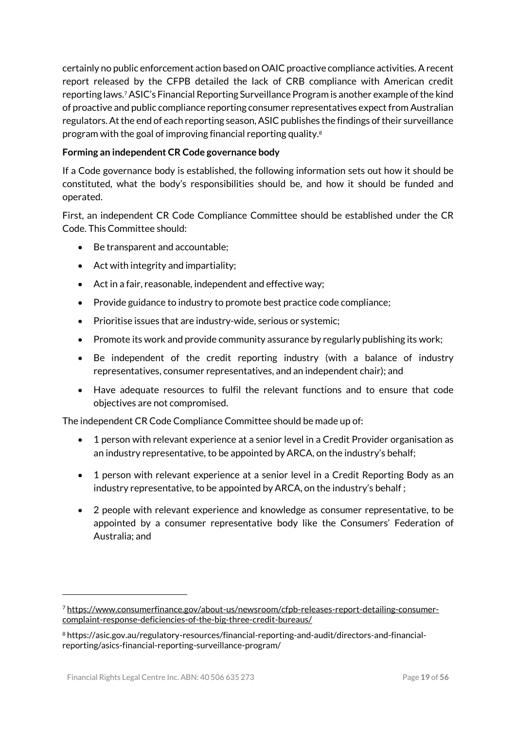certainly no public enforcement action based on OAIC proactive compliance activities. A recent report released by the CFPB detailed the lack of CRB compliance with American credit reporting laws.[7] ASIC's Financial Reporting Surveillance Program is another example of the kind of proactive and public compliance reporting consumer representatives expect from Australian regulators. At the end of each reporting season, ASIC publishes the findings of their surveillance program with the goal of improving financial reporting quality.[8]

**Forming an independent CR Code governance body**

If a Code governance body is established, the following information sets out how it should be constituted, what the body's responsibilities should be, and how it should be funded and operated.

First, an independent CR Code Compliance Committee should be established under the CR Code. This Committee should:

- Be transparent and accountable;
- Act with integrity and impartiality;
- Act in a fair, reasonable, independent and effective way;
- Provide guidance to industry to promote best practice code compliance;
- Prioritise issues that are industry-wide, serious or systemic;
- Promote its work and provide community assurance by regularly publishing its work;
- Be independent of the credit reporting industry (with a balance of industry representatives, consumer representatives, and an independent chair); and
- Have adequate resources to fulfil the relevant functions and to ensure that code objectives are not compromised.

The independent CR Code Compliance Committee should be made up of:

- 1 person with relevant experience at a senior level in a Credit Provider organisation as an industry representative, to be appointed by ARCA, on the industry's behalf;
- 1 person with relevant experience at a senior level in a Credit Reporting Body as an industry representative, to be appointed by ARCA, on the industry's behalf ;
- 2 people with relevant experience and knowledge as consumer representative, to be appointed by a consumer representative body like the Consumers' Federation of Australia; and

---

[7] https://www.consumerfinance.gov/about-us/newsroom/cfpb-releases-report-detailing-consumer-complaint-response-deficiencies-of-the-big-three-credit-bureaus/

[8] https://asic.gov.au/regulatory-resources/financial-reporting-and-audit/directors-and-financial-reporting/asics-financial-reporting-surveillance-program/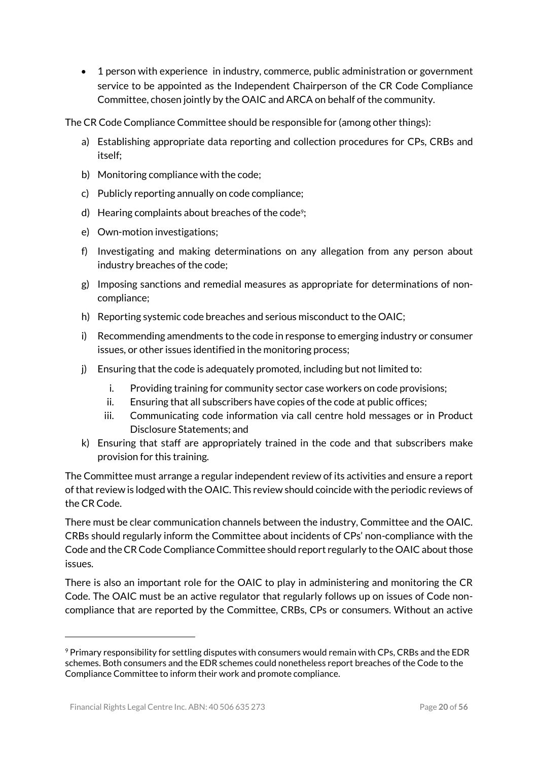- 1 person with experience in industry, commerce, public administration or government service to be appointed as the Independent Chairperson of the CR Code Compliance Committee, chosen jointly by the OAIC and ARCA on behalf of the community.

The CR Code Compliance Committee should be responsible for (among other things):

a) Establishing appropriate data reporting and collection procedures for CPs, CRBs and itself;
b) Monitoring compliance with the code;
c) Publicly reporting annually on code compliance;
d) Hearing complaints about breaches of the code[9];
e) Own-motion investigations;
f) Investigating and making determinations on any allegation from any person about industry breaches of the code;
g) Imposing sanctions and remedial measures as appropriate for determinations of non-compliance;
h) Reporting systemic code breaches and serious misconduct to the OAIC;
i) Recommending amendments to the code in response to emerging industry or consumer issues, or other issues identified in the monitoring process;
j) Ensuring that the code is adequately promoted, including but not limited to:
    i. Providing training for community sector case workers on code provisions;
    ii. Ensuring that all subscribers have copies of the code at public offices;
    iii. Communicating code information via call centre hold messages or in Product Disclosure Statements; and
k) Ensuring that staff are appropriately trained in the code and that subscribers make provision for this training.

The Committee must arrange a regular independent review of its activities and ensure a report of that review is lodged with the OAIC. This review should coincide with the periodic reviews of the CR Code.

There must be clear communication channels between the industry, Committee and the OAIC. CRBs should regularly inform the Committee about incidents of CPs' non-compliance with the Code and the CR Code Compliance Committee should report regularly to the OAIC about those issues.

There is also an important role for the OAIC to play in administering and monitoring the CR Code. The OAIC must be an active regulator that regularly follows up on issues of Code non-compliance that are reported by the Committee, CRBs, CPs or consumers. Without an active

---

[9] Primary responsibility for settling disputes with consumers would remain with CPs, CRBs and the EDR schemes. Both consumers and the EDR schemes could nonetheless report breaches of the Code to the Compliance Committee to inform their work and promote compliance.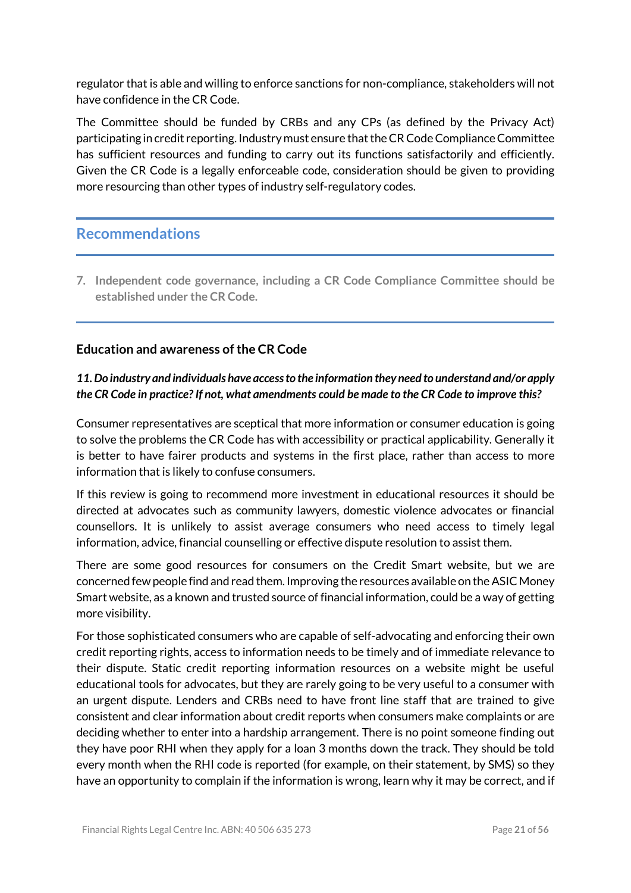regulator that is able and willing to enforce sanctions for non-compliance, stakeholders will not have confidence in the CR Code.

The Committee should be funded by CRBs and any CPs (as defined by the Privacy Act) participating in credit reporting. Industry must ensure that the CR Code Compliance Committee has sufficient resources and funding to carry out its functions satisfactorily and efficiently. Given the CR Code is a legally enforceable code, consideration should be given to providing more resourcing than other types of industry self-regulatory codes.

## Recommendations

7. **Independent code governance, including a CR Code Compliance Committee should be established under the CR Code.**

### Education and awareness of the CR Code

***11. Do industry and individuals have access to the information they need to understand and/or apply the CR Code in practice? If not, what amendments could be made to the CR Code to improve this?***

Consumer representatives are sceptical that more information or consumer education is going to solve the problems the CR Code has with accessibility or practical applicability. Generally it is better to have fairer products and systems in the first place, rather than access to more information that is likely to confuse consumers.

If this review is going to recommend more investment in educational resources it should be directed at advocates such as community lawyers, domestic violence advocates or financial counsellors. It is unlikely to assist average consumers who need access to timely legal information, advice, financial counselling or effective dispute resolution to assist them.

There are some good resources for consumers on the Credit Smart website, but we are concerned few people find and read them. Improving the resources available on the ASIC Money Smart website, as a known and trusted source of financial information, could be a way of getting more visibility.

For those sophisticated consumers who are capable of self-advocating and enforcing their own credit reporting rights, access to information needs to be timely and of immediate relevance to their dispute. Static credit reporting information resources on a website might be useful educational tools for advocates, but they are rarely going to be very useful to a consumer with an urgent dispute. Lenders and CRBs need to have front line staff that are trained to give consistent and clear information about credit reports when consumers make complaints or are deciding whether to enter into a hardship arrangement. There is no point someone finding out they have poor RHI when they apply for a loan 3 months down the track. They should be told every month when the RHI code is reported (for example, on their statement, by SMS) so they have an opportunity to complain if the information is wrong, learn why it may be correct, and if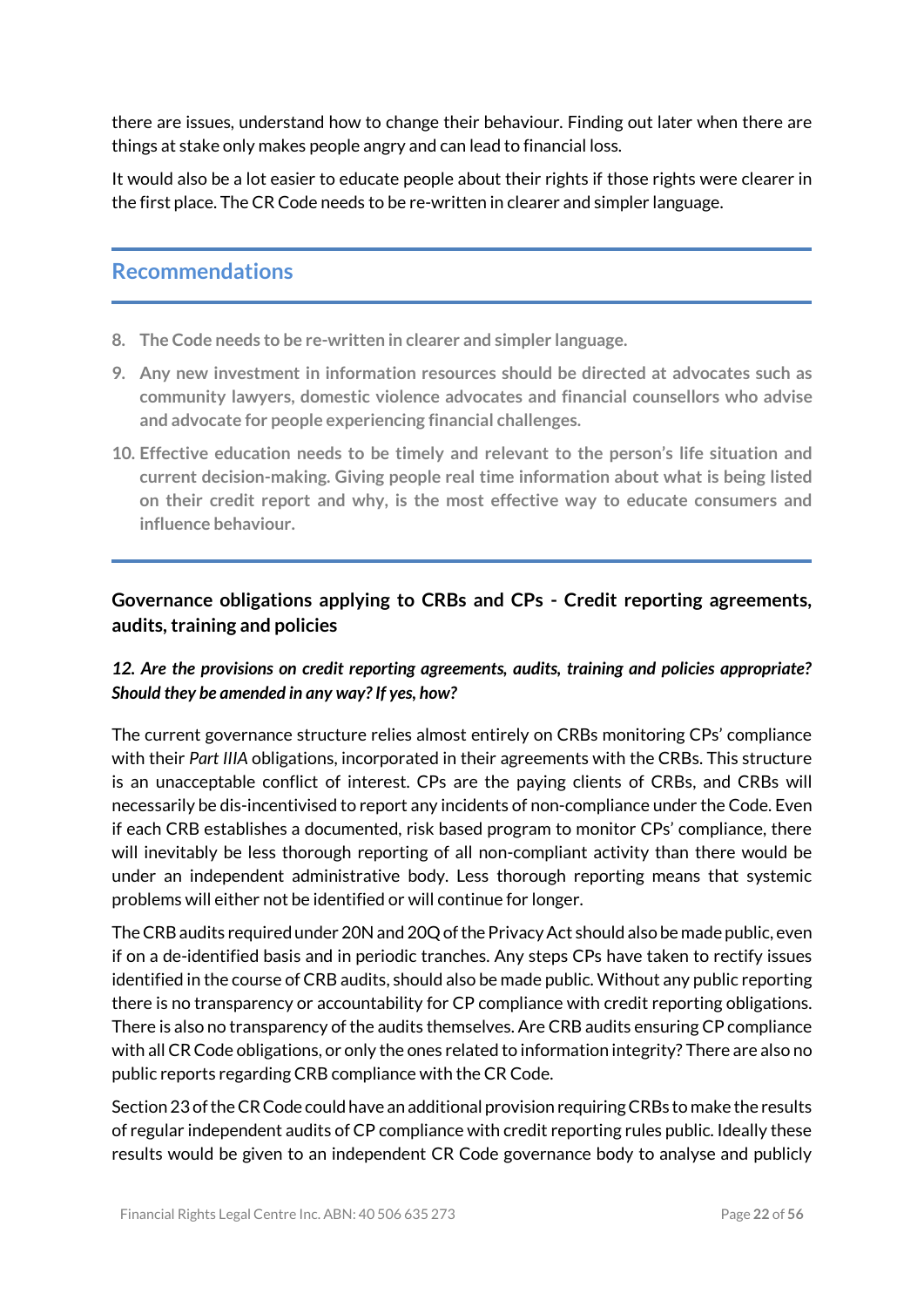there are issues, understand how to change their behaviour. Finding out later when there are things at stake only makes people angry and can lead to financial loss.

It would also be a lot easier to educate people about their rights if those rights were clearer in the first place. The CR Code needs to be re-written in clearer and simpler language.

## Recommendations

8. **The Code needs to be re-written in clearer and simpler language.**
9. **Any new investment in information resources should be directed at advocates such as community lawyers, domestic violence advocates and financial counsellors who advise and advocate for people experiencing financial challenges.**
10. **Effective education needs to be timely and relevant to the person's life situation and current decision-making. Giving people real time information about what is being listed on their credit report and why, is the most effective way to educate consumers and influence behaviour.**

### Governance obligations applying to CRBs and CPs - Credit reporting agreements, audits, training and policies

***12. Are the provisions on credit reporting agreements, audits, training and policies appropriate? Should they be amended in any way? If yes, how?***

The current governance structure relies almost entirely on CRBs monitoring CPs' compliance with their *Part IIIA* obligations, incorporated in their agreements with the CRBs. This structure is an unacceptable conflict of interest. CPs are the paying clients of CRBs, and CRBs will necessarily be dis-incentivised to report any incidents of non-compliance under the Code. Even if each CRB establishes a documented, risk based program to monitor CPs' compliance, there will inevitably be less thorough reporting of all non-compliant activity than there would be under an independent administrative body. Less thorough reporting means that systemic problems will either not be identified or will continue for longer.

The CRB audits required under 20N and 20Q of the Privacy Act should also be made public, even if on a de-identified basis and in periodic tranches. Any steps CPs have taken to rectify issues identified in the course of CRB audits, should also be made public. Without any public reporting there is no transparency or accountability for CP compliance with credit reporting obligations. There is also no transparency of the audits themselves. Are CRB audits ensuring CP compliance with all CR Code obligations, or only the ones related to information integrity? There are also no public reports regarding CRB compliance with the CR Code.

Section 23 of the CR Code could have an additional provision requiring CRBs to make the results of regular independent audits of CP compliance with credit reporting rules public. Ideally these results would be given to an independent CR Code governance body to analyse and publicly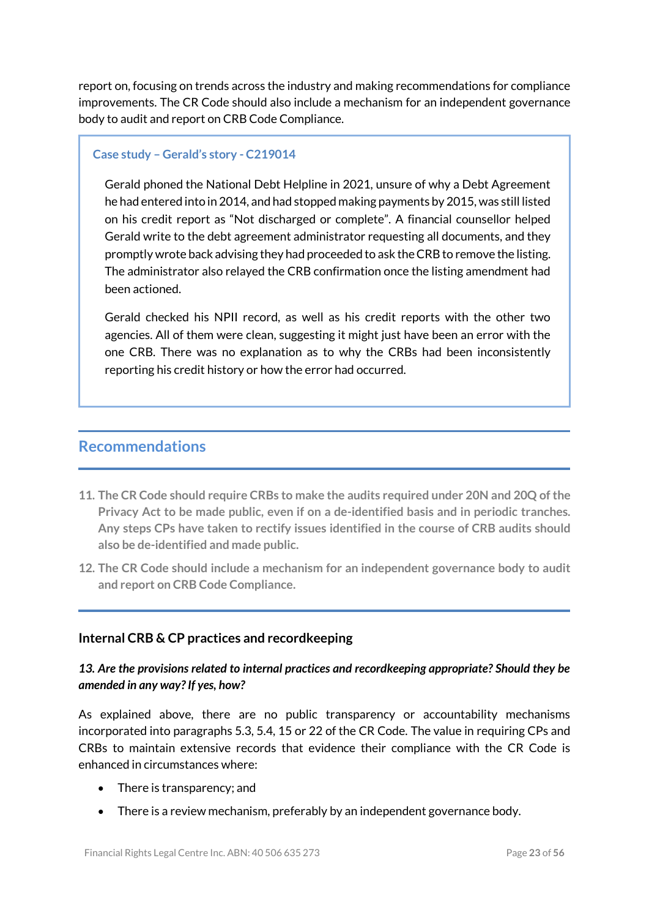report on, focusing on trends across the industry and making recommendations for compliance improvements. The CR Code should also include a mechanism for an independent governance body to audit and report on CRB Code Compliance.

> **Case study – Gerald's story - C219014**
>
> Gerald phoned the National Debt Helpline in 2021, unsure of why a Debt Agreement he had entered into in 2014, and had stopped making payments by 2015, was still listed on his credit report as "Not discharged or complete". A financial counsellor helped Gerald write to the debt agreement administrator requesting all documents, and they promptly wrote back advising they had proceeded to ask the CRB to remove the listing. The administrator also relayed the CRB confirmation once the listing amendment had been actioned.
>
> Gerald checked his NPII record, as well as his credit reports with the other two agencies. All of them were clean, suggesting it might just have been an error with the one CRB. There was no explanation as to why the CRBs had been inconsistently reporting his credit history or how the error had occurred.

## Recommendations

11. **The CR Code should require CRBs to make the audits required under 20N and 20Q of the Privacy Act to be made public, even if on a de-identified basis and in periodic tranches. Any steps CPs have taken to rectify issues identified in the course of CRB audits should also be de-identified and made public.**
12. **The CR Code should include a mechanism for an independent governance body to audit and report on CRB Code Compliance.**

### Internal CRB & CP practices and recordkeeping

***13. Are the provisions related to internal practices and recordkeeping appropriate? Should they be amended in any way? If yes, how?***

As explained above, there are no public transparency or accountability mechanisms incorporated into paragraphs 5.3, 5.4, 15 or 22 of the CR Code. The value in requiring CPs and CRBs to maintain extensive records that evidence their compliance with the CR Code is enhanced in circumstances where:

- There is transparency; and
- There is a review mechanism, preferably by an independent governance body.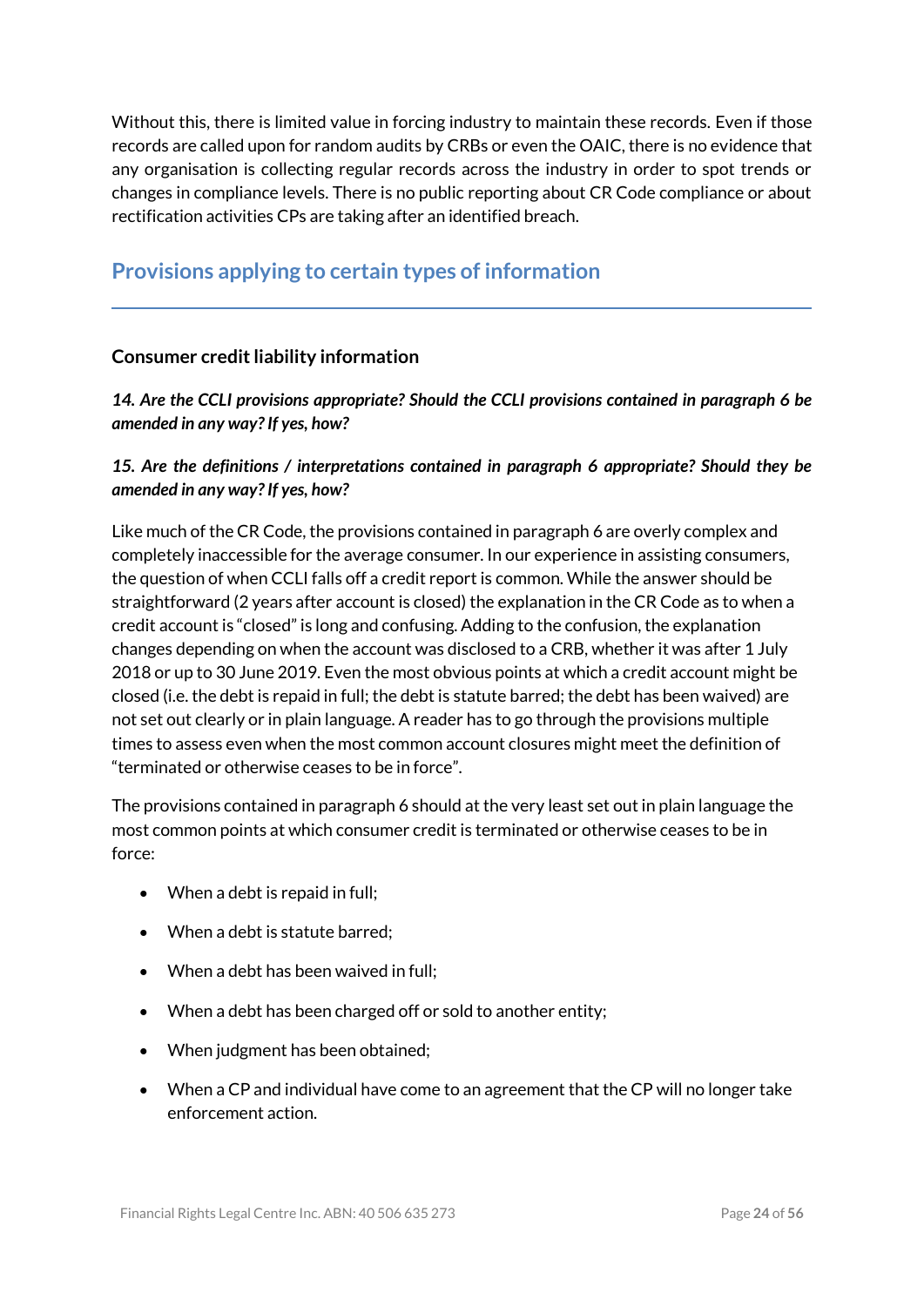Without this, there is limited value in forcing industry to maintain these records. Even if those records are called upon for random audits by CRBs or even the OAIC, there is no evidence that any organisation is collecting regular records across the industry in order to spot trends or changes in compliance levels. There is no public reporting about CR Code compliance or about rectification activities CPs are taking after an identified breach.

## Provisions applying to certain types of information

### Consumer credit liability information

***14. Are the CCLI provisions appropriate? Should the CCLI provisions contained in paragraph 6 be amended in any way? If yes, how?***

***15. Are the definitions / interpretations contained in paragraph 6 appropriate? Should they be amended in any way? If yes, how?***

Like much of the CR Code, the provisions contained in paragraph 6 are overly complex and completely inaccessible for the average consumer. In our experience in assisting consumers, the question of when CCLI falls off a credit report is common. While the answer should be straightforward (2 years after account is closed) the explanation in the CR Code as to when a credit account is "closed" is long and confusing. Adding to the confusion, the explanation changes depending on when the account was disclosed to a CRB, whether it was after 1 July 2018 or up to 30 June 2019. Even the most obvious points at which a credit account might be closed (i.e. the debt is repaid in full; the debt is statute barred; the debt has been waived) are not set out clearly or in plain language. A reader has to go through the provisions multiple times to assess even when the most common account closures might meet the definition of "terminated or otherwise ceases to be in force".

The provisions contained in paragraph 6 should at the very least set out in plain language the most common points at which consumer credit is terminated or otherwise ceases to be in force:

- When a debt is repaid in full;
- When a debt is statute barred;
- When a debt has been waived in full;
- When a debt has been charged off or sold to another entity;
- When judgment has been obtained;
- When a CP and individual have come to an agreement that the CP will no longer take enforcement action.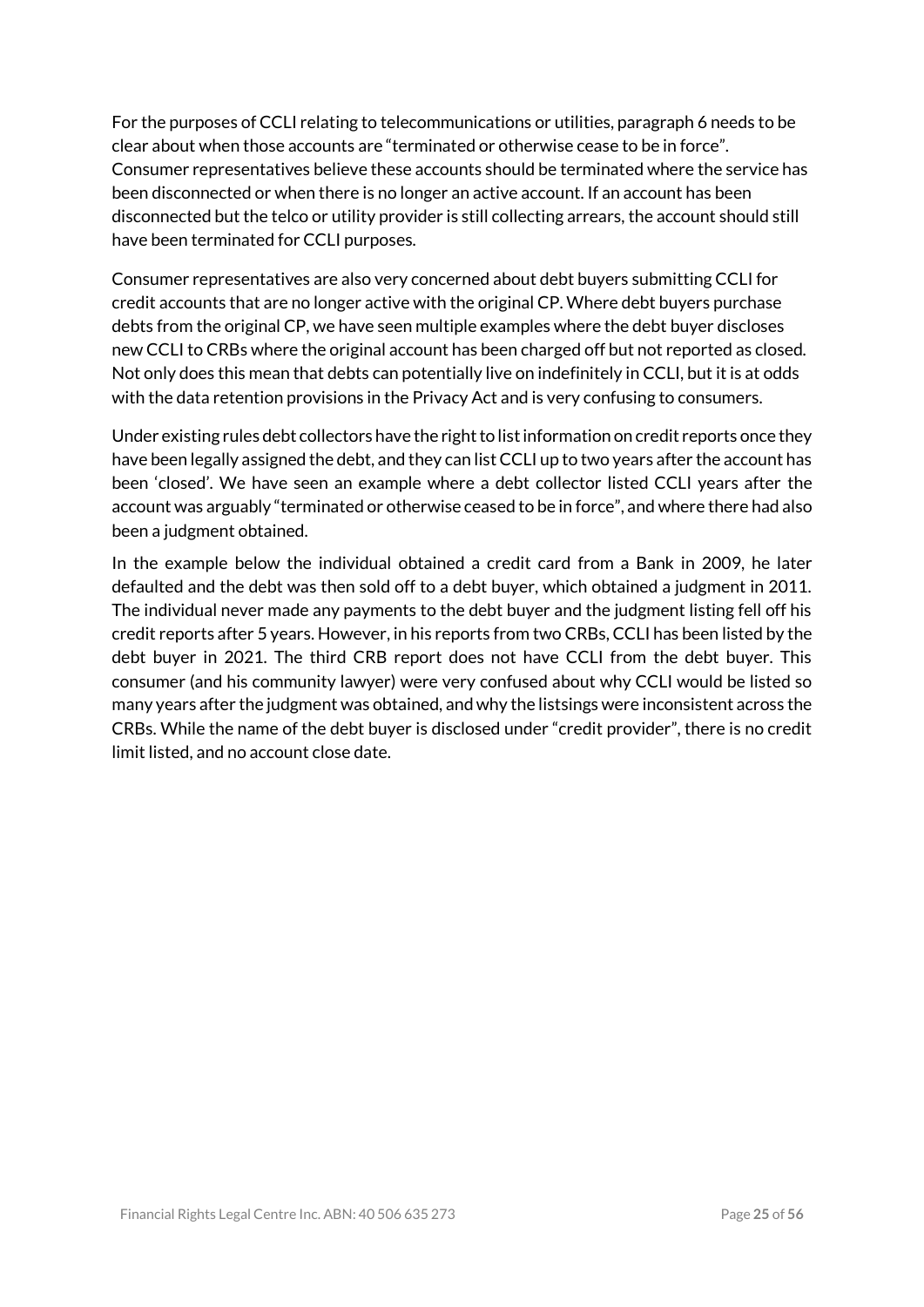For the purposes of CCLI relating to telecommunications or utilities, paragraph 6 needs to be clear about when those accounts are "terminated or otherwise cease to be in force". Consumer representatives believe these accounts should be terminated where the service has been disconnected or when there is no longer an active account. If an account has been disconnected but the telco or utility provider is still collecting arrears, the account should still have been terminated for CCLI purposes.

Consumer representatives are also very concerned about debt buyers submitting CCLI for credit accounts that are no longer active with the original CP. Where debt buyers purchase debts from the original CP, we have seen multiple examples where the debt buyer discloses new CCLI to CRBs where the original account has been charged off but not reported as closed. Not only does this mean that debts can potentially live on indefinitely in CCLI, but it is at odds with the data retention provisions in the Privacy Act and is very confusing to consumers.

Under existing rules debt collectors have the right to list information on credit reports once they have been legally assigned the debt, and they can list CCLI up to two years after the account has been 'closed'. We have seen an example where a debt collector listed CCLI years after the account was arguably "terminated or otherwise ceased to be in force", and where there had also been a judgment obtained.

In the example below the individual obtained a credit card from a Bank in 2009, he later defaulted and the debt was then sold off to a debt buyer, which obtained a judgment in 2011. The individual never made any payments to the debt buyer and the judgment listing fell off his credit reports after 5 years. However, in his reports from two CRBs, CCLI has been listed by the debt buyer in 2021. The third CRB report does not have CCLI from the debt buyer. This consumer (and his community lawyer) were very confused about why CCLI would be listed so many years after the judgment was obtained, and why the listsings were inconsistent across the CRBs. While the name of the debt buyer is disclosed under "credit provider", there is no credit limit listed, and no account close date.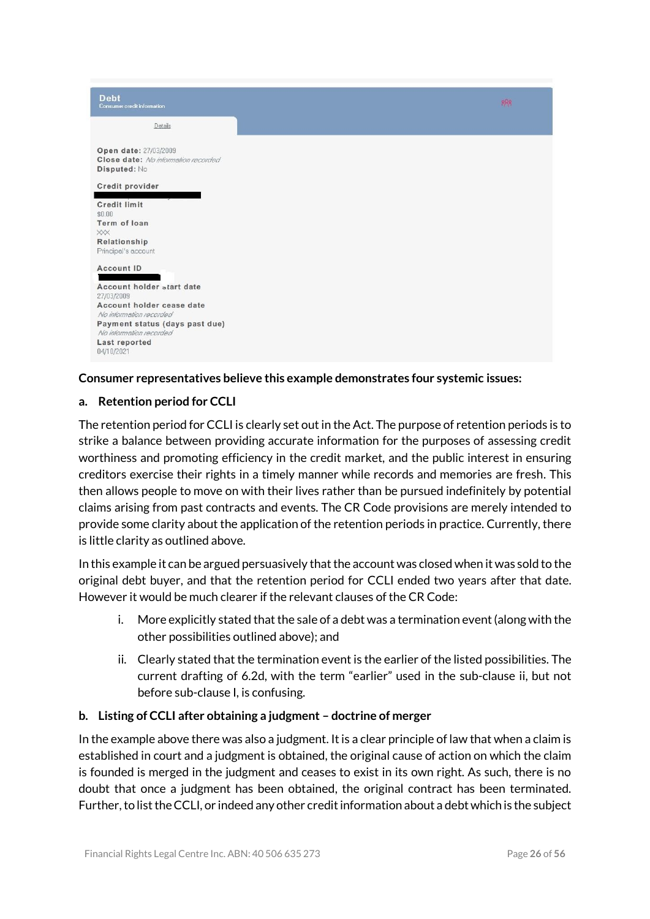**Debt**
Consumer credit information

Details

**Open date:** 27/03/2009
**Close date:** *No information recorded*
**Disputed:** No

**Credit provider**

**Credit limit**
$0.00
**Term of loan**
XXX
**Relationship**
Principal's account

**Account ID**

**Account holder start date**
27/03/2009
**Account holder cease date**
*No information recorded*
**Payment status (days past due)**
*No information recorded*
**Last reported**
04/10/2021

**Consumer representatives believe this example demonstrates four systemic issues:**

**a. Retention period for CCLI**

The retention period for CCLI is clearly set out in the Act. The purpose of retention periods is to strike a balance between providing accurate information for the purposes of assessing credit worthiness and promoting efficiency in the credit market, and the public interest in ensuring creditors exercise their rights in a timely manner while records and memories are fresh. This then allows people to move on with their lives rather than be pursued indefinitely by potential claims arising from past contracts and events. The CR Code provisions are merely intended to provide some clarity about the application of the retention periods in practice. Currently, there is little clarity as outlined above.

In this example it can be argued persuasively that the account was closed when it was sold to the original debt buyer, and that the retention period for CCLI ended two years after that date. However it would be much clearer if the relevant clauses of the CR Code:

i. More explicitly stated that the sale of a debt was a termination event (along with the other possibilities outlined above); and

ii. Clearly stated that the termination event is the earlier of the listed possibilities. The current drafting of 6.2d, with the term "earlier" used in the sub-clause ii, but not before sub-clause I, is confusing.

**b. Listing of CCLI after obtaining a judgment – doctrine of merger**

In the example above there was also a judgment. It is a clear principle of law that when a claim is established in court and a judgment is obtained, the original cause of action on which the claim is founded is merged in the judgment and ceases to exist in its own right. As such, there is no doubt that once a judgment has been obtained, the original contract has been terminated. Further, to list the CCLI, or indeed any other credit information about a debt which is the subject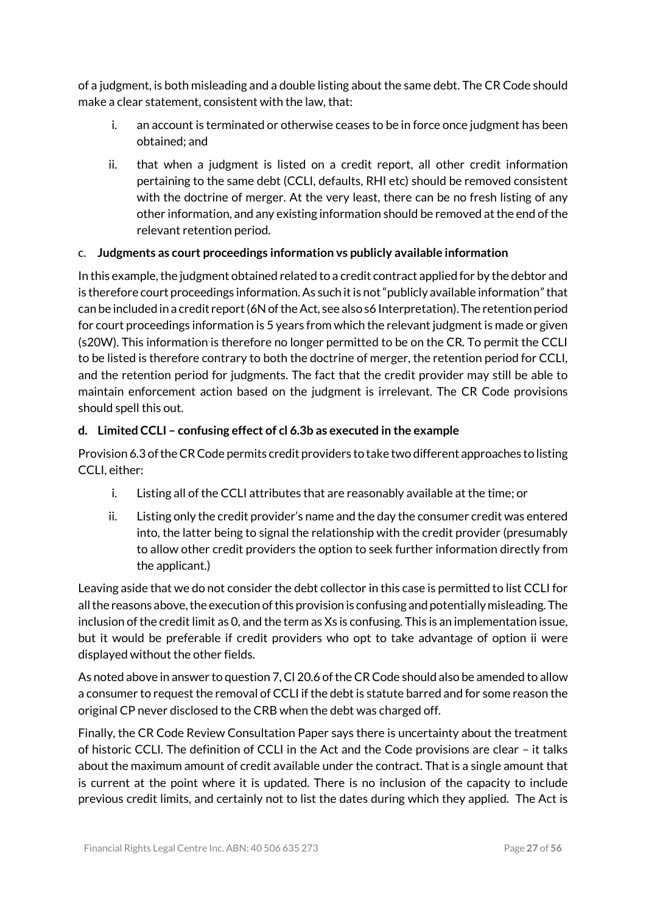of a judgment, is both misleading and a double listing about the same debt. The CR Code should make a clear statement, consistent with the law, that:

i. an account is terminated or otherwise ceases to be in force once judgment has been obtained; and

ii. that when a judgment is listed on a credit report, all other credit information pertaining to the same debt (CCLI, defaults, RHI etc) should be removed consistent with the doctrine of merger. At the very least, there can be no fresh listing of any other information, and any existing information should be removed at the end of the relevant retention period.

c. **Judgments as court proceedings information vs publicly available information**

In this example, the judgment obtained related to a credit contract applied for by the debtor and is therefore court proceedings information. As such it is not "publicly available information" that can be included in a credit report (6N of the Act, see also s6 Interpretation). The retention period for court proceedings information is 5 years from which the relevant judgment is made or given (s20W). This information is therefore no longer permitted to be on the CR. To permit the CCLI to be listed is therefore contrary to both the doctrine of merger, the retention period for CCLI, and the retention period for judgments. The fact that the credit provider may still be able to maintain enforcement action based on the judgment is irrelevant. The CR Code provisions should spell this out.

**d. Limited CCLI – confusing effect of cl 6.3b as executed in the example**

Provision 6.3 of the CR Code permits credit providers to take two different approaches to listing CCLI, either:

i. Listing all of the CCLI attributes that are reasonably available at the time; or

ii. Listing only the credit provider's name and the day the consumer credit was entered into, the latter being to signal the relationship with the credit provider (presumably to allow other credit providers the option to seek further information directly from the applicant.)

Leaving aside that we do not consider the debt collector in this case is permitted to list CCLI for all the reasons above, the execution of this provision is confusing and potentially misleading. The inclusion of the credit limit as 0, and the term as Xs is confusing. This is an implementation issue, but it would be preferable if credit providers who opt to take advantage of option ii were displayed without the other fields.

As noted above in answer to question 7, Cl 20.6 of the CR Code should also be amended to allow a consumer to request the removal of CCLI if the debt is statute barred and for some reason the original CP never disclosed to the CRB when the debt was charged off.

Finally, the CR Code Review Consultation Paper says there is uncertainty about the treatment of historic CCLI. The definition of CCLI in the Act and the Code provisions are clear – it talks about the maximum amount of credit available under the contract. That is a single amount that is current at the point where it is updated. There is no inclusion of the capacity to include previous credit limits, and certainly not to list the dates during which they applied. The Act is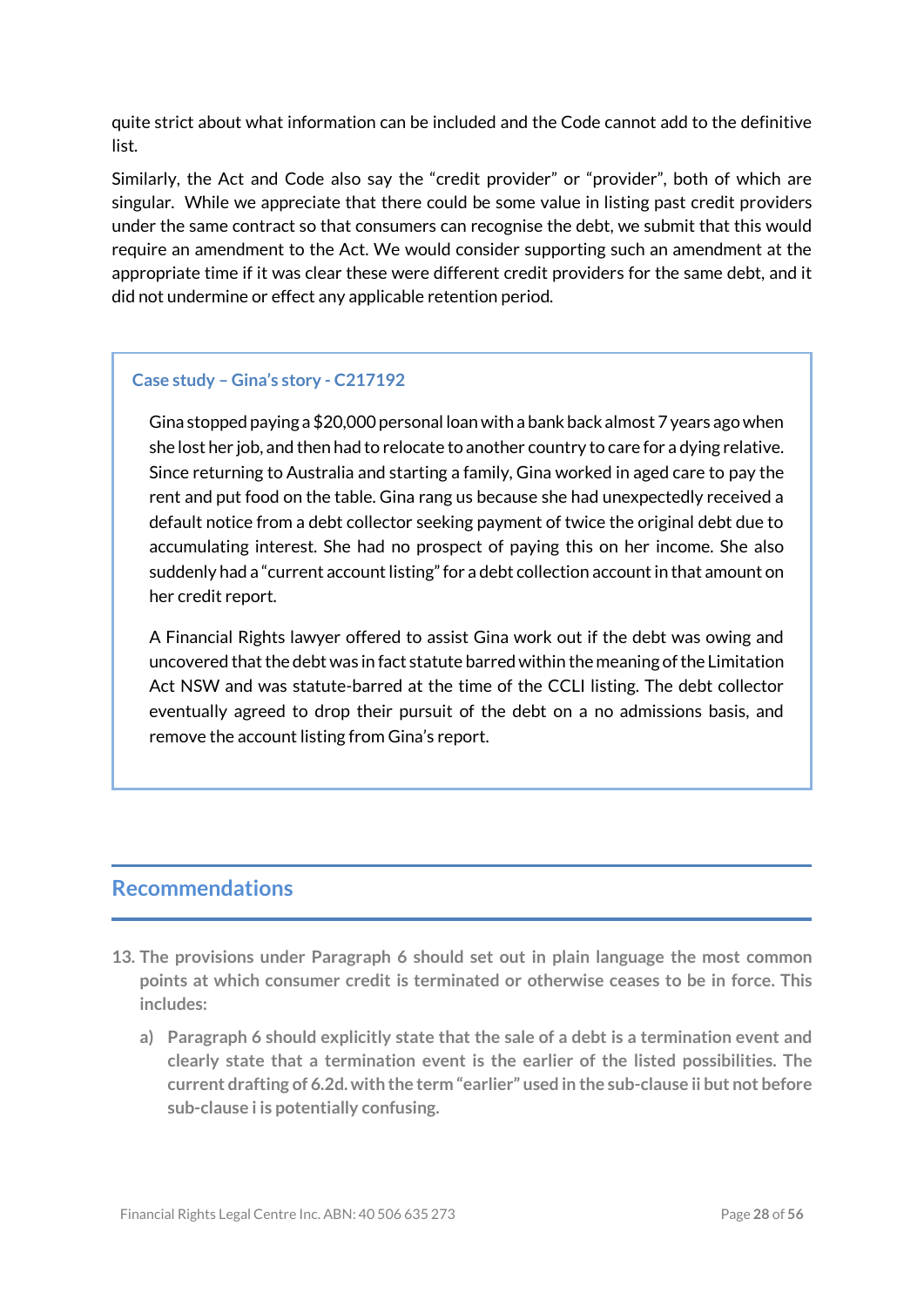quite strict about what information can be included and the Code cannot add to the definitive list.

Similarly, the Act and Code also say the "credit provider" or "provider", both of which are singular. While we appreciate that there could be some value in listing past credit providers under the same contract so that consumers can recognise the debt, we submit that this would require an amendment to the Act. We would consider supporting such an amendment at the appropriate time if it was clear these were different credit providers for the same debt, and it did not undermine or effect any applicable retention period.

> **Case study – Gina's story - C217192**
>
> Gina stopped paying a $20,000 personal loan with a bank back almost 7 years ago when she lost her job, and then had to relocate to another country to care for a dying relative. Since returning to Australia and starting a family, Gina worked in aged care to pay the rent and put food on the table. Gina rang us because she had unexpectedly received a default notice from a debt collector seeking payment of twice the original debt due to accumulating interest. She had no prospect of paying this on her income. She also suddenly had a "current account listing" for a debt collection account in that amount on her credit report.
>
> A Financial Rights lawyer offered to assist Gina work out if the debt was owing and uncovered that the debt was in fact statute barred within the meaning of the Limitation Act NSW and was statute-barred at the time of the CCLI listing. The debt collector eventually agreed to drop their pursuit of the debt on a no admissions basis, and remove the account listing from Gina's report.

## Recommendations

**13. The provisions under Paragraph 6 should set out in plain language the most common points at which consumer credit is terminated or otherwise ceases to be in force. This includes:**

**a) Paragraph 6 should explicitly state that the sale of a debt is a termination event and clearly state that a termination event is the earlier of the listed possibilities. The current drafting of 6.2d. with the term "earlier" used in the sub-clause ii but not before sub-clause i is potentially confusing.**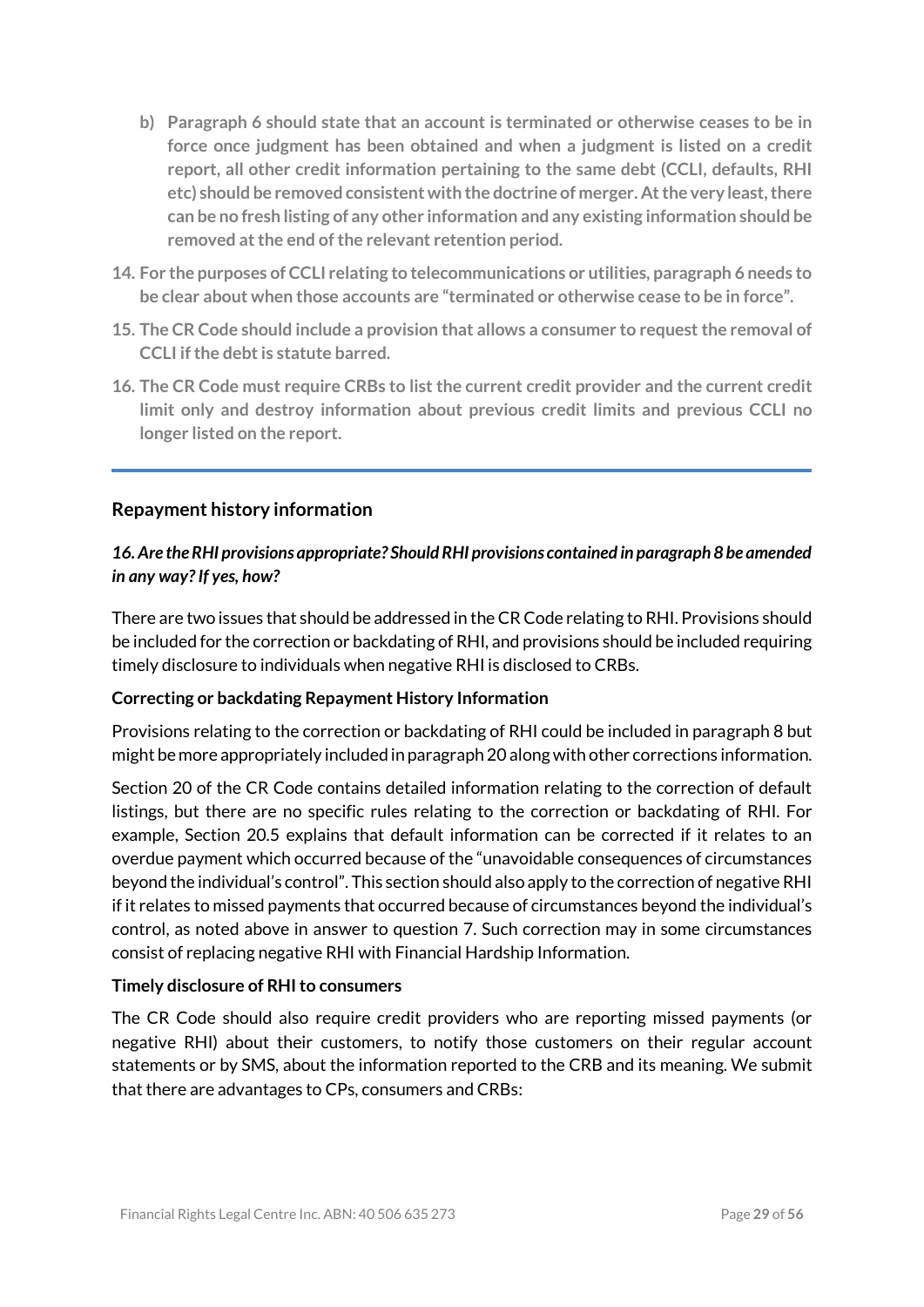b) **Paragraph 6 should state that an account is terminated or otherwise ceases to be in force once judgment has been obtained and when a judgment is listed on a credit report, all other credit information pertaining to the same debt (CCLI, defaults, RHI etc) should be removed consistent with the doctrine of merger. At the very least, there can be no fresh listing of any other information and any existing information should be removed at the end of the relevant retention period.**

14. **For the purposes of CCLI relating to telecommunications or utilities, paragraph 6 needs to be clear about when those accounts are "terminated or otherwise cease to be in force".**

15. **The CR Code should include a provision that allows a consumer to request the removal of CCLI if the debt is statute barred.**

16. **The CR Code must require CRBs to list the current credit provider and the current credit limit only and destroy information about previous credit limits and previous CCLI no longer listed on the report.**

---

## Repayment history information

### *16. Are the RHI provisions appropriate? Should RHI provisions contained in paragraph 8 be amended in any way? If yes, how?*

There are two issues that should be addressed in the CR Code relating to RHI. Provisions should be included for the correction or backdating of RHI, and provisions should be included requiring timely disclosure to individuals when negative RHI is disclosed to CRBs.

**Correcting or backdating Repayment History Information**

Provisions relating to the correction or backdating of RHI could be included in paragraph 8 but might be more appropriately included in paragraph 20 along with other corrections information.

Section 20 of the CR Code contains detailed information relating to the correction of default listings, but there are no specific rules relating to the correction or backdating of RHI. For example, Section 20.5 explains that default information can be corrected if it relates to an overdue payment which occurred because of the "unavoidable consequences of circumstances beyond the individual's control". This section should also apply to the correction of negative RHI if it relates to missed payments that occurred because of circumstances beyond the individual's control, as noted above in answer to question 7. Such correction may in some circumstances consist of replacing negative RHI with Financial Hardship Information.

**Timely disclosure of RHI to consumers**

The CR Code should also require credit providers who are reporting missed payments (or negative RHI) about their customers, to notify those customers on their regular account statements or by SMS, about the information reported to the CRB and its meaning. We submit that there are advantages to CPs, consumers and CRBs: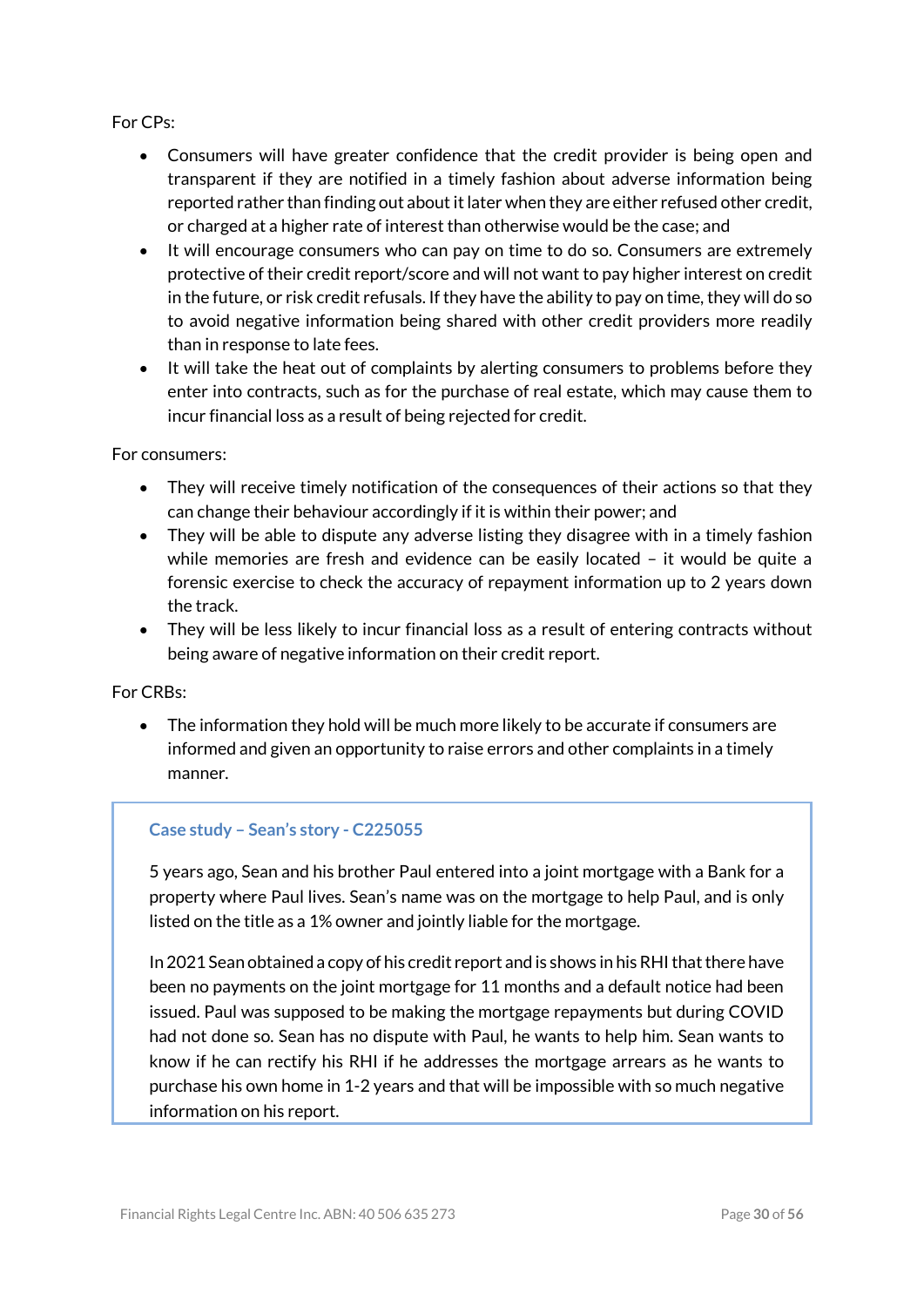For CPs:

- Consumers will have greater confidence that the credit provider is being open and transparent if they are notified in a timely fashion about adverse information being reported rather than finding out about it later when they are either refused other credit, or charged at a higher rate of interest than otherwise would be the case; and
- It will encourage consumers who can pay on time to do so. Consumers are extremely protective of their credit report/score and will not want to pay higher interest on credit in the future, or risk credit refusals. If they have the ability to pay on time, they will do so to avoid negative information being shared with other credit providers more readily than in response to late fees.
- It will take the heat out of complaints by alerting consumers to problems before they enter into contracts, such as for the purchase of real estate, which may cause them to incur financial loss as a result of being rejected for credit.

For consumers:

- They will receive timely notification of the consequences of their actions so that they can change their behaviour accordingly if it is within their power; and
- They will be able to dispute any adverse listing they disagree with in a timely fashion while memories are fresh and evidence can be easily located – it would be quite a forensic exercise to check the accuracy of repayment information up to 2 years down the track.
- They will be less likely to incur financial loss as a result of entering contracts without being aware of negative information on their credit report.

For CRBs:

- The information they hold will be much more likely to be accurate if consumers are informed and given an opportunity to raise errors and other complaints in a timely manner.

> **Case study – Sean's story - C225055**
>
> 5 years ago, Sean and his brother Paul entered into a joint mortgage with a Bank for a property where Paul lives. Sean's name was on the mortgage to help Paul, and is only listed on the title as a 1% owner and jointly liable for the mortgage.
>
> In 2021 Sean obtained a copy of his credit report and is shows in his RHI that there have been no payments on the joint mortgage for 11 months and a default notice had been issued. Paul was supposed to be making the mortgage repayments but during COVID had not done so. Sean has no dispute with Paul, he wants to help him. Sean wants to know if he can rectify his RHI if he addresses the mortgage arrears as he wants to purchase his own home in 1-2 years and that will be impossible with so much negative information on his report.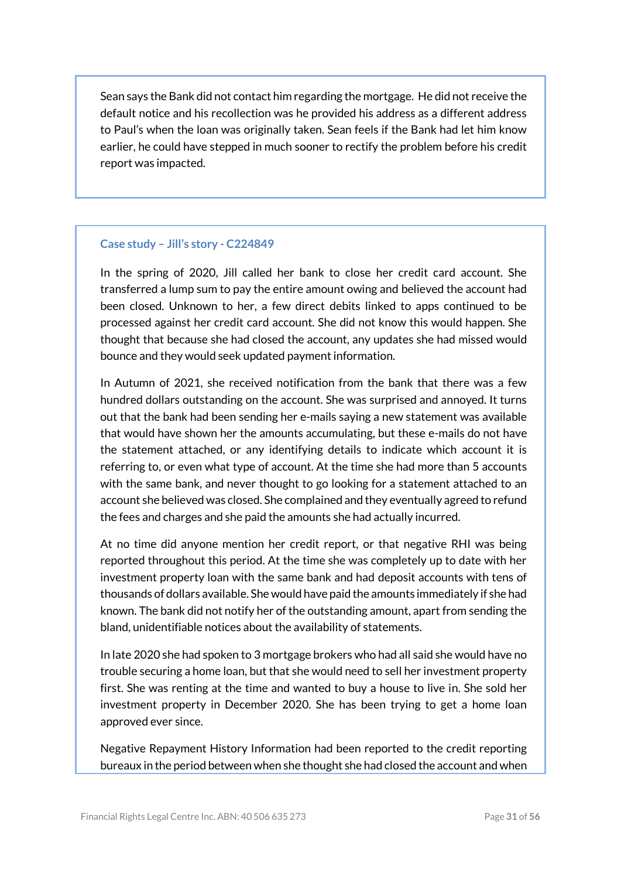Sean says the Bank did not contact him regarding the mortgage. He did not receive the default notice and his recollection was he provided his address as a different address to Paul's when the loan was originally taken. Sean feels if the Bank had let him know earlier, he could have stepped in much sooner to rectify the problem before his credit report was impacted.

### Case study – Jill's story - C224849

In the spring of 2020, Jill called her bank to close her credit card account. She transferred a lump sum to pay the entire amount owing and believed the account had been closed. Unknown to her, a few direct debits linked to apps continued to be processed against her credit card account. She did not know this would happen. She thought that because she had closed the account, any updates she had missed would bounce and they would seek updated payment information.

In Autumn of 2021, she received notification from the bank that there was a few hundred dollars outstanding on the account. She was surprised and annoyed. It turns out that the bank had been sending her e-mails saying a new statement was available that would have shown her the amounts accumulating, but these e-mails do not have the statement attached, or any identifying details to indicate which account it is referring to, or even what type of account. At the time she had more than 5 accounts with the same bank, and never thought to go looking for a statement attached to an account she believed was closed. She complained and they eventually agreed to refund the fees and charges and she paid the amounts she had actually incurred.

At no time did anyone mention her credit report, or that negative RHI was being reported throughout this period. At the time she was completely up to date with her investment property loan with the same bank and had deposit accounts with tens of thousands of dollars available. She would have paid the amounts immediately if she had known. The bank did not notify her of the outstanding amount, apart from sending the bland, unidentifiable notices about the availability of statements.

In late 2020 she had spoken to 3 mortgage brokers who had all said she would have no trouble securing a home loan, but that she would need to sell her investment property first. She was renting at the time and wanted to buy a house to live in. She sold her investment property in December 2020. She has been trying to get a home loan approved ever since.

Negative Repayment History Information had been reported to the credit reporting bureaux in the period between when she thought she had closed the account and when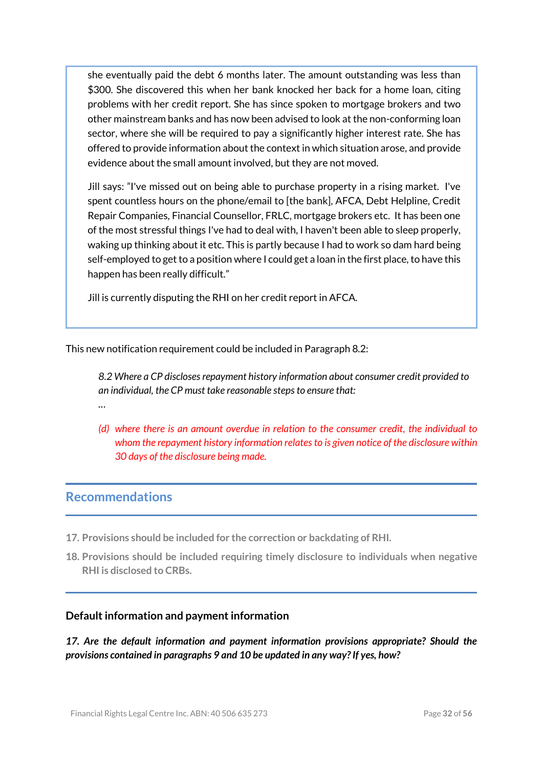she eventually paid the debt 6 months later. The amount outstanding was less than $300. She discovered this when her bank knocked her back for a home loan, citing problems with her credit report. She has since spoken to mortgage brokers and two other mainstream banks and has now been advised to look at the non-conforming loan sector, where she will be required to pay a significantly higher interest rate. She has offered to provide information about the context in which situation arose, and provide evidence about the small amount involved, but they are not moved.

Jill says: "I've missed out on being able to purchase property in a rising market. I've spent countless hours on the phone/email to [the bank], AFCA, Debt Helpline, Credit Repair Companies, Financial Counsellor, FRLC, mortgage brokers etc. It has been one of the most stressful things I've had to deal with, I haven't been able to sleep properly, waking up thinking about it etc. This is partly because I had to work so dam hard being self-employed to get to a position where I could get a loan in the first place, to have this happen has been really difficult."

Jill is currently disputing the RHI on her credit report in AFCA.

This new notification requirement could be included in Paragraph 8.2:

> *8.2 Where a CP discloses repayment history information about consumer credit provided to an individual, the CP must take reasonable steps to ensure that:*
>
> …
>
> *(d) where there is an amount overdue in relation to the consumer credit, the individual to whom the repayment history information relates to is given notice of the disclosure within 30 days of the disclosure being made.*

## Recommendations

**17. Provisions should be included for the correction or backdating of RHI.**

**18. Provisions should be included requiring timely disclosure to individuals when negative RHI is disclosed to CRBs.**

### Default information and payment information

***17. Are the default information and payment information provisions appropriate? Should the provisions contained in paragraphs 9 and 10 be updated in any way? If yes, how?***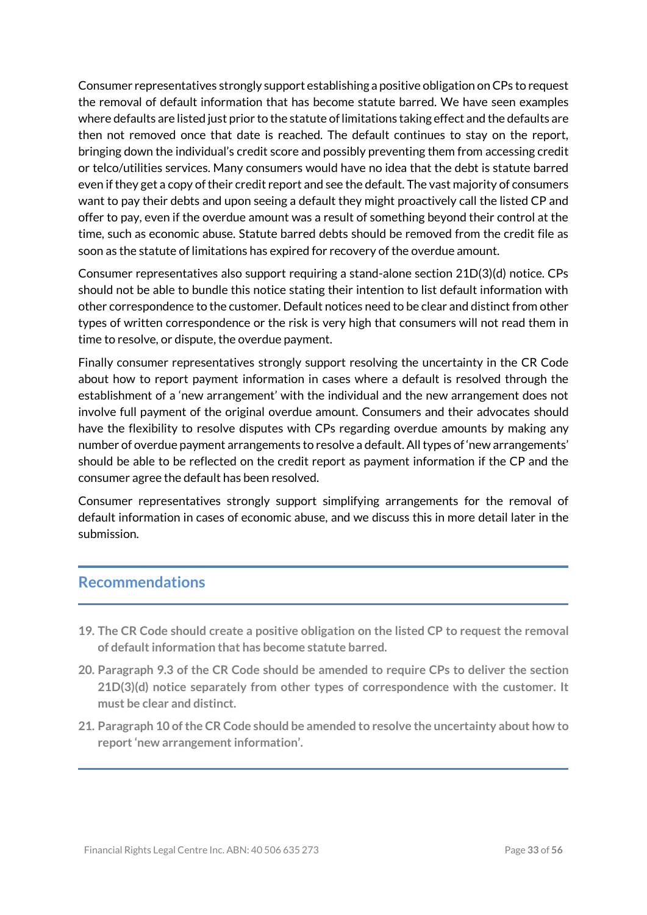Consumer representatives strongly support establishing a positive obligation on CPs to request the removal of default information that has become statute barred. We have seen examples where defaults are listed just prior to the statute of limitations taking effect and the defaults are then not removed once that date is reached. The default continues to stay on the report, bringing down the individual's credit score and possibly preventing them from accessing credit or telco/utilities services. Many consumers would have no idea that the debt is statute barred even if they get a copy of their credit report and see the default. The vast majority of consumers want to pay their debts and upon seeing a default they might proactively call the listed CP and offer to pay, even if the overdue amount was a result of something beyond their control at the time, such as economic abuse. Statute barred debts should be removed from the credit file as soon as the statute of limitations has expired for recovery of the overdue amount.

Consumer representatives also support requiring a stand-alone section 21D(3)(d) notice. CPs should not be able to bundle this notice stating their intention to list default information with other correspondence to the customer. Default notices need to be clear and distinct from other types of written correspondence or the risk is very high that consumers will not read them in time to resolve, or dispute, the overdue payment.

Finally consumer representatives strongly support resolving the uncertainty in the CR Code about how to report payment information in cases where a default is resolved through the establishment of a 'new arrangement' with the individual and the new arrangement does not involve full payment of the original overdue amount. Consumers and their advocates should have the flexibility to resolve disputes with CPs regarding overdue amounts by making any number of overdue payment arrangements to resolve a default. All types of 'new arrangements' should be able to be reflected on the credit report as payment information if the CP and the consumer agree the default has been resolved.

Consumer representatives strongly support simplifying arrangements for the removal of default information in cases of economic abuse, and we discuss this in more detail later in the submission.

## Recommendations

19. **The CR Code should create a positive obligation on the listed CP to request the removal of default information that has become statute barred.**
20. **Paragraph 9.3 of the CR Code should be amended to require CPs to deliver the section 21D(3)(d) notice separately from other types of correspondence with the customer. It must be clear and distinct.**
21. **Paragraph 10 of the CR Code should be amended to resolve the uncertainty about how to report 'new arrangement information'.**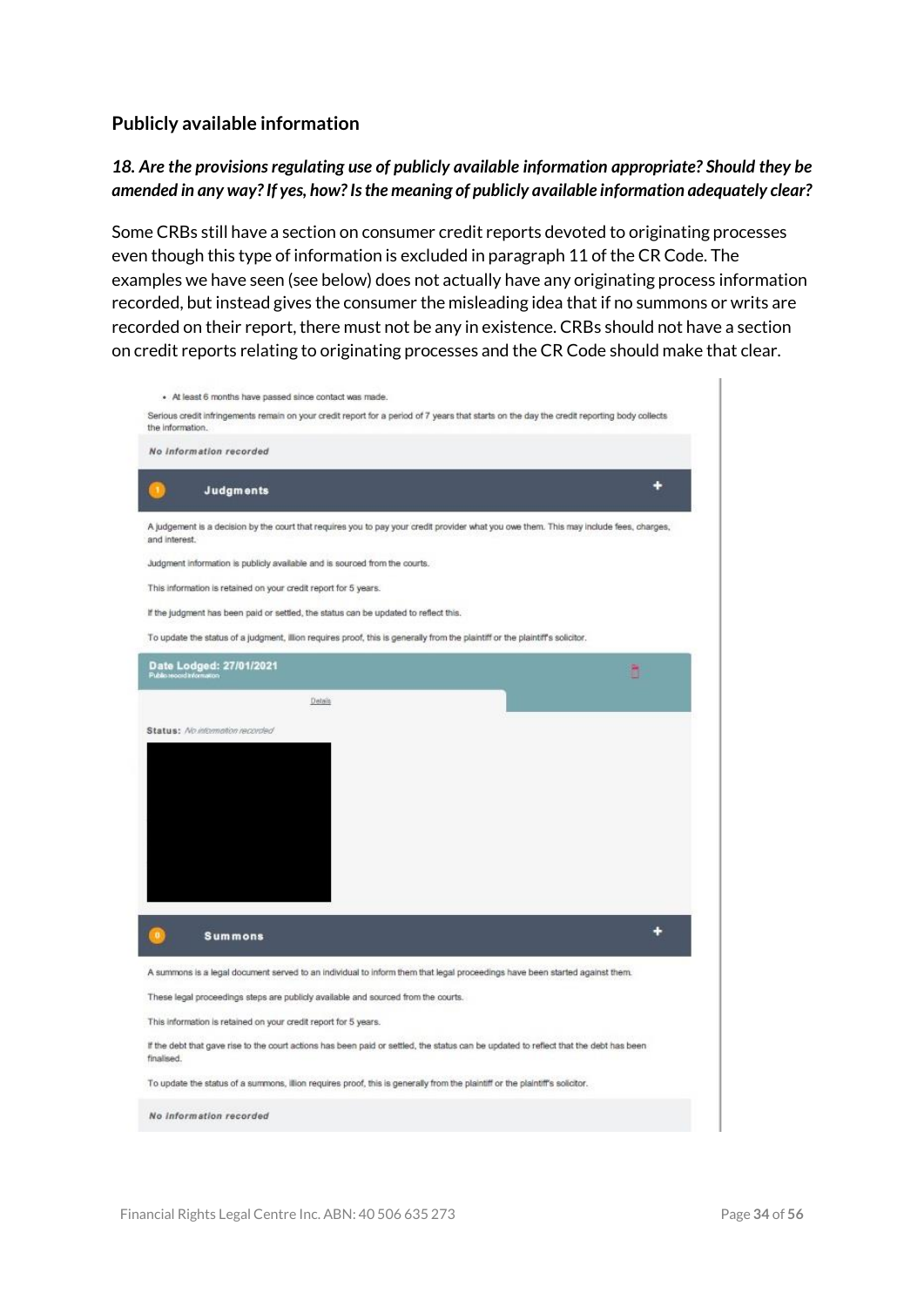## Publicly available information

***18. Are the provisions regulating use of publicly available information appropriate? Should they be amended in any way? If yes, how? Is the meaning of publicly available information adequately clear?***

Some CRBs still have a section on consumer credit reports devoted to originating processes even though this type of information is excluded in paragraph 11 of the CR Code. The examples we have seen (see below) does not actually have any originating process information recorded, but instead gives the consumer the misleading idea that if no summons or writs are recorded on their report, there must not be any in existence. CRBs should not have a section on credit reports relating to originating processes and the CR Code should make that clear.

- At least 6 months have passed since contact was made.

Serious credit infringements remain on your credit report for a period of 7 years that starts on the day the credit reporting body collects the information.

*No information recorded*

**Judgments**

A judgement is a decision by the court that requires you to pay your credit provider what you owe them. This may include fees, charges, and interest.

Judgment information is publicly available and is sourced from the courts.

This information is retained on your credit report for 5 years.

If the judgment has been paid or settled, the status can be updated to reflect this.

To update the status of a judgment, illion requires proof, this is generally from the plaintiff or the plaintiff's solicitor.

**Date Lodged: 27/01/2021**
Public record information

Details

**Status:** *No information recorded*

**Summons**

A summons is a legal document served to an individual to inform them that legal proceedings have been started against them.

These legal proceedings steps are publicly available and sourced from the courts.

This information is retained on your credit report for 5 years.

If the debt that gave rise to the court actions has been paid or settled, the status can be updated to reflect that the debt has been finalised.

To update the status of a summons, illion requires proof, this is generally from the plaintiff or the plaintiff's solicitor.

*No information recorded*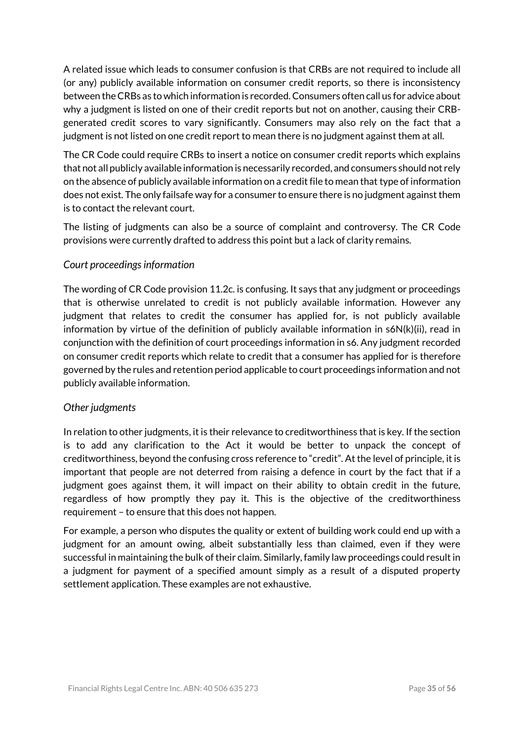A related issue which leads to consumer confusion is that CRBs are not required to include all (or any) publicly available information on consumer credit reports, so there is inconsistency between the CRBs as to which information is recorded. Consumers often call us for advice about why a judgment is listed on one of their credit reports but not on another, causing their CRB-generated credit scores to vary significantly. Consumers may also rely on the fact that a judgment is not listed on one credit report to mean there is no judgment against them at all.

The CR Code could require CRBs to insert a notice on consumer credit reports which explains that not all publicly available information is necessarily recorded, and consumers should not rely on the absence of publicly available information on a credit file to mean that type of information does not exist. The only failsafe way for a consumer to ensure there is no judgment against them is to contact the relevant court.

The listing of judgments can also be a source of complaint and controversy. The CR Code provisions were currently drafted to address this point but a lack of clarity remains.

*Court proceedings information*

The wording of CR Code provision 11.2c. is confusing. It says that any judgment or proceedings that is otherwise unrelated to credit is not publicly available information. However any judgment that relates to credit the consumer has applied for, is not publicly available information by virtue of the definition of publicly available information in s6N(k)(ii), read in conjunction with the definition of court proceedings information in s6. Any judgment recorded on consumer credit reports which relate to credit that a consumer has applied for is therefore governed by the rules and retention period applicable to court proceedings information and not publicly available information.

*Other judgments*

In relation to other judgments, it is their relevance to creditworthiness that is key. If the section is to add any clarification to the Act it would be better to unpack the concept of creditworthiness, beyond the confusing cross reference to "credit". At the level of principle, it is important that people are not deterred from raising a defence in court by the fact that if a judgment goes against them, it will impact on their ability to obtain credit in the future, regardless of how promptly they pay it. This is the objective of the creditworthiness requirement – to ensure that this does not happen.

For example, a person who disputes the quality or extent of building work could end up with a judgment for an amount owing, albeit substantially less than claimed, even if they were successful in maintaining the bulk of their claim. Similarly, family law proceedings could result in a judgment for payment of a specified amount simply as a result of a disputed property settlement application. These examples are not exhaustive.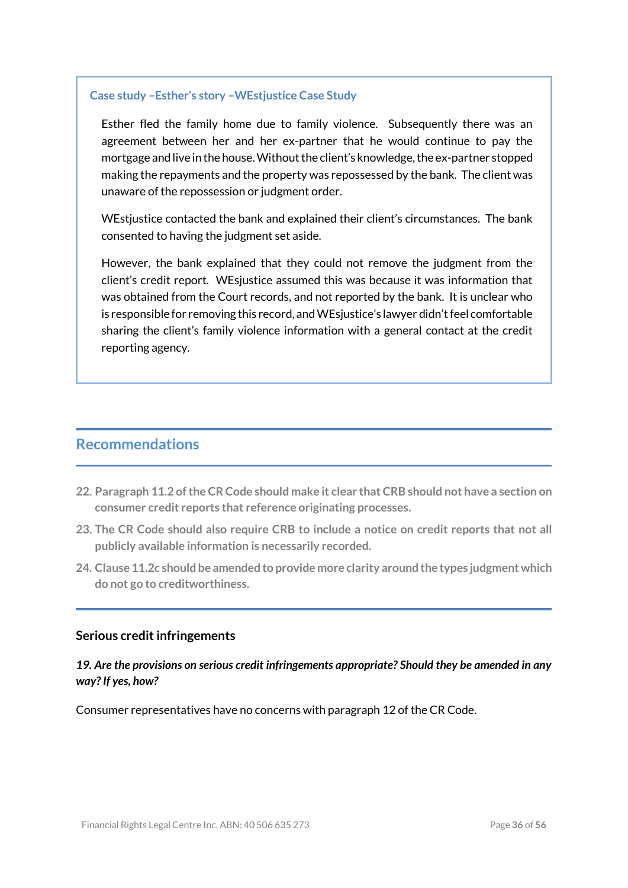**Case study –Esther's story –WEstjustice Case Study**

Esther fled the family home due to family violence. Subsequently there was an agreement between her and her ex-partner that he would continue to pay the mortgage and live in the house. Without the client's knowledge, the ex-partner stopped making the repayments and the property was repossessed by the bank. The client was unaware of the repossession or judgment order.

WEstjustice contacted the bank and explained their client's circumstances. The bank consented to having the judgment set aside.

However, the bank explained that they could not remove the judgment from the client's credit report. WEsjustice assumed this was because it was information that was obtained from the Court records, and not reported by the bank. It is unclear who is responsible for removing this record, and WEsjustice's lawyer didn't feel comfortable sharing the client's family violence information with a general contact at the credit reporting agency.

## Recommendations

22. **Paragraph 11.2 of the CR Code should make it clear that CRB should not have a section on consumer credit reports that reference originating processes.**
23. **The CR Code should also require CRB to include a notice on credit reports that not all publicly available information is necessarily recorded.**
24. **Clause 11.2c should be amended to provide more clarity around the types judgment which do not go to creditworthiness.**

### Serious credit infringements

***19. Are the provisions on serious credit infringements appropriate? Should they be amended in any way? If yes, how?***

Consumer representatives have no concerns with paragraph 12 of the CR Code.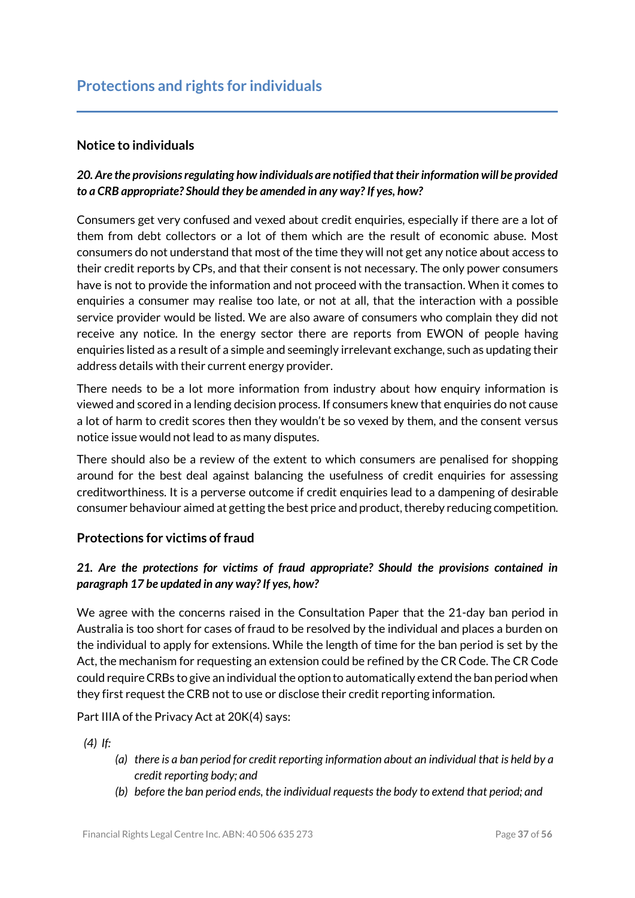## Protections and rights for individuals

### Notice to individuals

***20. Are the provisions regulating how individuals are notified that their information will be provided to a CRB appropriate? Should they be amended in any way? If yes, how?***

Consumers get very confused and vexed about credit enquiries, especially if there are a lot of them from debt collectors or a lot of them which are the result of economic abuse. Most consumers do not understand that most of the time they will not get any notice about access to their credit reports by CPs, and that their consent is not necessary. The only power consumers have is not to provide the information and not proceed with the transaction. When it comes to enquiries a consumer may realise too late, or not at all, that the interaction with a possible service provider would be listed. We are also aware of consumers who complain they did not receive any notice. In the energy sector there are reports from EWON of people having enquiries listed as a result of a simple and seemingly irrelevant exchange, such as updating their address details with their current energy provider.

There needs to be a lot more information from industry about how enquiry information is viewed and scored in a lending decision process. If consumers knew that enquiries do not cause a lot of harm to credit scores then they wouldn't be so vexed by them, and the consent versus notice issue would not lead to as many disputes.

There should also be a review of the extent to which consumers are penalised for shopping around for the best deal against balancing the usefulness of credit enquiries for assessing creditworthiness. It is a perverse outcome if credit enquiries lead to a dampening of desirable consumer behaviour aimed at getting the best price and product, thereby reducing competition.

### Protections for victims of fraud

***21. Are the protections for victims of fraud appropriate? Should the provisions contained in paragraph 17 be updated in any way? If yes, how?***

We agree with the concerns raised in the Consultation Paper that the 21-day ban period in Australia is too short for cases of fraud to be resolved by the individual and places a burden on the individual to apply for extensions. While the length of time for the ban period is set by the Act, the mechanism for requesting an extension could be refined by the CR Code. The CR Code could require CRBs to give an individual the option to automatically extend the ban period when they first request the CRB not to use or disclose their credit reporting information.

Part IIIA of the Privacy Act at 20K(4) says:

*(4) If:*

> *(a) there is a ban period for credit reporting information about an individual that is held by a credit reporting body; and*
>
> *(b) before the ban period ends, the individual requests the body to extend that period; and*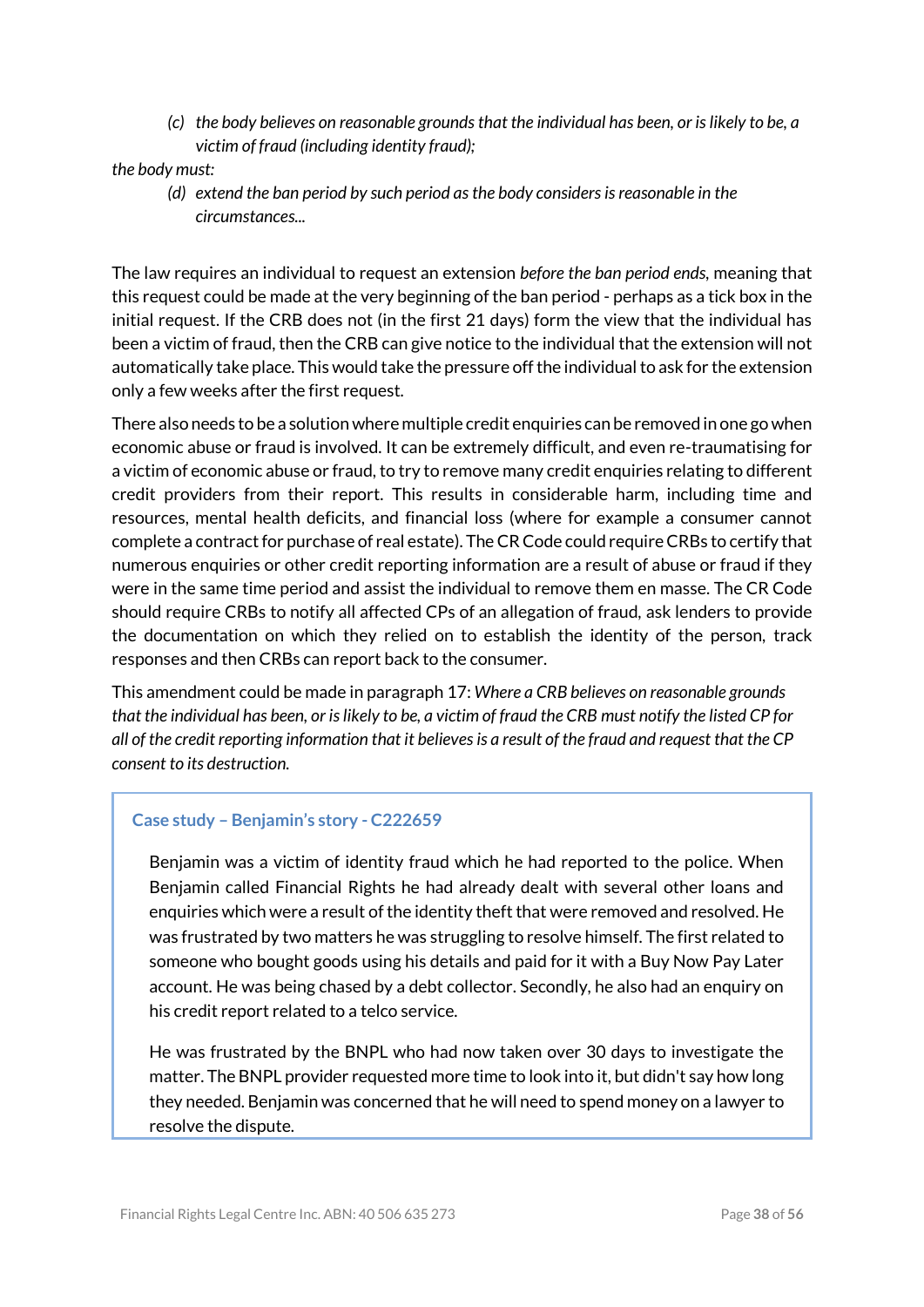> *(c) the body believes on reasonable grounds that the individual has been, or is likely to be, a victim of fraud (including identity fraud);*

*the body must:*

> *(d) extend the ban period by such period as the body considers is reasonable in the circumstances...*

The law requires an individual to request an extension *before the ban period ends,* meaning that this request could be made at the very beginning of the ban period - perhaps as a tick box in the initial request. If the CRB does not (in the first 21 days) form the view that the individual has been a victim of fraud, then the CRB can give notice to the individual that the extension will not automatically take place. This would take the pressure off the individual to ask for the extension only a few weeks after the first request.

There also needs to be a solution where multiple credit enquiries can be removed in one go when economic abuse or fraud is involved. It can be extremely difficult, and even re-traumatising for a victim of economic abuse or fraud, to try to remove many credit enquiries relating to different credit providers from their report. This results in considerable harm, including time and resources, mental health deficits, and financial loss (where for example a consumer cannot complete a contract for purchase of real estate). The CR Code could require CRBs to certify that numerous enquiries or other credit reporting information are a result of abuse or fraud if they were in the same time period and assist the individual to remove them en masse. The CR Code should require CRBs to notify all affected CPs of an allegation of fraud, ask lenders to provide the documentation on which they relied on to establish the identity of the person, track responses and then CRBs can report back to the consumer.

This amendment could be made in paragraph 17: *Where a CRB believes on reasonable grounds that the individual has been, or is likely to be, a victim of fraud the CRB must notify the listed CP for all of the credit reporting information that it believes is a result of the fraud and request that the CP consent to its destruction.*

**Case study – Benjamin's story - C222659**

Benjamin was a victim of identity fraud which he had reported to the police. When Benjamin called Financial Rights he had already dealt with several other loans and enquiries which were a result of the identity theft that were removed and resolved. He was frustrated by two matters he was struggling to resolve himself. The first related to someone who bought goods using his details and paid for it with a Buy Now Pay Later account. He was being chased by a debt collector. Secondly, he also had an enquiry on his credit report related to a telco service.

He was frustrated by the BNPL who had now taken over 30 days to investigate the matter. The BNPL provider requested more time to look into it, but didn't say how long they needed. Benjamin was concerned that he will need to spend money on a lawyer to resolve the dispute.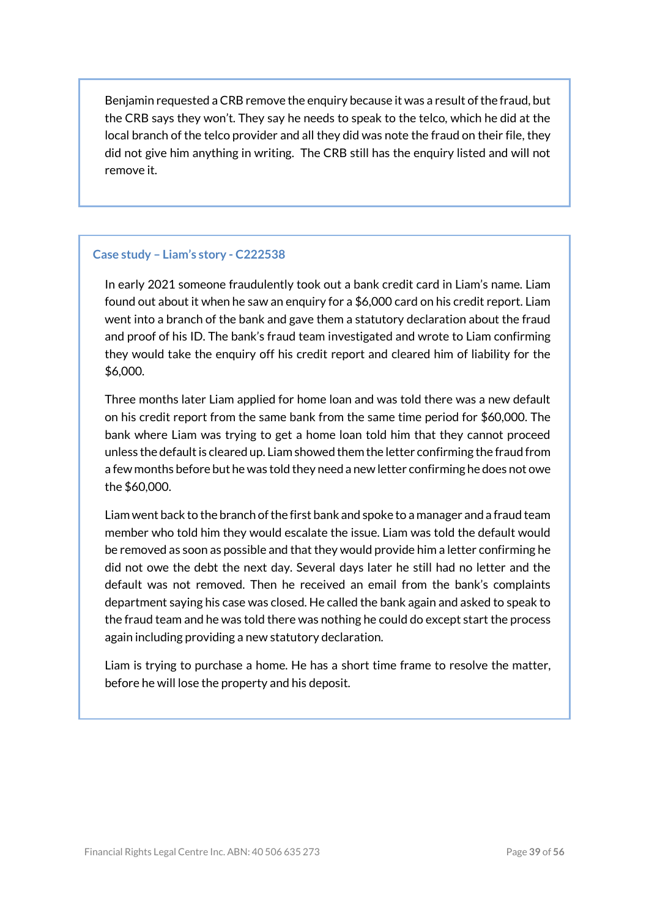Benjamin requested a CRB remove the enquiry because it was a result of the fraud, but the CRB says they won't. They say he needs to speak to the telco, which he did at the local branch of the telco provider and all they did was note the fraud on their file, they did not give him anything in writing. The CRB still has the enquiry listed and will not remove it.

### Case study – Liam's story - C222538

In early 2021 someone fraudulently took out a bank credit card in Liam's name. Liam found out about it when he saw an enquiry for a $6,000 card on his credit report. Liam went into a branch of the bank and gave them a statutory declaration about the fraud and proof of his ID. The bank's fraud team investigated and wrote to Liam confirming they would take the enquiry off his credit report and cleared him of liability for the $6,000.

Three months later Liam applied for home loan and was told there was a new default on his credit report from the same bank from the same time period for $60,000. The bank where Liam was trying to get a home loan told him that they cannot proceed unless the default is cleared up. Liam showed them the letter confirming the fraud from a few months before but he was told they need a new letter confirming he does not owe the $60,000.

Liam went back to the branch of the first bank and spoke to a manager and a fraud team member who told him they would escalate the issue. Liam was told the default would be removed as soon as possible and that they would provide him a letter confirming he did not owe the debt the next day. Several days later he still had no letter and the default was not removed. Then he received an email from the bank's complaints department saying his case was closed. He called the bank again and asked to speak to the fraud team and he was told there was nothing he could do except start the process again including providing a new statutory declaration.

Liam is trying to purchase a home. He has a short time frame to resolve the matter, before he will lose the property and his deposit.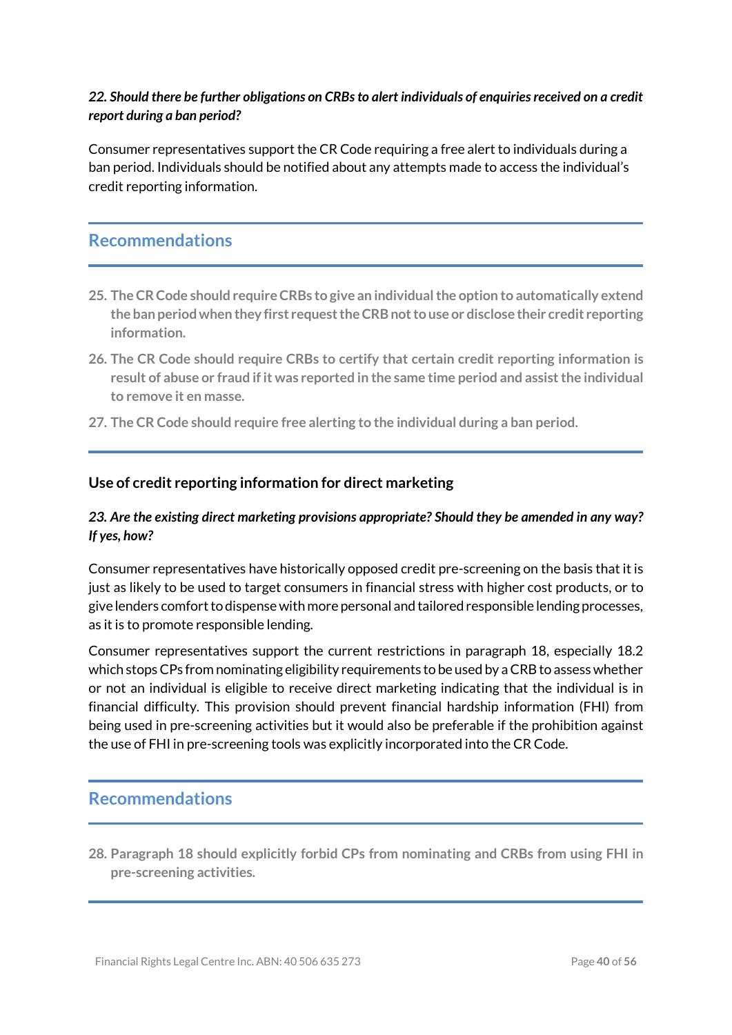***22. Should there be further obligations on CRBs to alert individuals of enquiries received on a credit report during a ban period?***

Consumer representatives support the CR Code requiring a free alert to individuals during a ban period. Individuals should be notified about any attempts made to access the individual's credit reporting information.

## Recommendations

25. **The CR Code should require CRBs to give an individual the option to automatically extend the ban period when they first request the CRB not to use or disclose their credit reporting information.**
26. **The CR Code should require CRBs to certify that certain credit reporting information is result of abuse or fraud if it was reported in the same time period and assist the individual to remove it en masse.**
27. **The CR Code should require free alerting to the individual during a ban period.**

### Use of credit reporting information for direct marketing

***23. Are the existing direct marketing provisions appropriate? Should they be amended in any way? If yes, how?***

Consumer representatives have historically opposed credit pre-screening on the basis that it is just as likely to be used to target consumers in financial stress with higher cost products, or to give lenders comfort to dispense with more personal and tailored responsible lending processes, as it is to promote responsible lending.

Consumer representatives support the current restrictions in paragraph 18, especially 18.2 which stops CPs from nominating eligibility requirements to be used by a CRB to assess whether or not an individual is eligible to receive direct marketing indicating that the individual is in financial difficulty. This provision should prevent financial hardship information (FHI) from being used in pre-screening activities but it would also be preferable if the prohibition against the use of FHI in pre-screening tools was explicitly incorporated into the CR Code.

## Recommendations

28. **Paragraph 18 should explicitly forbid CPs from nominating and CRBs from using FHI in pre-screening activities.**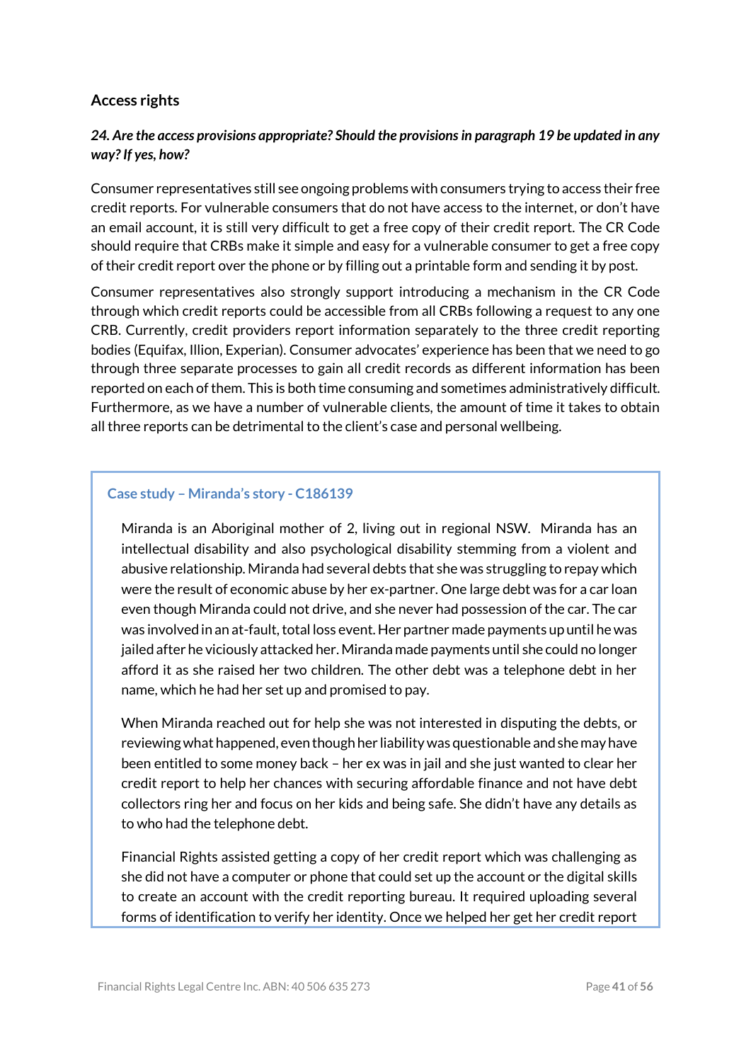## Access rights

***24. Are the access provisions appropriate? Should the provisions in paragraph 19 be updated in any way? If yes, how?***

Consumer representatives still see ongoing problems with consumers trying to access their free credit reports. For vulnerable consumers that do not have access to the internet, or don't have an email account, it is still very difficult to get a free copy of their credit report. The CR Code should require that CRBs make it simple and easy for a vulnerable consumer to get a free copy of their credit report over the phone or by filling out a printable form and sending it by post.

Consumer representatives also strongly support introducing a mechanism in the CR Code through which credit reports could be accessible from all CRBs following a request to any one CRB. Currently, credit providers report information separately to the three credit reporting bodies (Equifax, Illion, Experian). Consumer advocates' experience has been that we need to go through three separate processes to gain all credit records as different information has been reported on each of them. This is both time consuming and sometimes administratively difficult. Furthermore, as we have a number of vulnerable clients, the amount of time it takes to obtain all three reports can be detrimental to the client's case and personal wellbeing.

### Case study – Miranda's story - C186139

Miranda is an Aboriginal mother of 2, living out in regional NSW. Miranda has an intellectual disability and also psychological disability stemming from a violent and abusive relationship. Miranda had several debts that she was struggling to repay which were the result of economic abuse by her ex-partner. One large debt was for a car loan even though Miranda could not drive, and she never had possession of the car. The car was involved in an at-fault, total loss event. Her partner made payments up until he was jailed after he viciously attacked her. Miranda made payments until she could no longer afford it as she raised her two children. The other debt was a telephone debt in her name, which he had her set up and promised to pay.

When Miranda reached out for help she was not interested in disputing the debts, or reviewing what happened, even though her liability was questionable and she may have been entitled to some money back – her ex was in jail and she just wanted to clear her credit report to help her chances with securing affordable finance and not have debt collectors ring her and focus on her kids and being safe. She didn't have any details as to who had the telephone debt.

Financial Rights assisted getting a copy of her credit report which was challenging as she did not have a computer or phone that could set up the account or the digital skills to create an account with the credit reporting bureau. It required uploading several forms of identification to verify her identity. Once we helped her get her credit report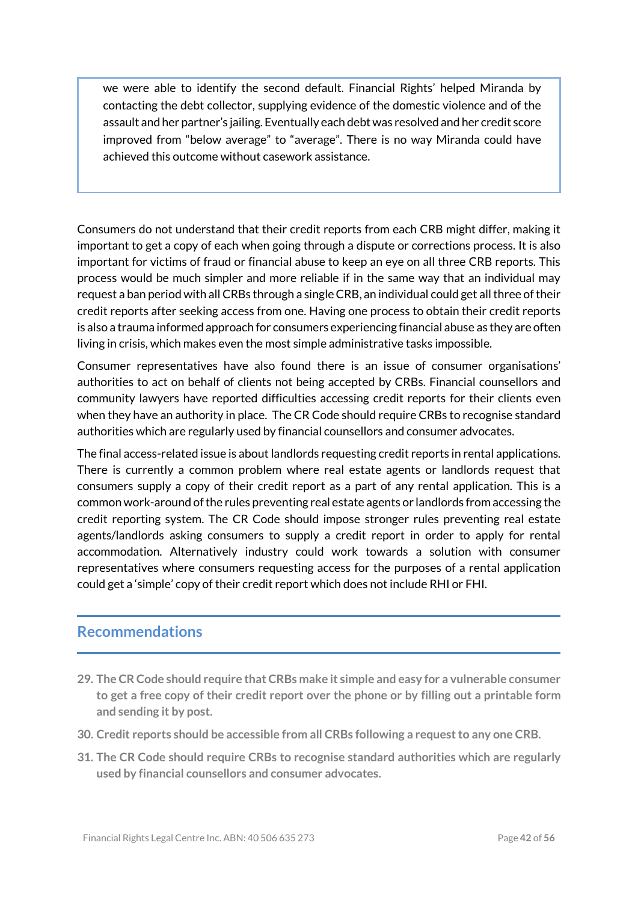we were able to identify the second default. Financial Rights' helped Miranda by contacting the debt collector, supplying evidence of the domestic violence and of the assault and her partner's jailing. Eventually each debt was resolved and her credit score improved from "below average" to "average". There is no way Miranda could have achieved this outcome without casework assistance.

Consumers do not understand that their credit reports from each CRB might differ, making it important to get a copy of each when going through a dispute or corrections process. It is also important for victims of fraud or financial abuse to keep an eye on all three CRB reports. This process would be much simpler and more reliable if in the same way that an individual may request a ban period with all CRBs through a single CRB, an individual could get all three of their credit reports after seeking access from one. Having one process to obtain their credit reports is also a trauma informed approach for consumers experiencing financial abuse as they are often living in crisis, which makes even the most simple administrative tasks impossible.

Consumer representatives have also found there is an issue of consumer organisations' authorities to act on behalf of clients not being accepted by CRBs. Financial counsellors and community lawyers have reported difficulties accessing credit reports for their clients even when they have an authority in place. The CR Code should require CRBs to recognise standard authorities which are regularly used by financial counsellors and consumer advocates.

The final access-related issue is about landlords requesting credit reports in rental applications. There is currently a common problem where real estate agents or landlords request that consumers supply a copy of their credit report as a part of any rental application. This is a common work-around of the rules preventing real estate agents or landlords from accessing the credit reporting system. The CR Code should impose stronger rules preventing real estate agents/landlords asking consumers to supply a credit report in order to apply for rental accommodation. Alternatively industry could work towards a solution with consumer representatives where consumers requesting access for the purposes of a rental application could get a 'simple' copy of their credit report which does not include RHI or FHI.

## Recommendations

29. **The CR Code should require that CRBs make it simple and easy for a vulnerable consumer to get a free copy of their credit report over the phone or by filling out a printable form and sending it by post.**
30. **Credit reports should be accessible from all CRBs following a request to any one CRB.**
31. **The CR Code should require CRBs to recognise standard authorities which are regularly used by financial counsellors and consumer advocates.**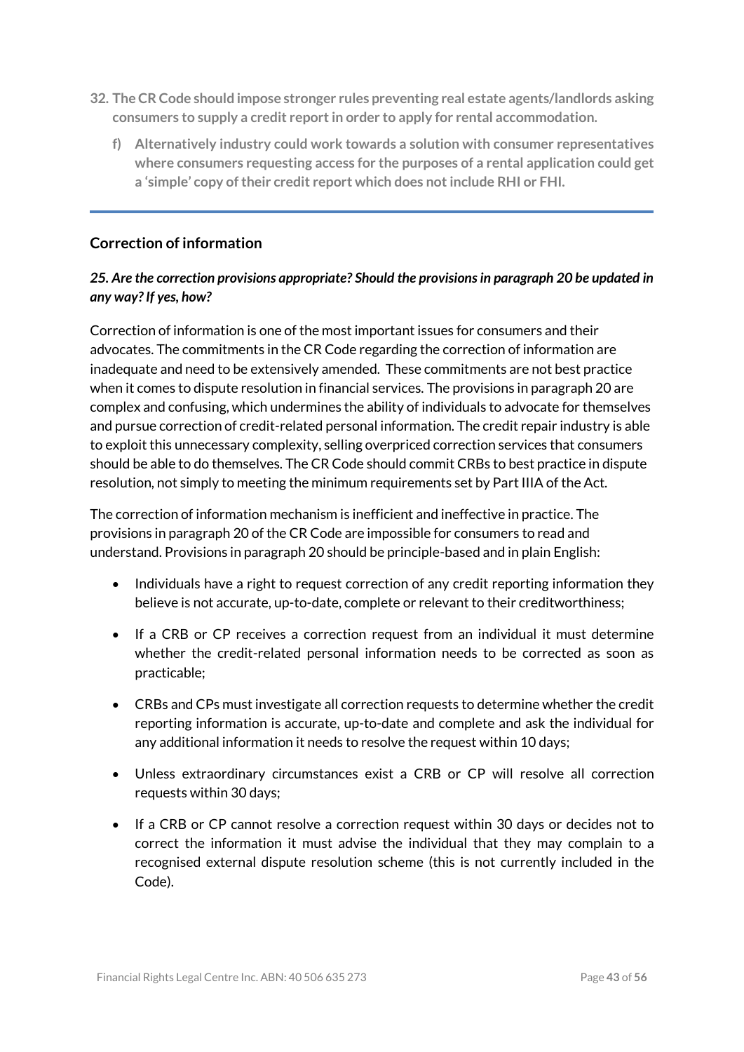**32. The CR Code should impose stronger rules preventing real estate agents/landlords asking consumers to supply a credit report in order to apply for rental accommodation.**

**f) Alternatively industry could work towards a solution with consumer representatives where consumers requesting access for the purposes of a rental application could get a 'simple' copy of their credit report which does not include RHI or FHI.**

---

## Correction of information

***25. Are the correction provisions appropriate? Should the provisions in paragraph 20 be updated in any way? If yes, how?***

Correction of information is one of the most important issues for consumers and their advocates. The commitments in the CR Code regarding the correction of information are inadequate and need to be extensively amended. These commitments are not best practice when it comes to dispute resolution in financial services. The provisions in paragraph 20 are complex and confusing, which undermines the ability of individuals to advocate for themselves and pursue correction of credit-related personal information. The credit repair industry is able to exploit this unnecessary complexity, selling overpriced correction services that consumers should be able to do themselves. The CR Code should commit CRBs to best practice in dispute resolution, not simply to meeting the minimum requirements set by Part IIIA of the Act.

The correction of information mechanism is inefficient and ineffective in practice. The provisions in paragraph 20 of the CR Code are impossible for consumers to read and understand. Provisions in paragraph 20 should be principle-based and in plain English:

- Individuals have a right to request correction of any credit reporting information they believe is not accurate, up-to-date, complete or relevant to their creditworthiness;
- If a CRB or CP receives a correction request from an individual it must determine whether the credit-related personal information needs to be corrected as soon as practicable;
- CRBs and CPs must investigate all correction requests to determine whether the credit reporting information is accurate, up-to-date and complete and ask the individual for any additional information it needs to resolve the request within 10 days;
- Unless extraordinary circumstances exist a CRB or CP will resolve all correction requests within 30 days;
- If a CRB or CP cannot resolve a correction request within 30 days or decides not to correct the information it must advise the individual that they may complain to a recognised external dispute resolution scheme (this is not currently included in the Code).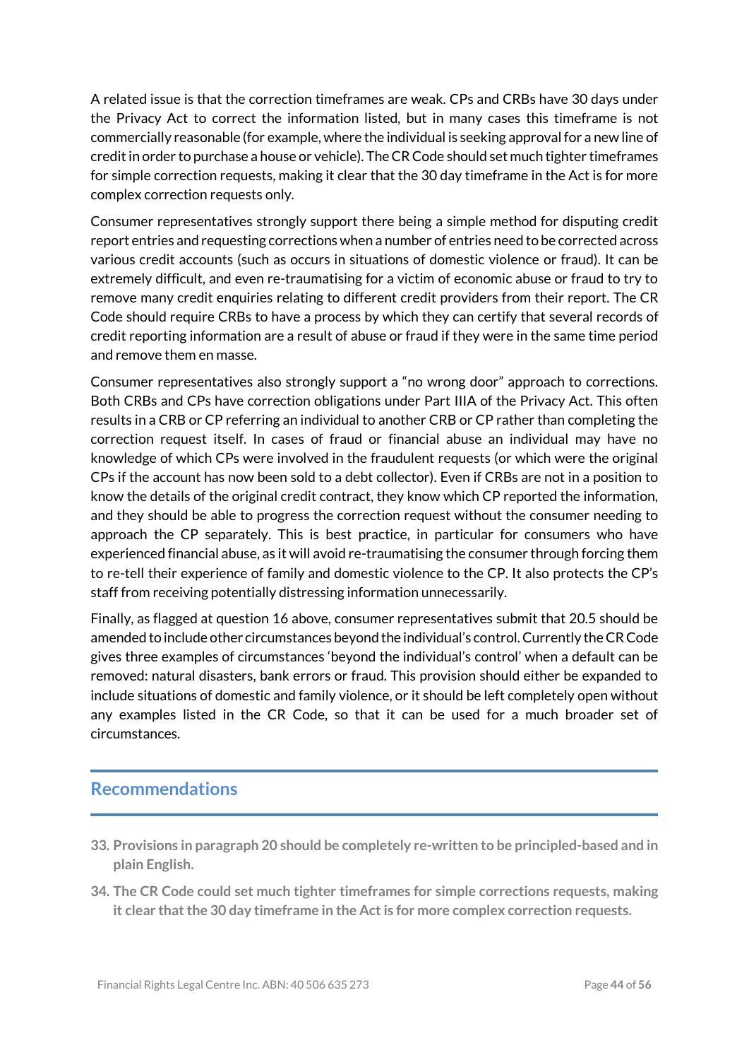A related issue is that the correction timeframes are weak. CPs and CRBs have 30 days under the Privacy Act to correct the information listed, but in many cases this timeframe is not commercially reasonable (for example, where the individual is seeking approval for a new line of credit in order to purchase a house or vehicle). The CR Code should set much tighter timeframes for simple correction requests, making it clear that the 30 day timeframe in the Act is for more complex correction requests only.

Consumer representatives strongly support there being a simple method for disputing credit report entries and requesting corrections when a number of entries need to be corrected across various credit accounts (such as occurs in situations of domestic violence or fraud). It can be extremely difficult, and even re-traumatising for a victim of economic abuse or fraud to try to remove many credit enquiries relating to different credit providers from their report. The CR Code should require CRBs to have a process by which they can certify that several records of credit reporting information are a result of abuse or fraud if they were in the same time period and remove them en masse.

Consumer representatives also strongly support a "no wrong door" approach to corrections. Both CRBs and CPs have correction obligations under Part IIIA of the Privacy Act. This often results in a CRB or CP referring an individual to another CRB or CP rather than completing the correction request itself. In cases of fraud or financial abuse an individual may have no knowledge of which CPs were involved in the fraudulent requests (or which were the original CPs if the account has now been sold to a debt collector). Even if CRBs are not in a position to know the details of the original credit contract, they know which CP reported the information, and they should be able to progress the correction request without the consumer needing to approach the CP separately. This is best practice, in particular for consumers who have experienced financial abuse, as it will avoid re-traumatising the consumer through forcing them to re-tell their experience of family and domestic violence to the CP. It also protects the CP's staff from receiving potentially distressing information unnecessarily.

Finally, as flagged at question 16 above, consumer representatives submit that 20.5 should be amended to include other circumstances beyond the individual's control. Currently the CR Code gives three examples of circumstances 'beyond the individual's control' when a default can be removed: natural disasters, bank errors or fraud. This provision should either be expanded to include situations of domestic and family violence, or it should be left completely open without any examples listed in the CR Code, so that it can be used for a much broader set of circumstances.

## Recommendations

33. **Provisions in paragraph 20 should be completely re-written to be principled-based and in plain English.**
34. **The CR Code could set much tighter timeframes for simple corrections requests, making it clear that the 30 day timeframe in the Act is for more complex correction requests.**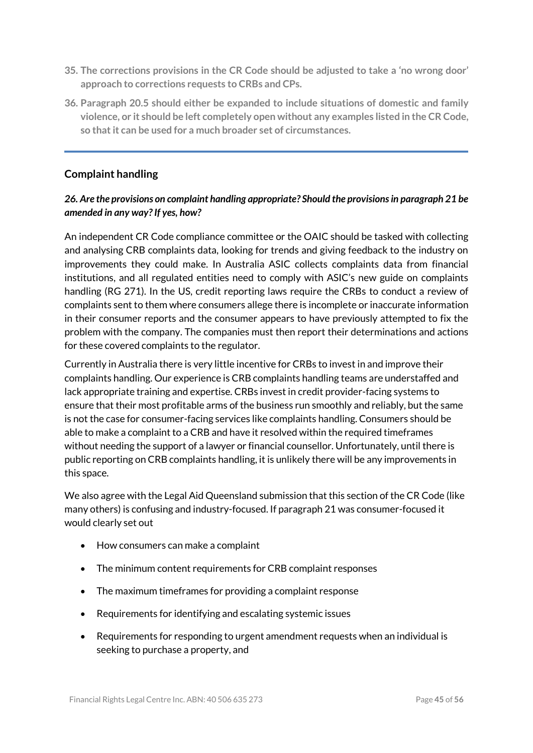35. **The corrections provisions in the CR Code should be adjusted to take a 'no wrong door' approach to corrections requests to CRBs and CPs.**

36. **Paragraph 20.5 should either be expanded to include situations of domestic and family violence, or it should be left completely open without any examples listed in the CR Code, so that it can be used for a much broader set of circumstances.**

---

## Complaint handling

***26. Are the provisions on complaint handling appropriate? Should the provisions in paragraph 21 be amended in any way? If yes, how?***

An independent CR Code compliance committee or the OAIC should be tasked with collecting and analysing CRB complaints data, looking for trends and giving feedback to the industry on improvements they could make. In Australia ASIC collects complaints data from financial institutions, and all regulated entities need to comply with ASIC's new guide on complaints handling (RG 271). In the US, credit reporting laws require the CRBs to conduct a review of complaints sent to them where consumers allege there is incomplete or inaccurate information in their consumer reports and the consumer appears to have previously attempted to fix the problem with the company. The companies must then report their determinations and actions for these covered complaints to the regulator.

Currently in Australia there is very little incentive for CRBs to invest in and improve their complaints handling. Our experience is CRB complaints handling teams are understaffed and lack appropriate training and expertise. CRBs invest in credit provider-facing systems to ensure that their most profitable arms of the business run smoothly and reliably, but the same is not the case for consumer-facing services like complaints handling. Consumers should be able to make a complaint to a CRB and have it resolved within the required timeframes without needing the support of a lawyer or financial counsellor. Unfortunately, until there is public reporting on CRB complaints handling, it is unlikely there will be any improvements in this space.

We also agree with the Legal Aid Queensland submission that this section of the CR Code (like many others) is confusing and industry-focused. If paragraph 21 was consumer-focused it would clearly set out

- How consumers can make a complaint
- The minimum content requirements for CRB complaint responses
- The maximum timeframes for providing a complaint response
- Requirements for identifying and escalating systemic issues
- Requirements for responding to urgent amendment requests when an individual is seeking to purchase a property, and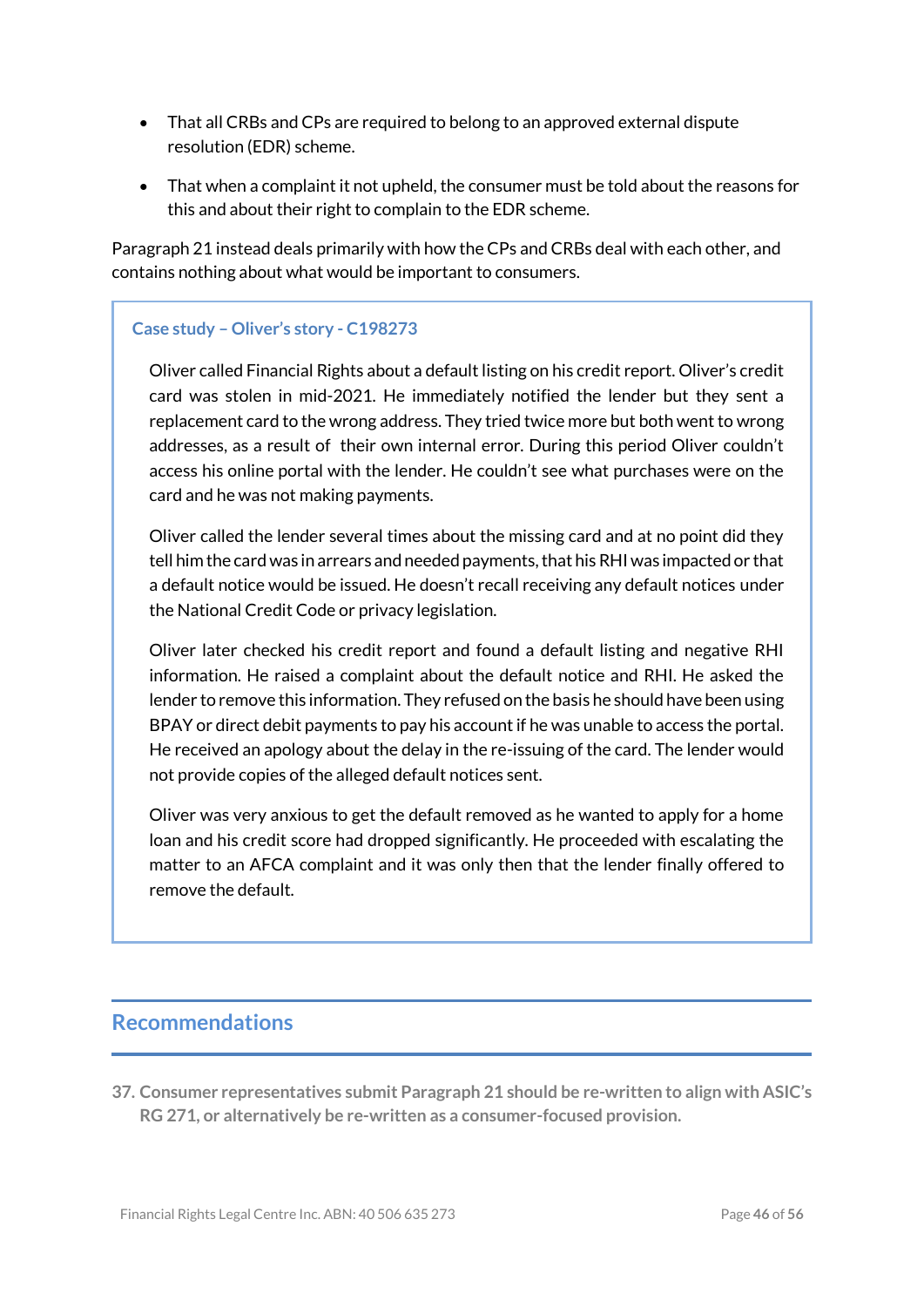- That all CRBs and CPs are required to belong to an approved external dispute resolution (EDR) scheme.
- That when a complaint it not upheld, the consumer must be told about the reasons for this and about their right to complain to the EDR scheme.

Paragraph 21 instead deals primarily with how the CPs and CRBs deal with each other, and contains nothing about what would be important to consumers.

> **Case study – Oliver's story - C198273**
>
> Oliver called Financial Rights about a default listing on his credit report. Oliver's credit card was stolen in mid-2021. He immediately notified the lender but they sent a replacement card to the wrong address. They tried twice more but both went to wrong addresses, as a result of their own internal error. During this period Oliver couldn't access his online portal with the lender. He couldn't see what purchases were on the card and he was not making payments.
>
> Oliver called the lender several times about the missing card and at no point did they tell him the card was in arrears and needed payments, that his RHI was impacted or that a default notice would be issued. He doesn't recall receiving any default notices under the National Credit Code or privacy legislation.
>
> Oliver later checked his credit report and found a default listing and negative RHI information. He raised a complaint about the default notice and RHI. He asked the lender to remove this information. They refused on the basis he should have been using BPAY or direct debit payments to pay his account if he was unable to access the portal. He received an apology about the delay in the re-issuing of the card. The lender would not provide copies of the alleged default notices sent.
>
> Oliver was very anxious to get the default removed as he wanted to apply for a home loan and his credit score had dropped significantly. He proceeded with escalating the matter to an AFCA complaint and it was only then that the lender finally offered to remove the default.

## Recommendations

37. **Consumer representatives submit Paragraph 21 should be re-written to align with ASIC's RG 271, or alternatively be re-written as a consumer-focused provision.**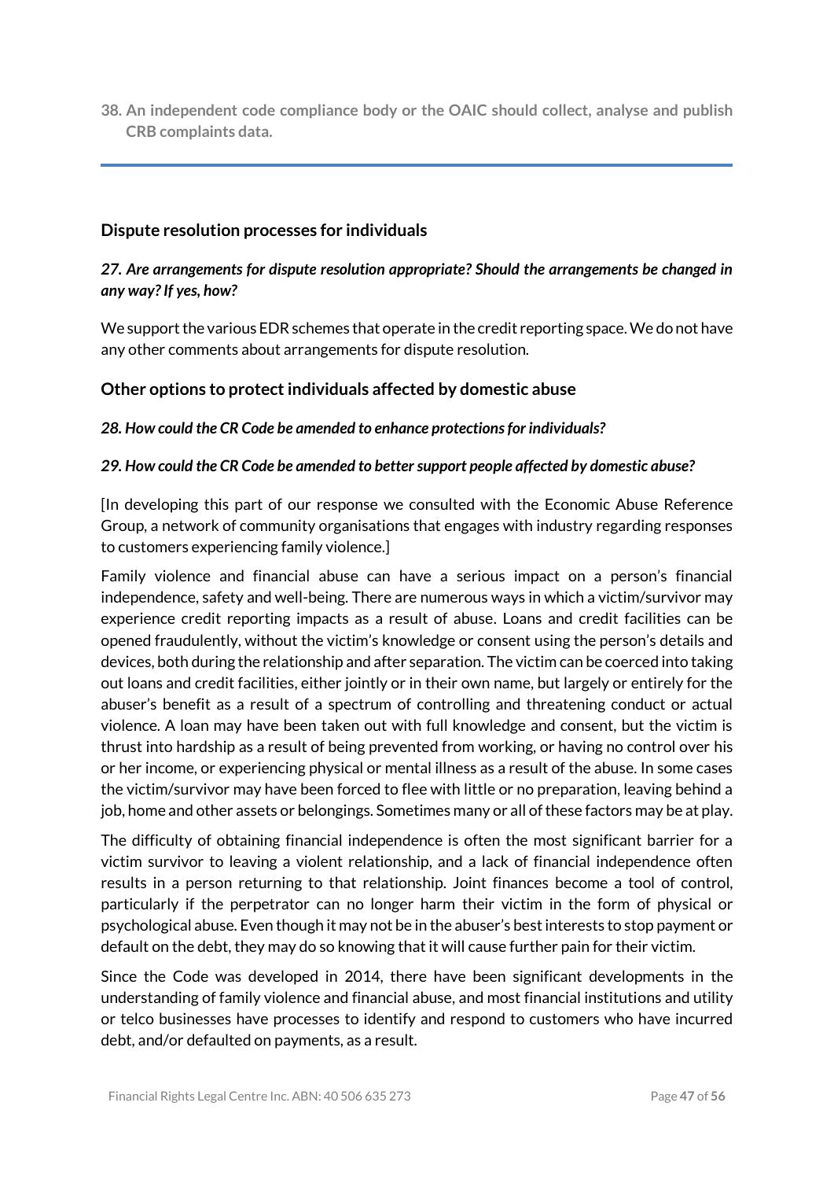**38. An independent code compliance body or the OAIC should collect, analyse and publish CRB complaints data.**

---

## Dispute resolution processes for individuals

***27. Are arrangements for dispute resolution appropriate? Should the arrangements be changed in any way? If yes, how?***

We support the various EDR schemes that operate in the credit reporting space. We do not have any other comments about arrangements for dispute resolution.

## Other options to protect individuals affected by domestic abuse

***28. How could the CR Code be amended to enhance protections for individuals?***

***29. How could the CR Code be amended to better support people affected by domestic abuse?***

[In developing this part of our response we consulted with the Economic Abuse Reference Group, a network of community organisations that engages with industry regarding responses to customers experiencing family violence.]

Family violence and financial abuse can have a serious impact on a person's financial independence, safety and well-being. There are numerous ways in which a victim/survivor may experience credit reporting impacts as a result of abuse. Loans and credit facilities can be opened fraudulently, without the victim's knowledge or consent using the person's details and devices, both during the relationship and after separation. The victim can be coerced into taking out loans and credit facilities, either jointly or in their own name, but largely or entirely for the abuser's benefit as a result of a spectrum of controlling and threatening conduct or actual violence. A loan may have been taken out with full knowledge and consent, but the victim is thrust into hardship as a result of being prevented from working, or having no control over his or her income, or experiencing physical or mental illness as a result of the abuse. In some cases the victim/survivor may have been forced to flee with little or no preparation, leaving behind a job, home and other assets or belongings. Sometimes many or all of these factors may be at play.

The difficulty of obtaining financial independence is often the most significant barrier for a victim survivor to leaving a violent relationship, and a lack of financial independence often results in a person returning to that relationship. Joint finances become a tool of control, particularly if the perpetrator can no longer harm their victim in the form of physical or psychological abuse. Even though it may not be in the abuser's best interests to stop payment or default on the debt, they may do so knowing that it will cause further pain for their victim.

Since the Code was developed in 2014, there have been significant developments in the understanding of family violence and financial abuse, and most financial institutions and utility or telco businesses have processes to identify and respond to customers who have incurred debt, and/or defaulted on payments, as a result.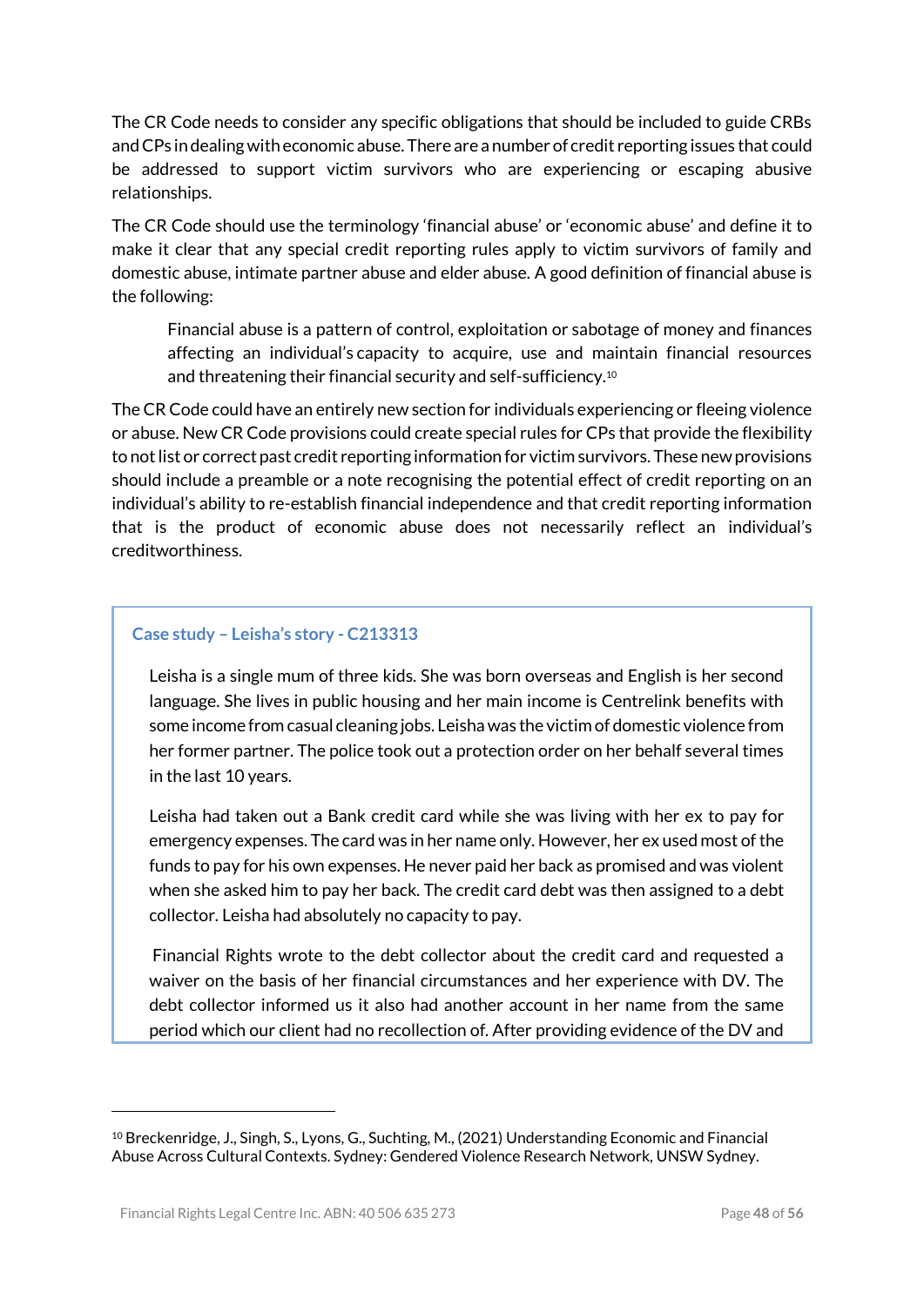The CR Code needs to consider any specific obligations that should be included to guide CRBs and CPs in dealing with economic abuse. There are a number of credit reporting issues that could be addressed to support victim survivors who are experiencing or escaping abusive relationships.

The CR Code should use the terminology 'financial abuse' or 'economic abuse' and define it to make it clear that any special credit reporting rules apply to victim survivors of family and domestic abuse, intimate partner abuse and elder abuse. A good definition of financial abuse is the following:

> Financial abuse is a pattern of control, exploitation or sabotage of money and finances affecting an individual's capacity to acquire, use and maintain financial resources and threatening their financial security and self-sufficiency.[10]

The CR Code could have an entirely new section for individuals experiencing or fleeing violence or abuse. New CR Code provisions could create special rules for CPs that provide the flexibility to not list or correct past credit reporting information for victim survivors. These new provisions should include a preamble or a note recognising the potential effect of credit reporting on an individual's ability to re-establish financial independence and that credit reporting information that is the product of economic abuse does not necessarily reflect an individual's creditworthiness.

### Case study – Leisha's story - C213313

Leisha is a single mum of three kids. She was born overseas and English is her second language. She lives in public housing and her main income is Centrelink benefits with some income from casual cleaning jobs. Leisha was the victim of domestic violence from her former partner. The police took out a protection order on her behalf several times in the last 10 years.

Leisha had taken out a Bank credit card while she was living with her ex to pay for emergency expenses. The card was in her name only. However, her ex used most of the funds to pay for his own expenses. He never paid her back as promised and was violent when she asked him to pay her back. The credit card debt was then assigned to a debt collector. Leisha had absolutely no capacity to pay.

Financial Rights wrote to the debt collector about the credit card and requested a waiver on the basis of her financial circumstances and her experience with DV. The debt collector informed us it also had another account in her name from the same period which our client had no recollection of. After providing evidence of the DV and

---

[10] Breckenridge, J., Singh, S., Lyons, G., Suchting, M., (2021) Understanding Economic and Financial Abuse Across Cultural Contexts. Sydney: Gendered Violence Research Network, UNSW Sydney.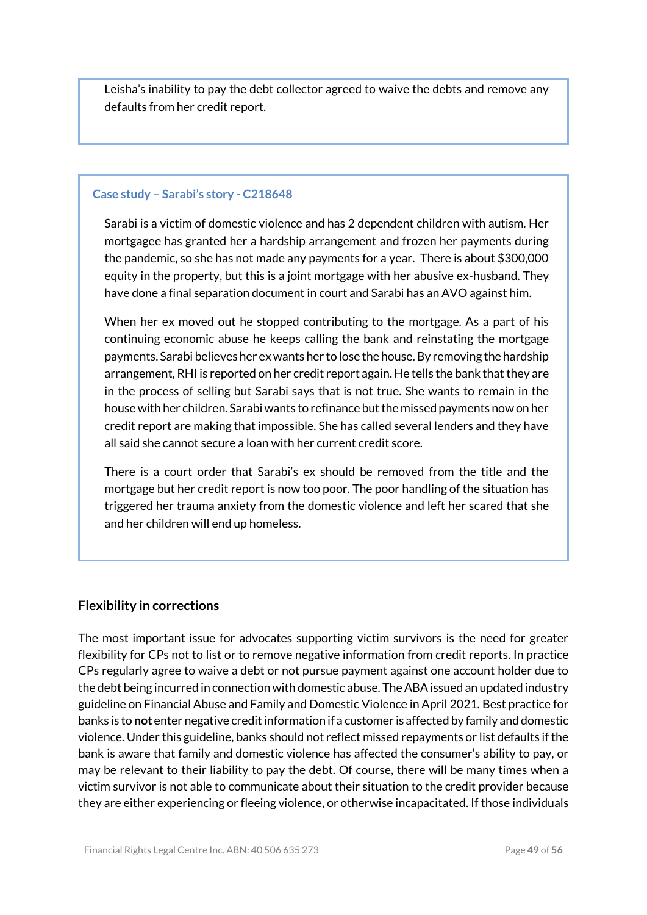Leisha's inability to pay the debt collector agreed to waive the debts and remove any defaults from her credit report.

**Case study – Sarabi's story - C218648**

Sarabi is a victim of domestic violence and has 2 dependent children with autism. Her mortgagee has granted her a hardship arrangement and frozen her payments during the pandemic, so she has not made any payments for a year. There is about $300,000 equity in the property, but this is a joint mortgage with her abusive ex-husband. They have done a final separation document in court and Sarabi has an AVO against him.

When her ex moved out he stopped contributing to the mortgage. As a part of his continuing economic abuse he keeps calling the bank and reinstating the mortgage payments. Sarabi believes her ex wants her to lose the house. By removing the hardship arrangement, RHI is reported on her credit report again. He tells the bank that they are in the process of selling but Sarabi says that is not true. She wants to remain in the house with her children. Sarabi wants to refinance but the missed payments now on her credit report are making that impossible. She has called several lenders and they have all said she cannot secure a loan with her current credit score.

There is a court order that Sarabi's ex should be removed from the title and the mortgage but her credit report is now too poor. The poor handling of the situation has triggered her trauma anxiety from the domestic violence and left her scared that she and her children will end up homeless.

### Flexibility in corrections

The most important issue for advocates supporting victim survivors is the need for greater flexibility for CPs not to list or to remove negative information from credit reports. In practice CPs regularly agree to waive a debt or not pursue payment against one account holder due to the debt being incurred in connection with domestic abuse. The ABA issued an updated industry guideline on Financial Abuse and Family and Domestic Violence in April 2021. Best practice for banks is to **not** enter negative credit information if a customer is affected by family and domestic violence. Under this guideline, banks should not reflect missed repayments or list defaults if the bank is aware that family and domestic violence has affected the consumer's ability to pay, or may be relevant to their liability to pay the debt. Of course, there will be many times when a victim survivor is not able to communicate about their situation to the credit provider because they are either experiencing or fleeing violence, or otherwise incapacitated. If those individuals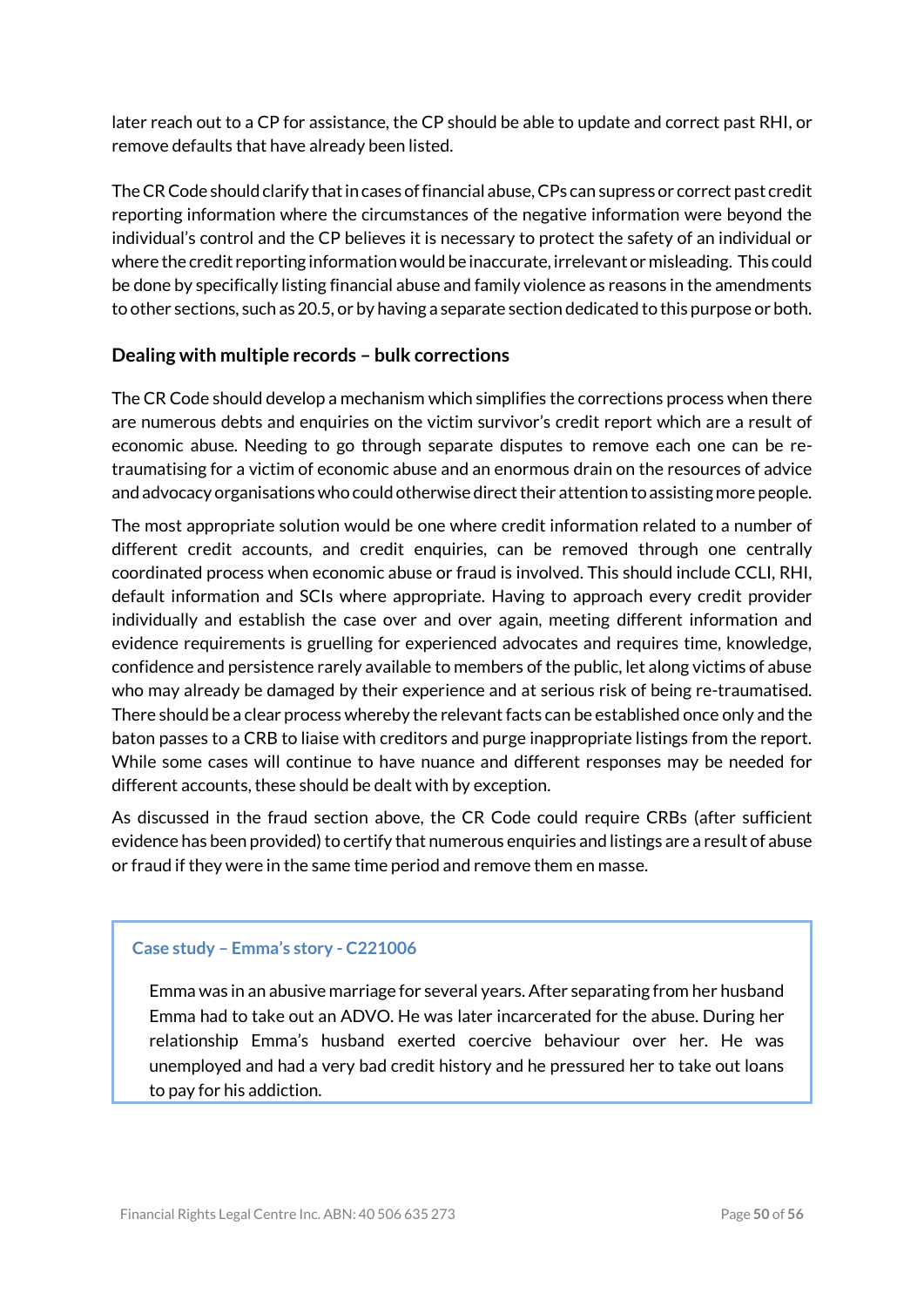later reach out to a CP for assistance, the CP should be able to update and correct past RHI, or remove defaults that have already been listed.

The CR Code should clarify that in cases of financial abuse, CPs can supress or correct past credit reporting information where the circumstances of the negative information were beyond the individual's control and the CP believes it is necessary to protect the safety of an individual or where the credit reporting information would be inaccurate, irrelevant or misleading. This could be done by specifically listing financial abuse and family violence as reasons in the amendments to other sections, such as 20.5, or by having a separate section dedicated to this purpose or both.

### Dealing with multiple records – bulk corrections

The CR Code should develop a mechanism which simplifies the corrections process when there are numerous debts and enquiries on the victim survivor's credit report which are a result of economic abuse. Needing to go through separate disputes to remove each one can be re-traumatising for a victim of economic abuse and an enormous drain on the resources of advice and advocacy organisations who could otherwise direct their attention to assisting more people.

The most appropriate solution would be one where credit information related to a number of different credit accounts, and credit enquiries, can be removed through one centrally coordinated process when economic abuse or fraud is involved. This should include CCLI, RHI, default information and SCIs where appropriate. Having to approach every credit provider individually and establish the case over and over again, meeting different information and evidence requirements is gruelling for experienced advocates and requires time, knowledge, confidence and persistence rarely available to members of the public, let along victims of abuse who may already be damaged by their experience and at serious risk of being re-traumatised. There should be a clear process whereby the relevant facts can be established once only and the baton passes to a CRB to liaise with creditors and purge inappropriate listings from the report. While some cases will continue to have nuance and different responses may be needed for different accounts, these should be dealt with by exception.

As discussed in the fraud section above, the CR Code could require CRBs (after sufficient evidence has been provided) to certify that numerous enquiries and listings are a result of abuse or fraud if they were in the same time period and remove them en masse.

> **Case study – Emma's story - C221006**
>
> Emma was in an abusive marriage for several years. After separating from her husband Emma had to take out an ADVO. He was later incarcerated for the abuse. During her relationship Emma's husband exerted coercive behaviour over her. He was unemployed and had a very bad credit history and he pressured her to take out loans to pay for his addiction.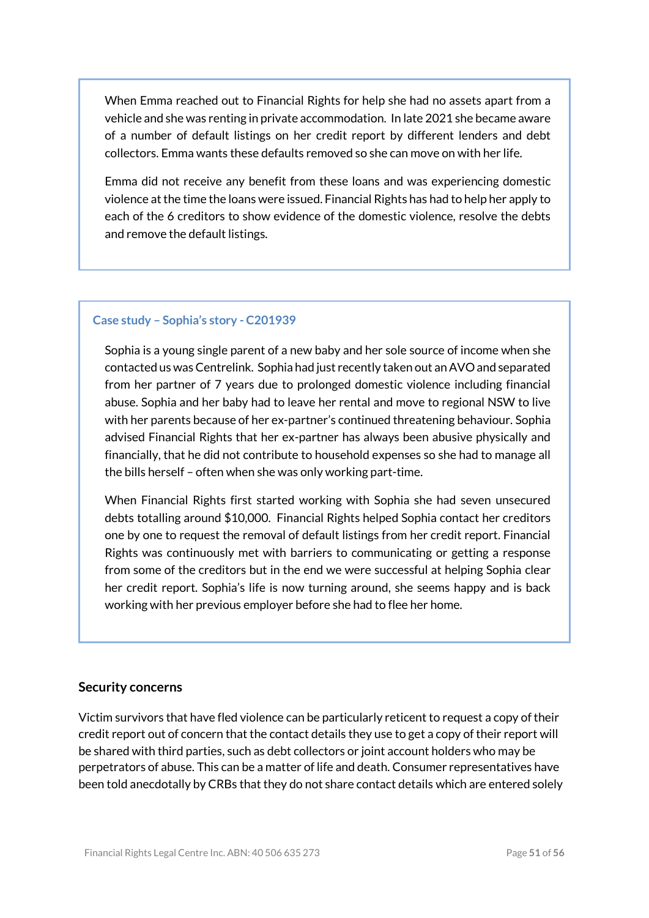When Emma reached out to Financial Rights for help she had no assets apart from a vehicle and she was renting in private accommodation. In late 2021 she became aware of a number of default listings on her credit report by different lenders and debt collectors. Emma wants these defaults removed so she can move on with her life.

Emma did not receive any benefit from these loans and was experiencing domestic violence at the time the loans were issued. Financial Rights has had to help her apply to each of the 6 creditors to show evidence of the domestic violence, resolve the debts and remove the default listings.

**Case study – Sophia's story - C201939**

Sophia is a young single parent of a new baby and her sole source of income when she contacted us was Centrelink. Sophia had just recently taken out an AVO and separated from her partner of 7 years due to prolonged domestic violence including financial abuse. Sophia and her baby had to leave her rental and move to regional NSW to live with her parents because of her ex-partner's continued threatening behaviour. Sophia advised Financial Rights that her ex-partner has always been abusive physically and financially, that he did not contribute to household expenses so she had to manage all the bills herself – often when she was only working part-time.

When Financial Rights first started working with Sophia she had seven unsecured debts totalling around $10,000. Financial Rights helped Sophia contact her creditors one by one to request the removal of default listings from her credit report. Financial Rights was continuously met with barriers to communicating or getting a response from some of the creditors but in the end we were successful at helping Sophia clear her credit report. Sophia's life is now turning around, she seems happy and is back working with her previous employer before she had to flee her home.

### Security concerns

Victim survivors that have fled violence can be particularly reticent to request a copy of their credit report out of concern that the contact details they use to get a copy of their report will be shared with third parties, such as debt collectors or joint account holders who may be perpetrators of abuse. This can be a matter of life and death. Consumer representatives have been told anecdotally by CRBs that they do not share contact details which are entered solely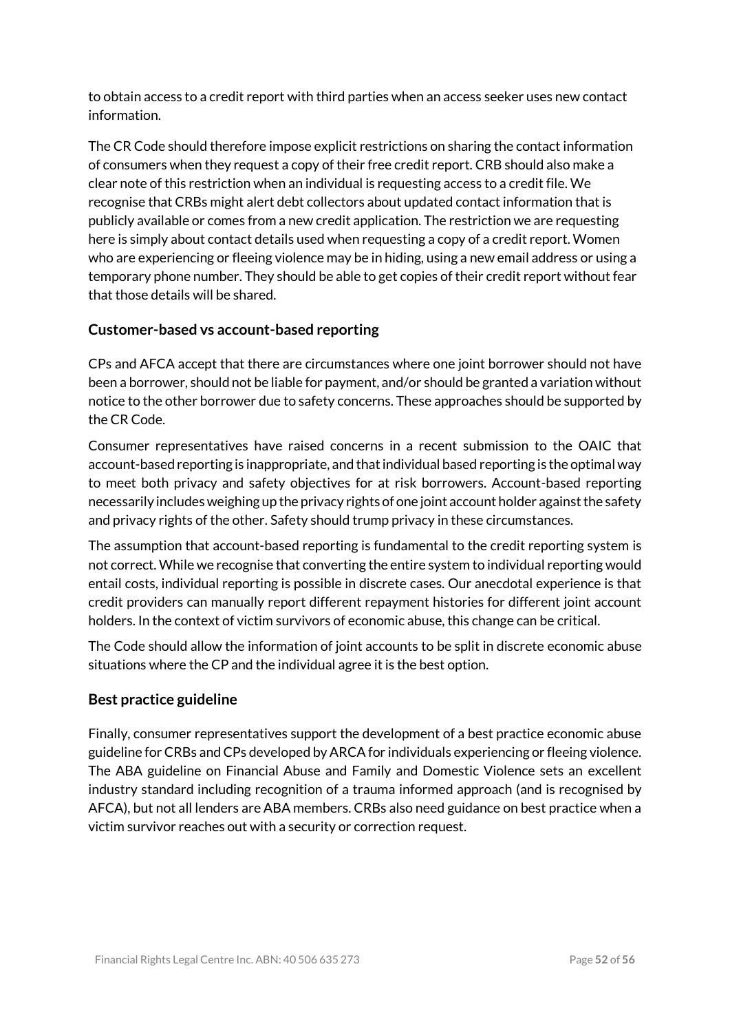to obtain access to a credit report with third parties when an access seeker uses new contact information.

The CR Code should therefore impose explicit restrictions on sharing the contact information of consumers when they request a copy of their free credit report. CRB should also make a clear note of this restriction when an individual is requesting access to a credit file. We recognise that CRBs might alert debt collectors about updated contact information that is publicly available or comes from a new credit application. The restriction we are requesting here is simply about contact details used when requesting a copy of a credit report. Women who are experiencing or fleeing violence may be in hiding, using a new email address or using a temporary phone number. They should be able to get copies of their credit report without fear that those details will be shared.

### Customer-based vs account-based reporting

CPs and AFCA accept that there are circumstances where one joint borrower should not have been a borrower, should not be liable for payment, and/or should be granted a variation without notice to the other borrower due to safety concerns. These approaches should be supported by the CR Code.

Consumer representatives have raised concerns in a recent submission to the OAIC that account-based reporting is inappropriate, and that individual based reporting is the optimal way to meet both privacy and safety objectives for at risk borrowers. Account-based reporting necessarily includes weighing up the privacy rights of one joint account holder against the safety and privacy rights of the other. Safety should trump privacy in these circumstances.

The assumption that account-based reporting is fundamental to the credit reporting system is not correct. While we recognise that converting the entire system to individual reporting would entail costs, individual reporting is possible in discrete cases. Our anecdotal experience is that credit providers can manually report different repayment histories for different joint account holders. In the context of victim survivors of economic abuse, this change can be critical.

The Code should allow the information of joint accounts to be split in discrete economic abuse situations where the CP and the individual agree it is the best option.

### Best practice guideline

Finally, consumer representatives support the development of a best practice economic abuse guideline for CRBs and CPs developed by ARCA for individuals experiencing or fleeing violence. The ABA guideline on Financial Abuse and Family and Domestic Violence sets an excellent industry standard including recognition of a trauma informed approach (and is recognised by AFCA), but not all lenders are ABA members. CRBs also need guidance on best practice when a victim survivor reaches out with a security or correction request.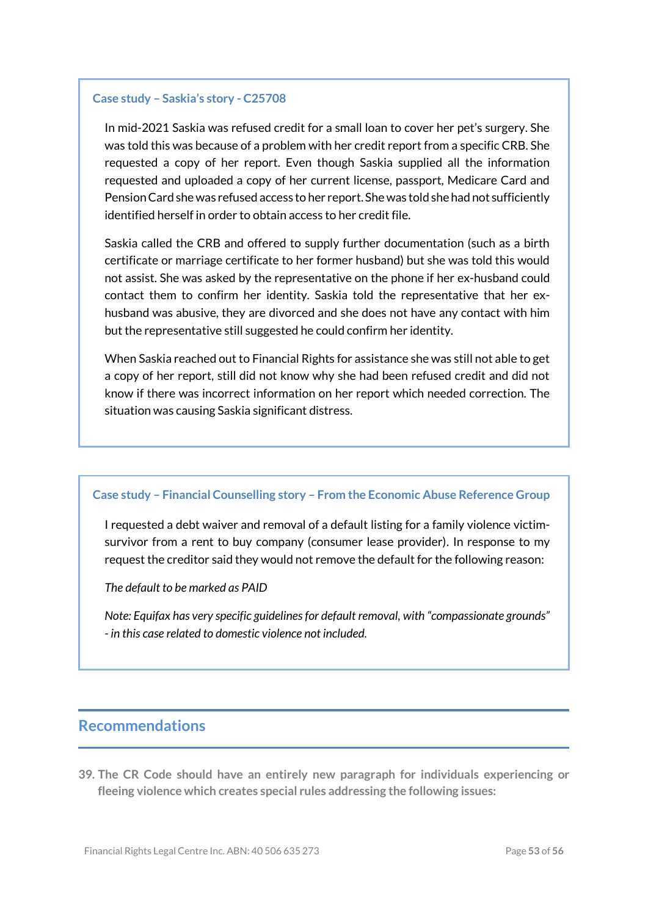**Case study – Saskia's story - C25708**

In mid-2021 Saskia was refused credit for a small loan to cover her pet's surgery. She was told this was because of a problem with her credit report from a specific CRB. She requested a copy of her report. Even though Saskia supplied all the information requested and uploaded a copy of her current license, passport, Medicare Card and Pension Card she was refused access to her report. She was told she had not sufficiently identified herself in order to obtain access to her credit file.

Saskia called the CRB and offered to supply further documentation (such as a birth certificate or marriage certificate to her former husband) but she was told this would not assist. She was asked by the representative on the phone if her ex-husband could contact them to confirm her identity. Saskia told the representative that her ex-husband was abusive, they are divorced and she does not have any contact with him but the representative still suggested he could confirm her identity.

When Saskia reached out to Financial Rights for assistance she was still not able to get a copy of her report, still did not know why she had been refused credit and did not know if there was incorrect information on her report which needed correction. The situation was causing Saskia significant distress.

**Case study – Financial Counselling story – From the Economic Abuse Reference Group**

I requested a debt waiver and removal of a default listing for a family violence victim-survivor from a rent to buy company (consumer lease provider). In response to my request the creditor said they would not remove the default for the following reason:

*The default to be marked as PAID*

*Note: Equifax has very specific guidelines for default removal, with "compassionate grounds" - in this case related to domestic violence not included.*

## Recommendations

**39. The CR Code should have an entirely new paragraph for individuals experiencing or fleeing violence which creates special rules addressing the following issues:**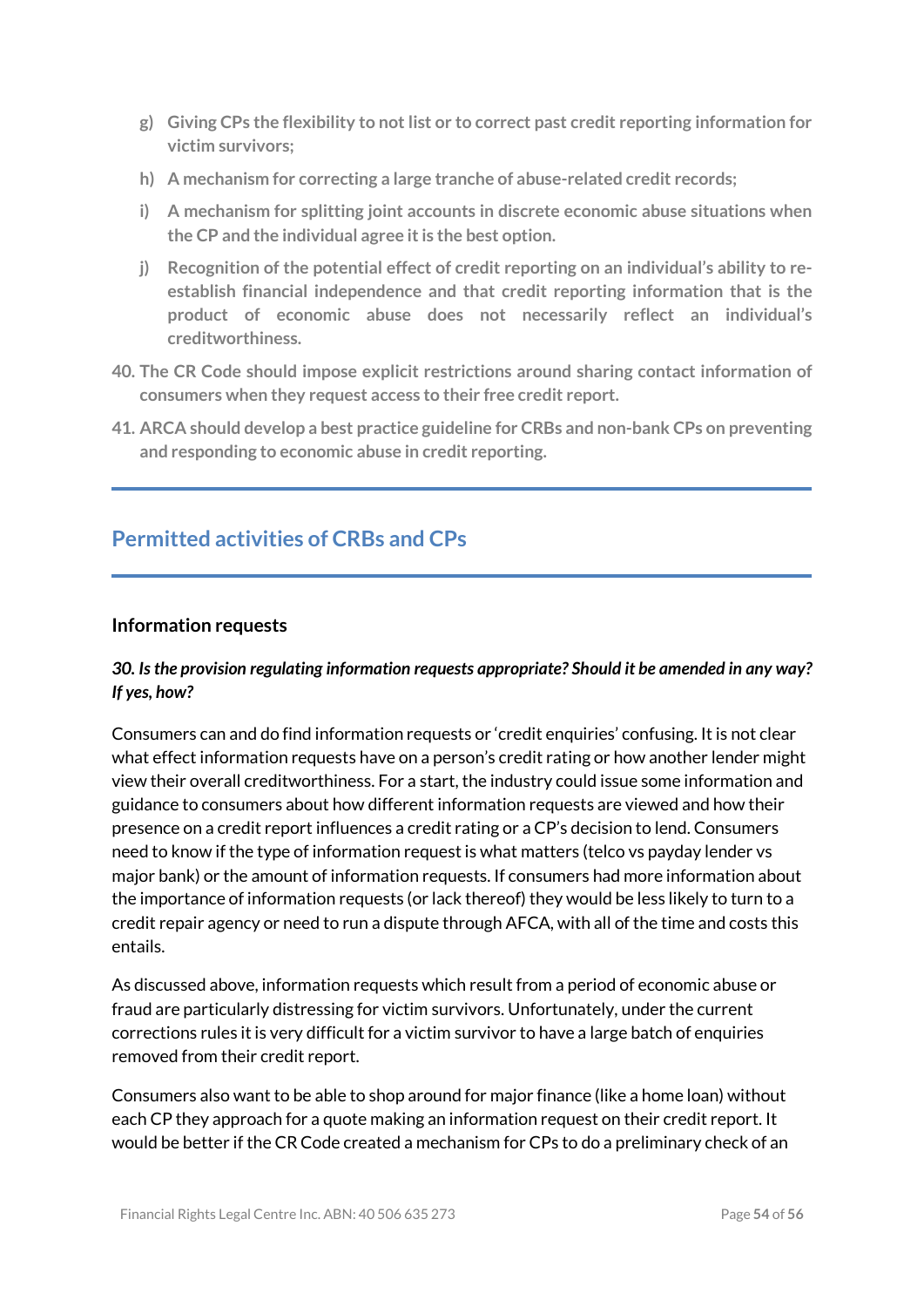g) **Giving CPs the flexibility to not list or to correct past credit reporting information for victim survivors;**

h) **A mechanism for correcting a large tranche of abuse-related credit records;**

i) **A mechanism for splitting joint accounts in discrete economic abuse situations when the CP and the individual agree it is the best option.**

j) **Recognition of the potential effect of credit reporting on an individual's ability to re-establish financial independence and that credit reporting information that is the product of economic abuse does not necessarily reflect an individual's creditworthiness.**

**40. The CR Code should impose explicit restrictions around sharing contact information of consumers when they request access to their free credit report.**

**41. ARCA should develop a best practice guideline for CRBs and non-bank CPs on preventing and responding to economic abuse in credit reporting.**

## Permitted activities of CRBs and CPs

### Information requests

***30. Is the provision regulating information requests appropriate? Should it be amended in any way? If yes, how?***

Consumers can and do find information requests or 'credit enquiries' confusing. It is not clear what effect information requests have on a person's credit rating or how another lender might view their overall creditworthiness. For a start, the industry could issue some information and guidance to consumers about how different information requests are viewed and how their presence on a credit report influences a credit rating or a CP's decision to lend. Consumers need to know if the type of information request is what matters (telco vs payday lender vs major bank) or the amount of information requests. If consumers had more information about the importance of information requests (or lack thereof) they would be less likely to turn to a credit repair agency or need to run a dispute through AFCA, with all of the time and costs this entails.

As discussed above, information requests which result from a period of economic abuse or fraud are particularly distressing for victim survivors. Unfortunately, under the current corrections rules it is very difficult for a victim survivor to have a large batch of enquiries removed from their credit report.

Consumers also want to be able to shop around for major finance (like a home loan) without each CP they approach for a quote making an information request on their credit report. It would be better if the CR Code created a mechanism for CPs to do a preliminary check of an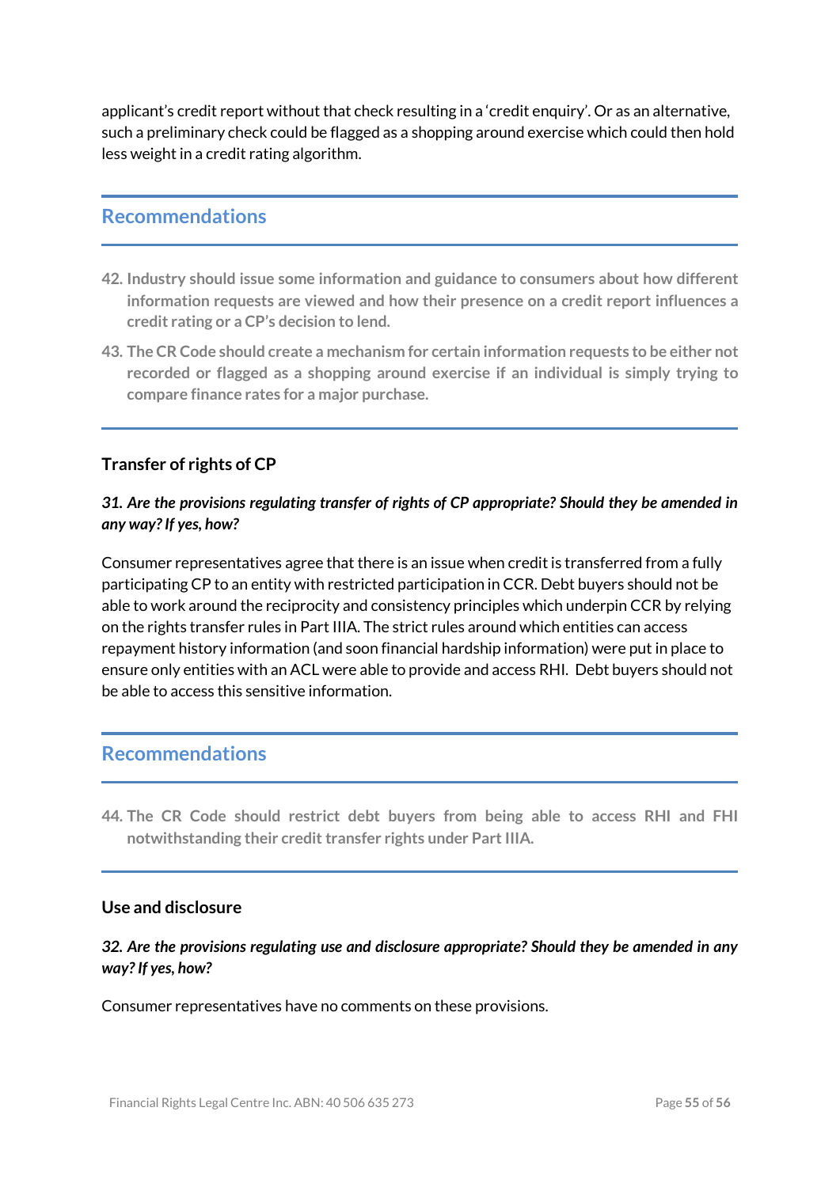applicant's credit report without that check resulting in a 'credit enquiry'. Or as an alternative, such a preliminary check could be flagged as a shopping around exercise which could then hold less weight in a credit rating algorithm.

## Recommendations

42. **Industry should issue some information and guidance to consumers about how different information requests are viewed and how their presence on a credit report influences a credit rating or a CP's decision to lend.**
43. **The CR Code should create a mechanism for certain information requests to be either not recorded or flagged as a shopping around exercise if an individual is simply trying to compare finance rates for a major purchase.**

### Transfer of rights of CP

***31. Are the provisions regulating transfer of rights of CP appropriate? Should they be amended in any way? If yes, how?***

Consumer representatives agree that there is an issue when credit is transferred from a fully participating CP to an entity with restricted participation in CCR. Debt buyers should not be able to work around the reciprocity and consistency principles which underpin CCR by relying on the rights transfer rules in Part IIIA. The strict rules around which entities can access repayment history information (and soon financial hardship information) were put in place to ensure only entities with an ACL were able to provide and access RHI. Debt buyers should not be able to access this sensitive information.

## Recommendations

44. **The CR Code should restrict debt buyers from being able to access RHI and FHI notwithstanding their credit transfer rights under Part IIIA.**

### Use and disclosure

***32. Are the provisions regulating use and disclosure appropriate? Should they be amended in any way? If yes, how?***

Consumer representatives have no comments on these provisions.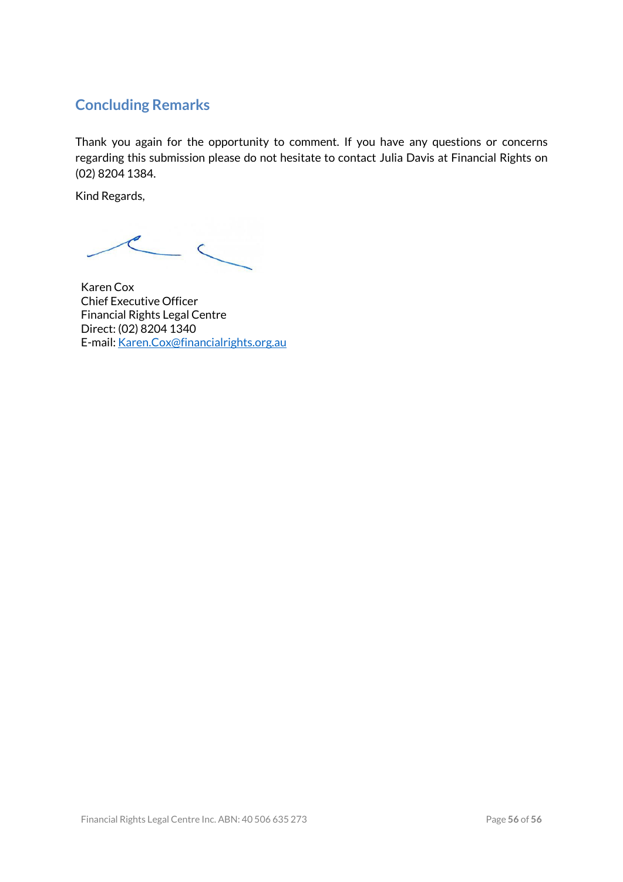## Concluding Remarks

Thank you again for the opportunity to comment. If you have any questions or concerns regarding this submission please do not hesitate to contact Julia Davis at Financial Rights on (02) 8204 1384.

Kind Regards,

Karen Cox
Chief Executive Officer
Financial Rights Legal Centre
Direct: (02) 8204 1340
E-mail: Karen.Cox@financialrights.org.au